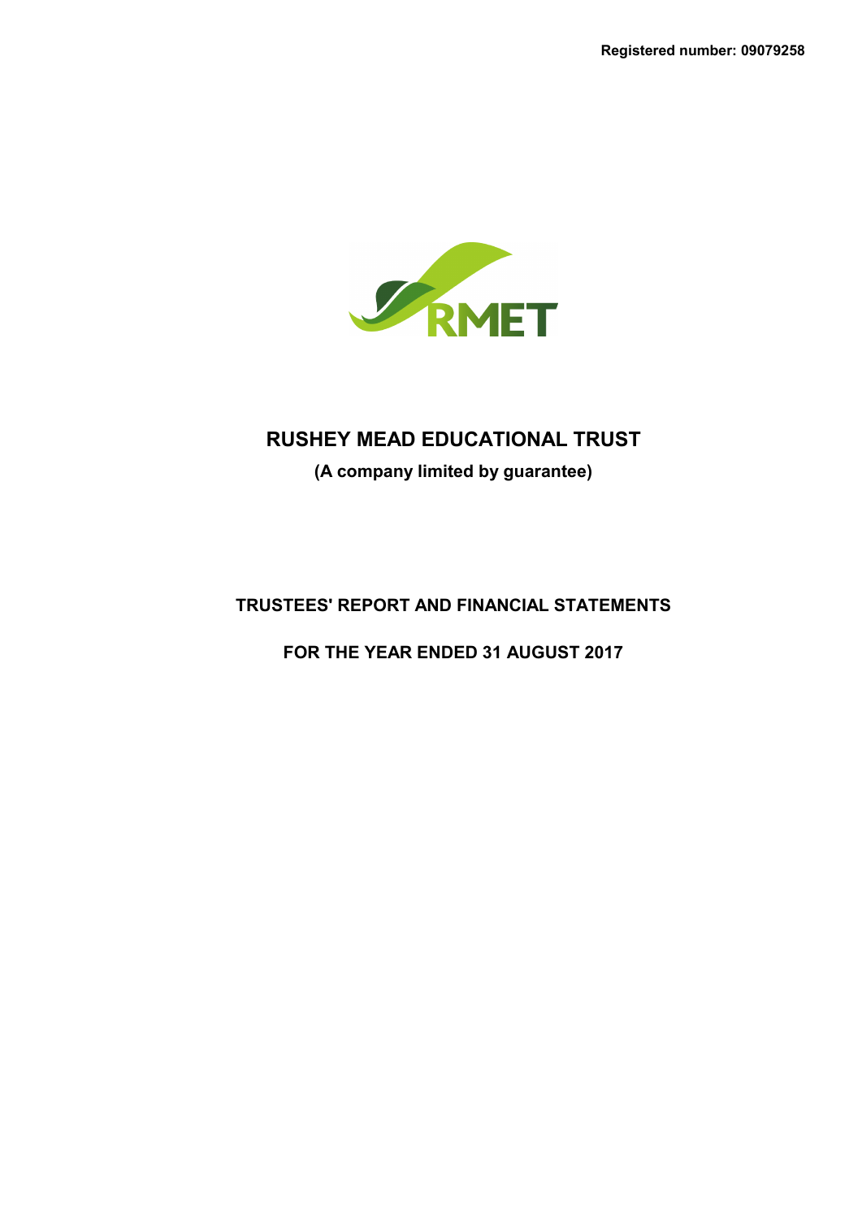Registered number: 09079258

RMET

# RUSHEY MEAD EDUCATIONAL TRUST

**(A company limited by guarantee)**

## TRUSTEES' REPORT AND FINANCIAL STATEMENTS

## FOR THE YEAR ENDED 31 AUGUST 2017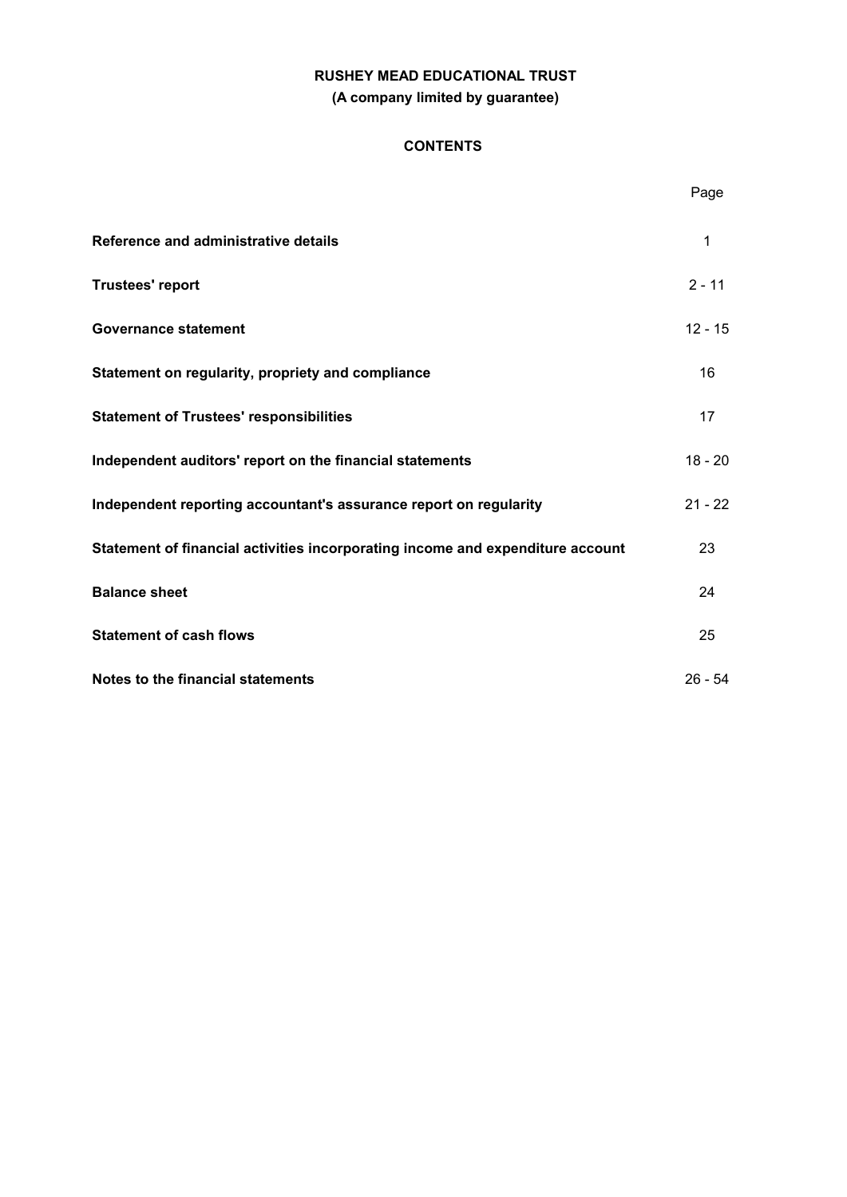# RUSHEY MEAD EDUCATIONAL TRUST

**(A company limited by guarantee)**

## CONTENTS

| | Page |
|---|---|
| **Reference and administrative details** | 1 |
| **Trustees' report** | 2 - 11 |
| **Governance statement** | 12 - 15 |
| **Statement on regularity, propriety and compliance** | 16 |
| **Statement of Trustees' responsibilities** | 17 |
| **Independent auditors' report on the financial statements** | 18 - 20 |
| **Independent reporting accountant's assurance report on regularity** | 21 - 22 |
| **Statement of financial activities incorporating income and expenditure account** | 23 |
| **Balance sheet** | 24 |
| **Statement of cash flows** | 25 |
| **Notes to the financial statements** | 26 - 54 |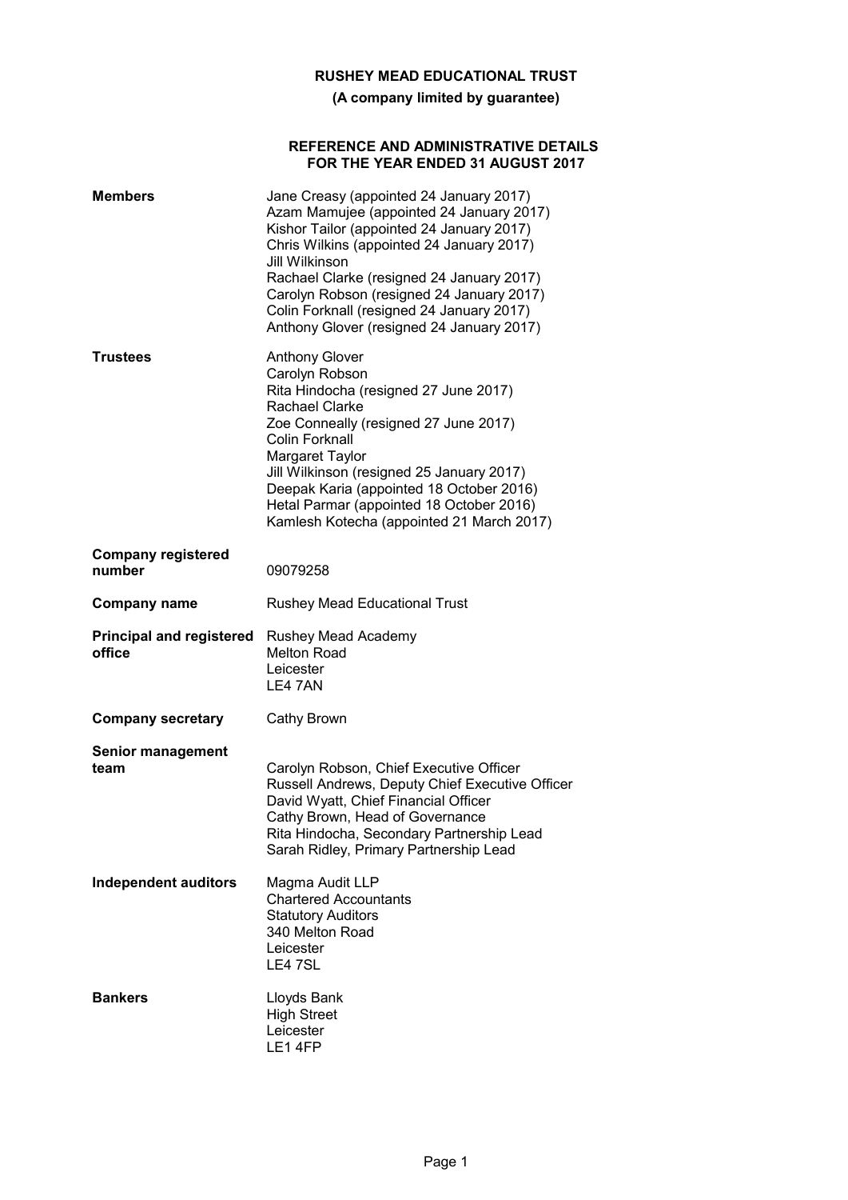# RUSHEY MEAD EDUCATIONAL TRUST

**(A company limited by guarantee)**

## REFERENCE AND ADMINISTRATIVE DETAILS FOR THE YEAR ENDED 31 AUGUST 2017

| | |
|---|---|
| **Members** | Jane Creasy (appointed 24 January 2017)<br>Azam Mamujee (appointed 24 January 2017)<br>Kishor Tailor (appointed 24 January 2017)<br>Chris Wilkins (appointed 24 January 2017)<br>Jill Wilkinson<br>Rachael Clarke (resigned 24 January 2017)<br>Carolyn Robson (resigned 24 January 2017)<br>Colin Forknall (resigned 24 January 2017)<br>Anthony Glover (resigned 24 January 2017) |
| **Trustees** | Anthony Glover<br>Carolyn Robson<br>Rita Hindocha (resigned 27 June 2017)<br>Rachael Clarke<br>Zoe Conneally (resigned 27 June 2017)<br>Colin Forknall<br>Margaret Taylor<br>Jill Wilkinson (resigned 25 January 2017)<br>Deepak Karia (appointed 18 October 2016)<br>Hetal Parmar (appointed 18 October 2016)<br>Kamlesh Kotecha (appointed 21 March 2017) |
| **Company registered number** | 09079258 |
| **Company name** | Rushey Mead Educational Trust |
| **Principal and registered office** | Rushey Mead Academy<br>Melton Road<br>Leicester<br>LE4 7AN |
| **Company secretary** | Cathy Brown |
| **Senior management team** | Carolyn Robson, Chief Executive Officer<br>Russell Andrews, Deputy Chief Executive Officer<br>David Wyatt, Chief Financial Officer<br>Cathy Brown, Head of Governance<br>Rita Hindocha, Secondary Partnership Lead<br>Sarah Ridley, Primary Partnership Lead |
| **Independent auditors** | Magma Audit LLP<br>Chartered Accountants<br>Statutory Auditors<br>340 Melton Road<br>Leicester<br>LE4 7SL |
| **Bankers** | Lloyds Bank<br>High Street<br>Leicester<br>LE1 4FP |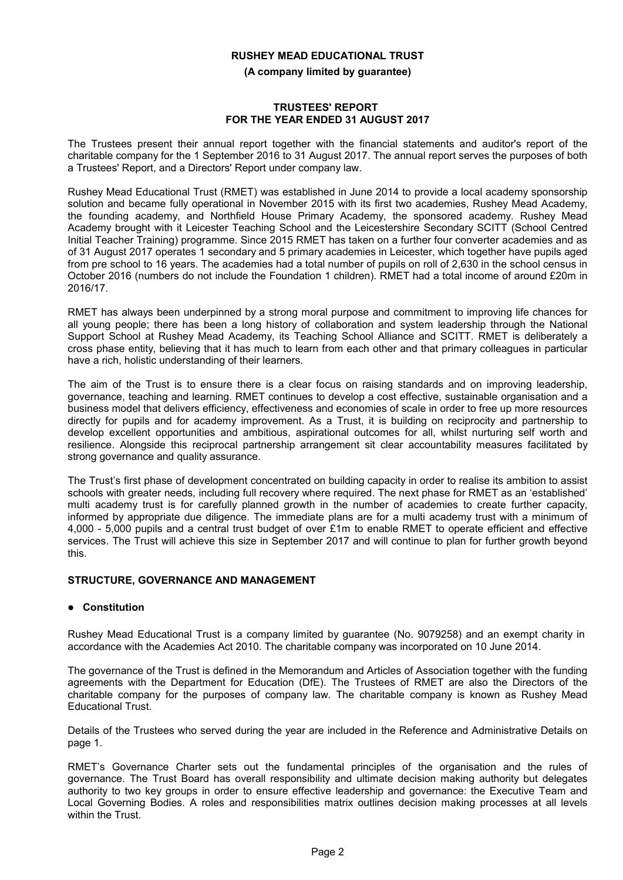**RUSHEY MEAD EDUCATIONAL TRUST**

**(A company limited by guarantee)**

**TRUSTEES' REPORT FOR THE YEAR ENDED 31 AUGUST 2017**

The Trustees present their annual report together with the financial statements and auditor's report of the charitable company for the 1 September 2016 to 31 August 2017. The annual report serves the purposes of both a Trustees' Report, and a Directors' Report under company law.

Rushey Mead Educational Trust (RMET) was established in June 2014 to provide a local academy sponsorship solution and became fully operational in November 2015 with its first two academies, Rushey Mead Academy, the founding academy, and Northfield House Primary Academy, the sponsored academy. Rushey Mead Academy brought with it Leicester Teaching School and the Leicestershire Secondary SCITT (School Centred Initial Teacher Training) programme. Since 2015 RMET has taken on a further four converter academies and as of 31 August 2017 operates 1 secondary and 5 primary academies in Leicester, which together have pupils aged from pre school to 16 years. The academies had a total number of pupils on roll of 2,630 in the school census in October 2016 (numbers do not include the Foundation 1 children). RMET had a total income of around £20m in 2016/17.

RMET has always been underpinned by a strong moral purpose and commitment to improving life chances for all young people; there has been a long history of collaboration and system leadership through the National Support School at Rushey Mead Academy, its Teaching School Alliance and SCITT. RMET is deliberately a cross phase entity, believing that it has much to learn from each other and that primary colleagues in particular have a rich, holistic understanding of their learners.

The aim of the Trust is to ensure there is a clear focus on raising standards and on improving leadership, governance, teaching and learning. RMET continues to develop a cost effective, sustainable organisation and a business model that delivers efficiency, effectiveness and economies of scale in order to free up more resources directly for pupils and for academy improvement. As a Trust, it is building on reciprocity and partnership to develop excellent opportunities and ambitious, aspirational outcomes for all, whilst nurturing self worth and resilience. Alongside this reciprocal partnership arrangement sit clear accountability measures facilitated by strong governance and quality assurance.

The Trust's first phase of development concentrated on building capacity in order to realise its ambition to assist schools with greater needs, including full recovery where required. The next phase for RMET as an 'established' multi academy trust is for carefully planned growth in the number of academies to create further capacity, informed by appropriate due diligence. The immediate plans are for a multi academy trust with a minimum of 4,000 - 5,000 pupils and a central trust budget of over £1m to enable RMET to operate efficient and effective services. The Trust will achieve this size in September 2017 and will continue to plan for further growth beyond this.

## STRUCTURE, GOVERNANCE AND MANAGEMENT

- **Constitution**

Rushey Mead Educational Trust is a company limited by guarantee (No. 9079258) and an exempt charity in accordance with the Academies Act 2010. The charitable company was incorporated on 10 June 2014.

The governance of the Trust is defined in the Memorandum and Articles of Association together with the funding agreements with the Department for Education (DfE). The Trustees of RMET are also the Directors of the charitable company for the purposes of company law. The charitable company is known as Rushey Mead Educational Trust.

Details of the Trustees who served during the year are included in the Reference and Administrative Details on page 1.

RMET's Governance Charter sets out the fundamental principles of the organisation and the rules of governance. The Trust Board has overall responsibility and ultimate decision making authority but delegates authority to two key groups in order to ensure effective leadership and governance: the Executive Team and Local Governing Bodies. A roles and responsibilities matrix outlines decision making processes at all levels within the Trust.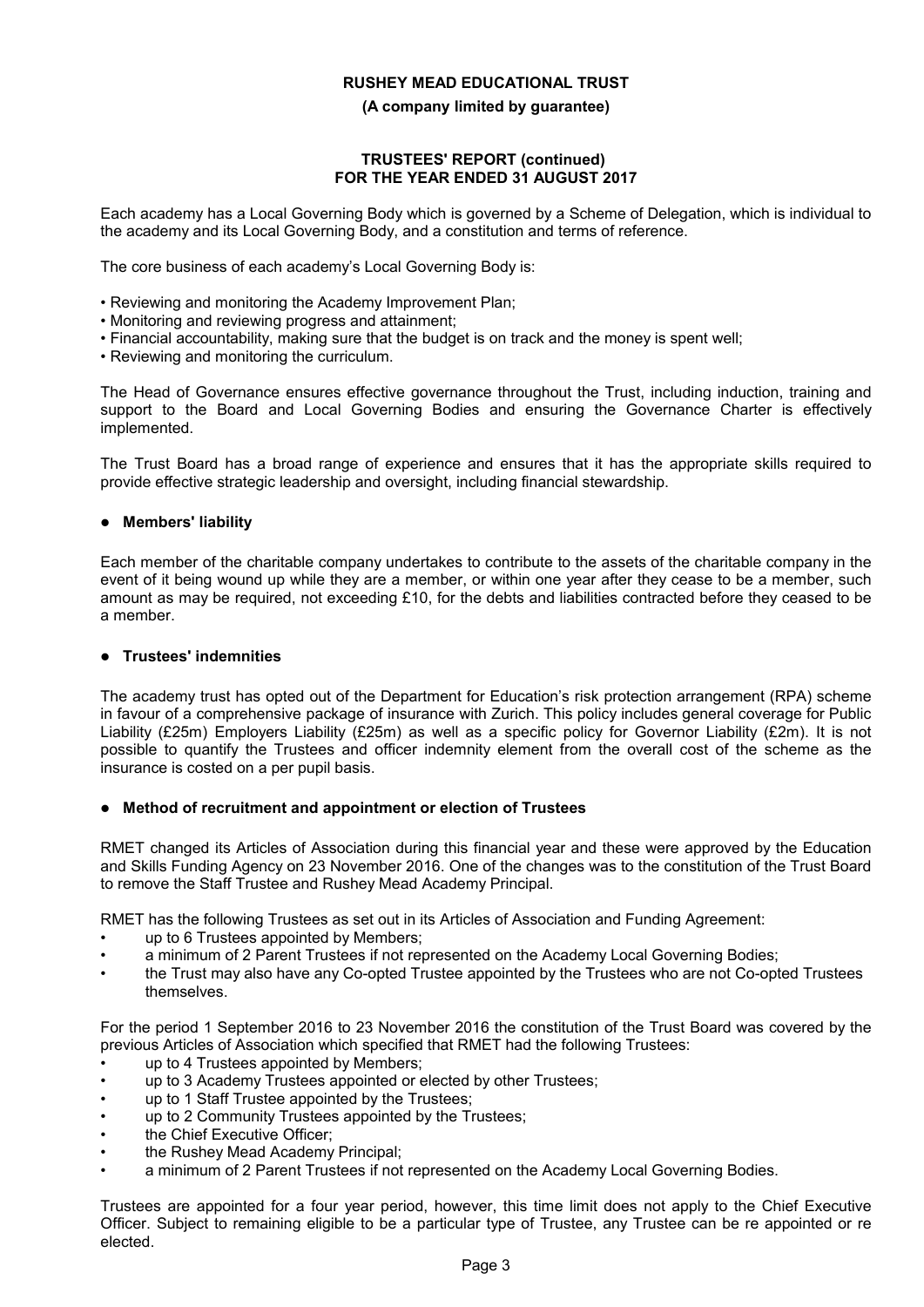Each academy has a Local Governing Body which is governed by a Scheme of Delegation, which is individual to the academy and its Local Governing Body, and a constitution and terms of reference.

The core business of each academy's Local Governing Body is:

- Reviewing and monitoring the Academy Improvement Plan;
- Monitoring and reviewing progress and attainment;
- Financial accountability, making sure that the budget is on track and the money is spent well;
- Reviewing and monitoring the curriculum.

The Head of Governance ensures effective governance throughout the Trust, including induction, training and support to the Board and Local Governing Bodies and ensuring the Governance Charter is effectively implemented.

The Trust Board has a broad range of experience and ensures that it has the appropriate skills required to provide effective strategic leadership and oversight, including financial stewardship.

- **Members' liability**

Each member of the charitable company undertakes to contribute to the assets of the charitable company in the event of it being wound up while they are a member, or within one year after they cease to be a member, such amount as may be required, not exceeding £10, for the debts and liabilities contracted before they ceased to be a member.

- **Trustees' indemnities**

The academy trust has opted out of the Department for Education's risk protection arrangement (RPA) scheme in favour of a comprehensive package of insurance with Zurich. This policy includes general coverage for Public Liability (£25m) Employers Liability (£25m) as well as a specific policy for Governor Liability (£2m). It is not possible to quantify the Trustees and officer indemnity element from the overall cost of the scheme as the insurance is costed on a per pupil basis.

- **Method of recruitment and appointment or election of Trustees**

RMET changed its Articles of Association during this financial year and these were approved by the Education and Skills Funding Agency on 23 November 2016. One of the changes was to the constitution of the Trust Board to remove the Staff Trustee and Rushey Mead Academy Principal.

RMET has the following Trustees as set out in its Articles of Association and Funding Agreement:

- up to 6 Trustees appointed by Members;
- a minimum of 2 Parent Trustees if not represented on the Academy Local Governing Bodies;
- the Trust may also have any Co-opted Trustee appointed by the Trustees who are not Co-opted Trustees themselves.

For the period 1 September 2016 to 23 November 2016 the constitution of the Trust Board was covered by the previous Articles of Association which specified that RMET had the following Trustees:

- up to 4 Trustees appointed by Members;
- up to 3 Academy Trustees appointed or elected by other Trustees;
- up to 1 Staff Trustee appointed by the Trustees;
- up to 2 Community Trustees appointed by the Trustees;
- the Chief Executive Officer;
- the Rushey Mead Academy Principal;
- a minimum of 2 Parent Trustees if not represented on the Academy Local Governing Bodies.

Trustees are appointed for a four year period, however, this time limit does not apply to the Chief Executive Officer. Subject to remaining eligible to be a particular type of Trustee, any Trustee can be re appointed or re elected.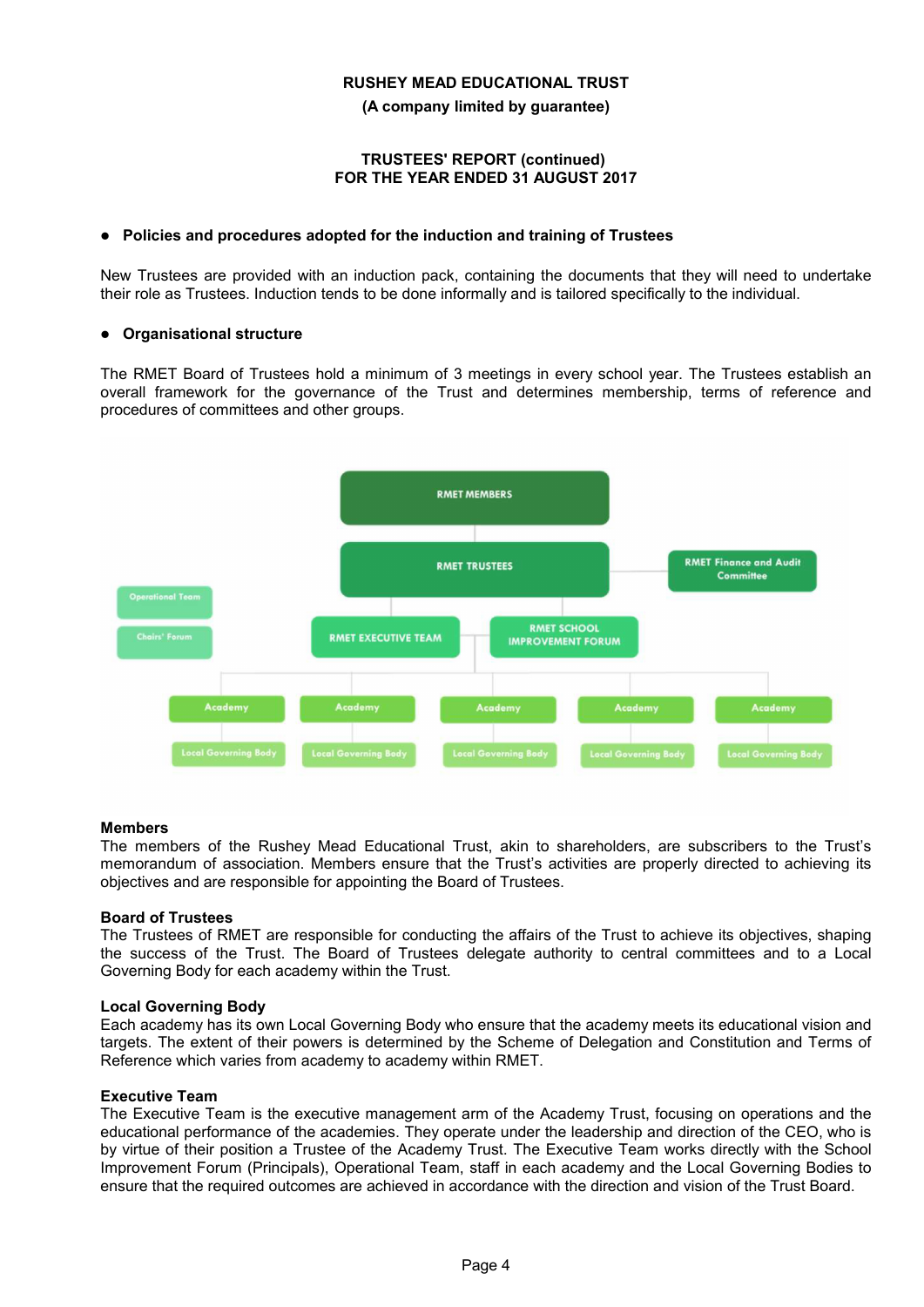**RUSHEY MEAD EDUCATIONAL TRUST**
**(A company limited by guarantee)**

**TRUSTEES' REPORT (continued)**
**FOR THE YEAR ENDED 31 AUGUST 2017**

- **Policies and procedures adopted for the induction and training of Trustees**

New Trustees are provided with an induction pack, containing the documents that they will need to undertake their role as Trustees. Induction tends to be done informally and is tailored specifically to the individual.

- **Organisational structure**

The RMET Board of Trustees hold a minimum of 3 meetings in every school year. The Trustees establish an overall framework for the governance of the Trust and determines membership, terms of reference and procedures of committees and other groups.

RMET MEMBERS

RMET TRUSTEES — RMET Finance and Audit Committee

Operational Team

Chairs' Forum

RMET EXECUTIVE TEAM — RMET SCHOOL IMPROVEMENT FORUM

Academy — Local Governing Body

Academy — Local Governing Body

Academy — Local Governing Body

Academy — Local Governing Body

Academy — Local Governing Body

**Members**
The members of the Rushey Mead Educational Trust, akin to shareholders, are subscribers to the Trust's memorandum of association. Members ensure that the Trust's activities are properly directed to achieving its objectives and are responsible for appointing the Board of Trustees.

**Board of Trustees**
The Trustees of RMET are responsible for conducting the affairs of the Trust to achieve its objectives, shaping the success of the Trust. The Board of Trustees delegate authority to central committees and to a Local Governing Body for each academy within the Trust.

**Local Governing Body**
Each academy has its own Local Governing Body who ensure that the academy meets its educational vision and targets. The extent of their powers is determined by the Scheme of Delegation and Constitution and Terms of Reference which varies from academy to academy within RMET.

**Executive Team**
The Executive Team is the executive management arm of the Academy Trust, focusing on operations and the educational performance of the academies. They operate under the leadership and direction of the CEO, who is by virtue of their position a Trustee of the Academy Trust. The Executive Team works directly with the School Improvement Forum (Principals), Operational Team, staff in each academy and the Local Governing Bodies to ensure that the required outcomes are achieved in accordance with the direction and vision of the Trust Board.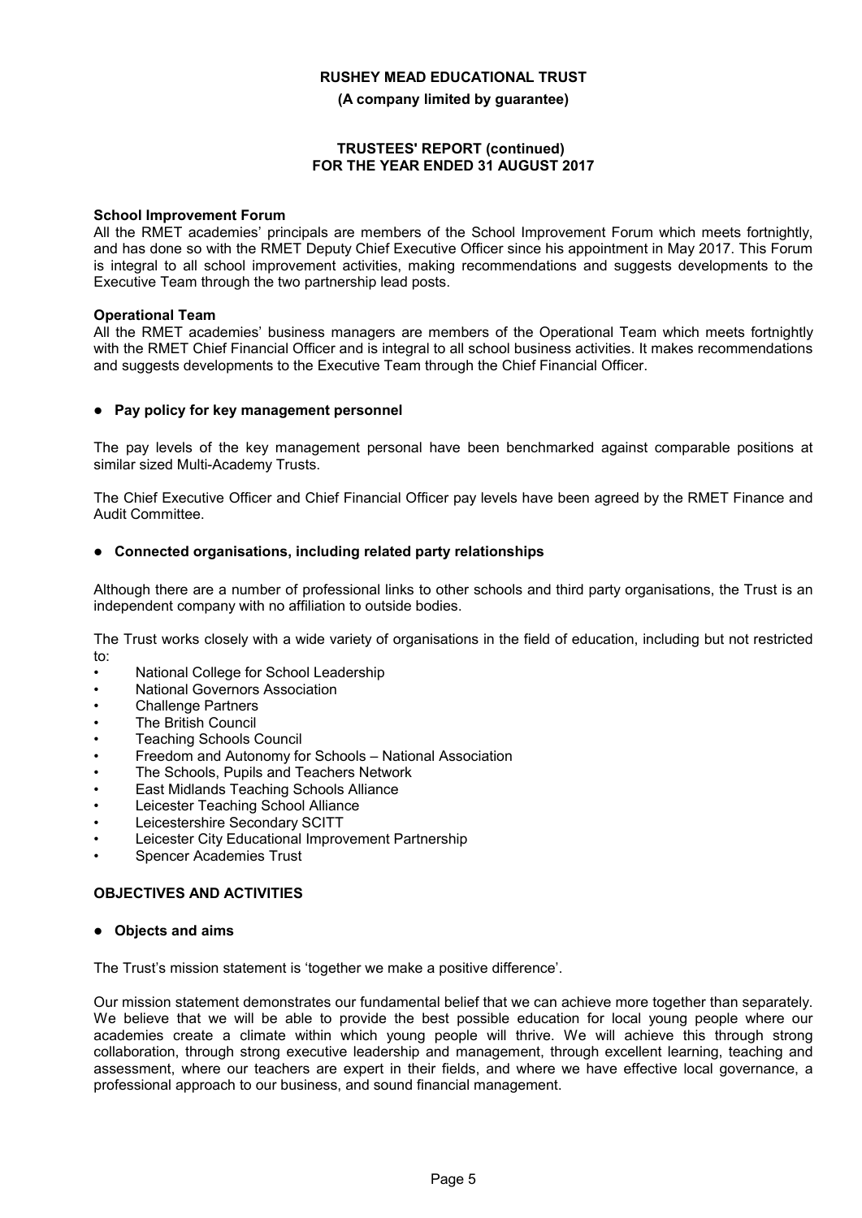### School Improvement Forum

All the RMET academies' principals are members of the School Improvement Forum which meets fortnightly, and has done so with the RMET Deputy Chief Executive Officer since his appointment in May 2017. This Forum is integral to all school improvement activities, making recommendations and suggests developments to the Executive Team through the two partnership lead posts.

### Operational Team

All the RMET academies' business managers are members of the Operational Team which meets fortnightly with the RMET Chief Financial Officer and is integral to all school business activities. It makes recommendations and suggests developments to the Executive Team through the Chief Financial Officer.

### ● Pay policy for key management personnel

The pay levels of the key management personal have been benchmarked against comparable positions at similar sized Multi-Academy Trusts.

The Chief Executive Officer and Chief Financial Officer pay levels have been agreed by the RMET Finance and Audit Committee.

### ● Connected organisations, including related party relationships

Although there are a number of professional links to other schools and third party organisations, the Trust is an independent company with no affiliation to outside bodies.

The Trust works closely with a wide variety of organisations in the field of education, including but not restricted to:

- National College for School Leadership
- National Governors Association
- Challenge Partners
- The British Council
- Teaching Schools Council
- Freedom and Autonomy for Schools – National Association
- The Schools, Pupils and Teachers Network
- East Midlands Teaching Schools Alliance
- Leicester Teaching School Alliance
- Leicestershire Secondary SCITT
- Leicester City Educational Improvement Partnership
- Spencer Academies Trust

## OBJECTIVES AND ACTIVITIES

### ● Objects and aims

The Trust's mission statement is 'together we make a positive difference'.

Our mission statement demonstrates our fundamental belief that we can achieve more together than separately. We believe that we will be able to provide the best possible education for local young people where our academies create a climate within which young people will thrive. We will achieve this through strong collaboration, through strong executive leadership and management, through excellent learning, teaching and assessment, where our teachers are expert in their fields, and where we have effective local governance, a professional approach to our business, and sound financial management.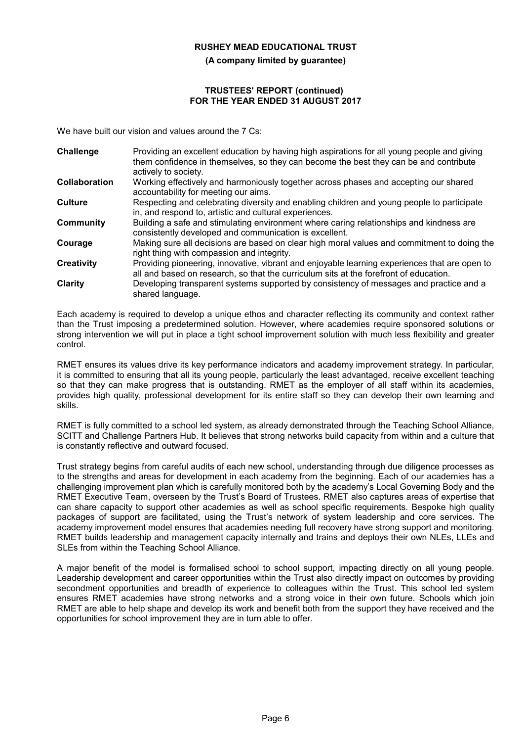We have built our vision and values around the 7 Cs:

**Challenge** Providing an excellent education by having high aspirations for all young people and giving them confidence in themselves, so they can become the best they can be and contribute actively to society.

**Collaboration** Working effectively and harmoniously together across phases and accepting our shared accountability for meeting our aims.

**Culture** Respecting and celebrating diversity and enabling children and young people to participate in, and respond to, artistic and cultural experiences.

**Community** Building a safe and stimulating environment where caring relationships and kindness are consistently developed and communication is excellent.

**Courage** Making sure all decisions are based on clear high moral values and commitment to doing the right thing with compassion and integrity.

**Creativity** Providing pioneering, innovative, vibrant and enjoyable learning experiences that are open to all and based on research, so that the curriculum sits at the forefront of education.

**Clarity** Developing transparent systems supported by consistency of messages and practice and a shared language.

Each academy is required to develop a unique ethos and character reflecting its community and context rather than the Trust imposing a predetermined solution. However, where academies require sponsored solutions or strong intervention we will put in place a tight school improvement solution with much less flexibility and greater control.

RMET ensures its values drive its key performance indicators and academy improvement strategy. In particular, it is committed to ensuring that all its young people, particularly the least advantaged, receive excellent teaching so that they can make progress that is outstanding. RMET as the employer of all staff within its academies, provides high quality, professional development for its entire staff so they can develop their own learning and skills.

RMET is fully committed to a school led system, as already demonstrated through the Teaching School Alliance, SCITT and Challenge Partners Hub. It believes that strong networks build capacity from within and a culture that is constantly reflective and outward focused.

Trust strategy begins from careful audits of each new school, understanding through due diligence processes as to the strengths and areas for development in each academy from the beginning. Each of our academies has a challenging improvement plan which is carefully monitored both by the academy's Local Governing Body and the RMET Executive Team, overseen by the Trust's Board of Trustees. RMET also captures areas of expertise that can share capacity to support other academies as well as school specific requirements. Bespoke high quality packages of support are facilitated, using the Trust's network of system leadership and core services. The academy improvement model ensures that academies needing full recovery have strong support and monitoring. RMET builds leadership and management capacity internally and trains and deploys their own NLEs, LLEs and SLEs from within the Teaching School Alliance.

A major benefit of the model is formalised school to school support, impacting directly on all young people. Leadership development and career opportunities within the Trust also directly impact on outcomes by providing secondment opportunities and breadth of experience to colleagues within the Trust. This school led system ensures RMET academies have strong networks and a strong voice in their own future. Schools which join RMET are able to help shape and develop its work and benefit both from the support they have received and the opportunities for school improvement they are in turn able to offer.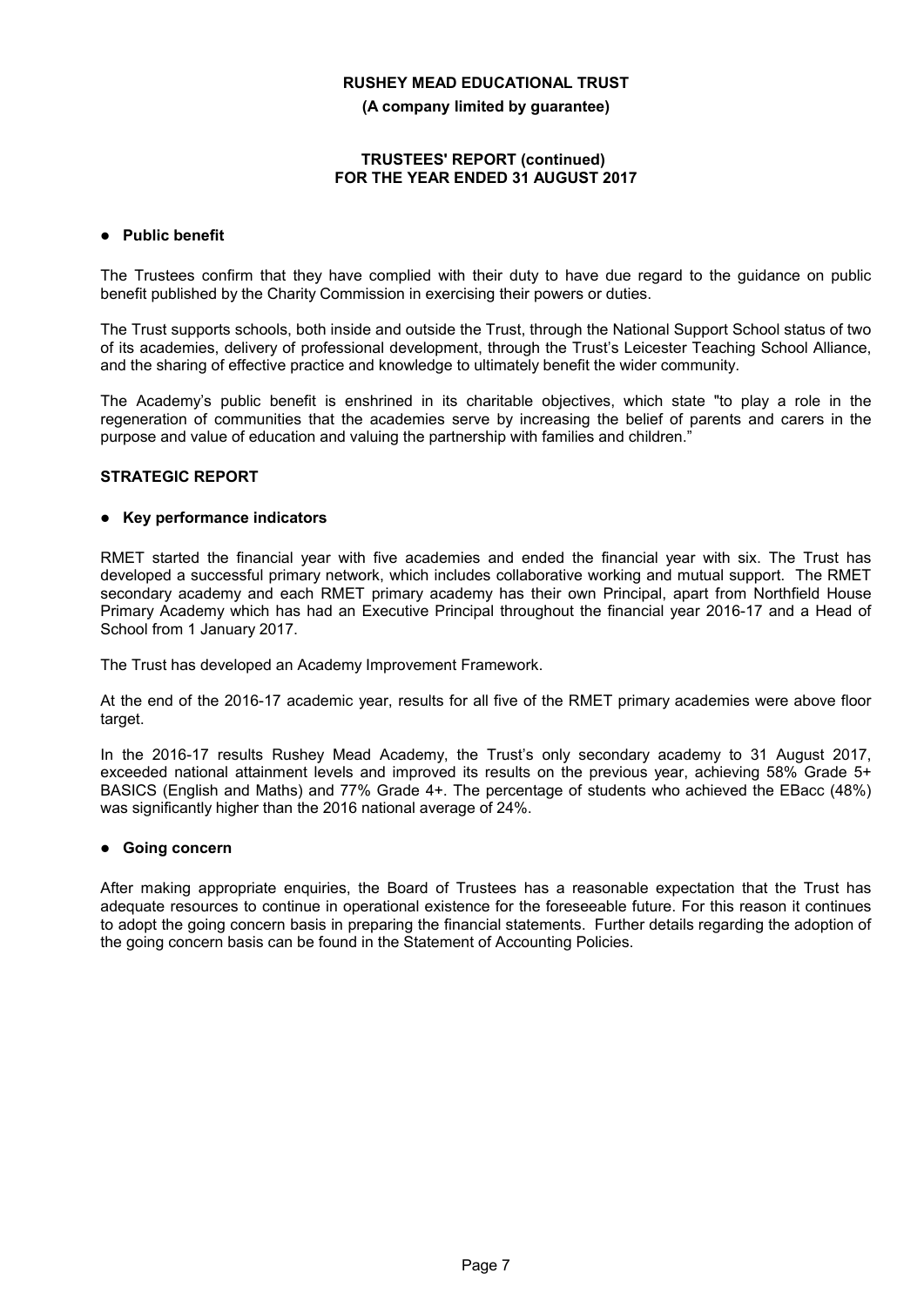- **Public benefit**

The Trustees confirm that they have complied with their duty to have due regard to the guidance on public benefit published by the Charity Commission in exercising their powers or duties.

The Trust supports schools, both inside and outside the Trust, through the National Support School status of two of its academies, delivery of professional development, through the Trust's Leicester Teaching School Alliance, and the sharing of effective practice and knowledge to ultimately benefit the wider community.

The Academy's public benefit is enshrined in its charitable objectives, which state "to play a role in the regeneration of communities that the academies serve by increasing the belief of parents and carers in the purpose and value of education and valuing the partnership with families and children."

## STRATEGIC REPORT

- **Key performance indicators**

RMET started the financial year with five academies and ended the financial year with six. The Trust has developed a successful primary network, which includes collaborative working and mutual support. The RMET secondary academy and each RMET primary academy has their own Principal, apart from Northfield House Primary Academy which has had an Executive Principal throughout the financial year 2016-17 and a Head of School from 1 January 2017.

The Trust has developed an Academy Improvement Framework.

At the end of the 2016-17 academic year, results for all five of the RMET primary academies were above floor target.

In the 2016-17 results Rushey Mead Academy, the Trust's only secondary academy to 31 August 2017, exceeded national attainment levels and improved its results on the previous year, achieving 58% Grade 5+ BASICS (English and Maths) and 77% Grade 4+. The percentage of students who achieved the EBacc (48%) was significantly higher than the 2016 national average of 24%.

- **Going concern**

After making appropriate enquiries, the Board of Trustees has a reasonable expectation that the Trust has adequate resources to continue in operational existence for the foreseeable future. For this reason it continues to adopt the going concern basis in preparing the financial statements. Further details regarding the adoption of the going concern basis can be found in the Statement of Accounting Policies.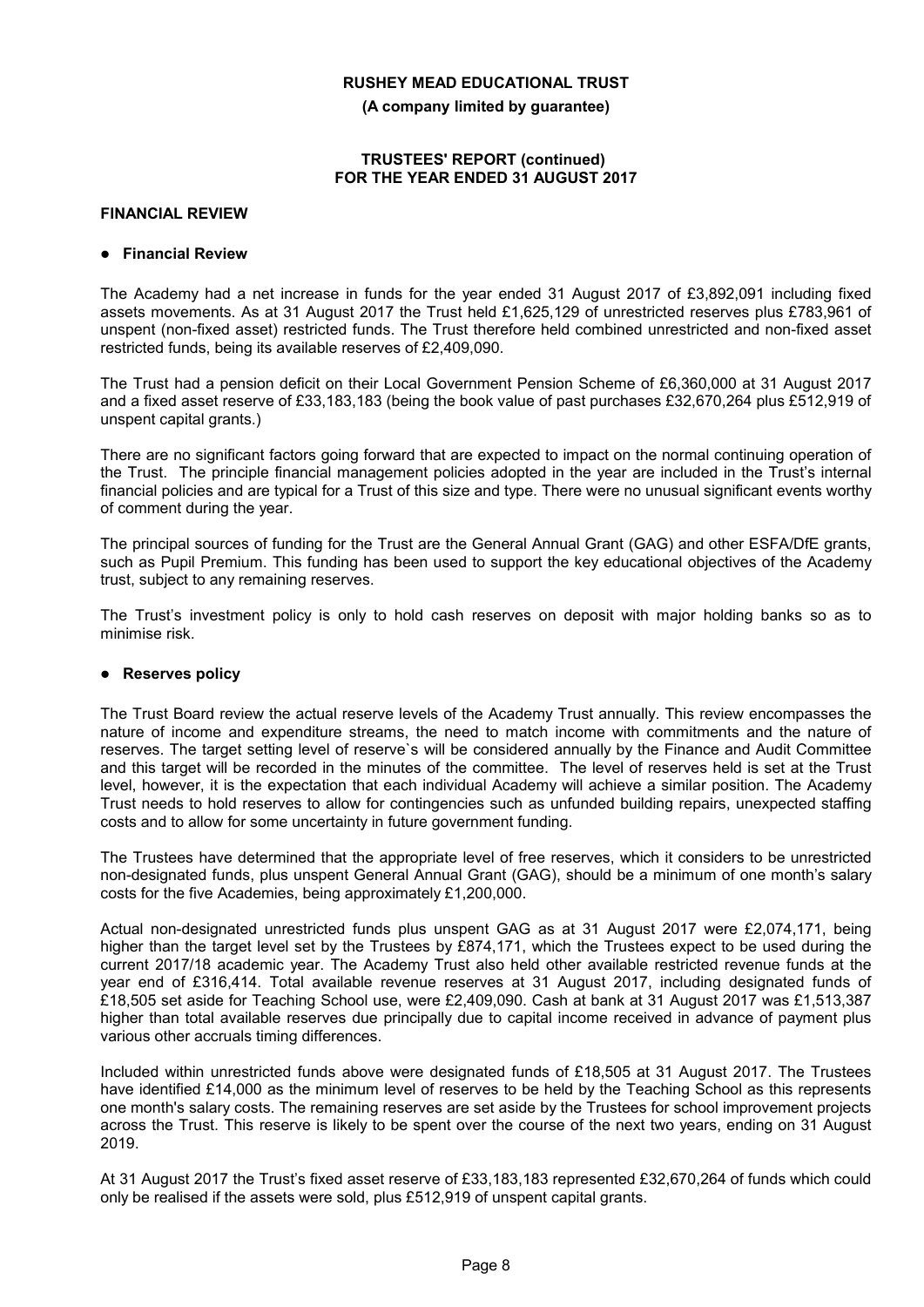**RUSHEY MEAD EDUCATIONAL TRUST**

**(A company limited by guarantee)**

**TRUSTEES' REPORT (continued)**
**FOR THE YEAR ENDED 31 AUGUST 2017**

## FINANCIAL REVIEW

- **Financial Review**

The Academy had a net increase in funds for the year ended 31 August 2017 of £3,892,091 including fixed assets movements. As at 31 August 2017 the Trust held £1,625,129 of unrestricted reserves plus £783,961 of unspent (non-fixed asset) restricted funds. The Trust therefore held combined unrestricted and non-fixed asset restricted funds, being its available reserves of £2,409,090.

The Trust had a pension deficit on their Local Government Pension Scheme of £6,360,000 at 31 August 2017 and a fixed asset reserve of £33,183,183 (being the book value of past purchases £32,670,264 plus £512,919 of unspent capital grants.)

There are no significant factors going forward that are expected to impact on the normal continuing operation of the Trust. The principle financial management policies adopted in the year are included in the Trust's internal financial policies and are typical for a Trust of this size and type. There were no unusual significant events worthy of comment during the year.

The principal sources of funding for the Trust are the General Annual Grant (GAG) and other ESFA/DfE grants, such as Pupil Premium. This funding has been used to support the key educational objectives of the Academy trust, subject to any remaining reserves.

The Trust's investment policy is only to hold cash reserves on deposit with major holding banks so as to minimise risk.

- **Reserves policy**

The Trust Board review the actual reserve levels of the Academy Trust annually. This review encompasses the nature of income and expenditure streams, the need to match income with commitments and the nature of reserves. The target setting level of reserve`s will be considered annually by the Finance and Audit Committee and this target will be recorded in the minutes of the committee. The level of reserves held is set at the Trust level, however, it is the expectation that each individual Academy will achieve a similar position. The Academy Trust needs to hold reserves to allow for contingencies such as unfunded building repairs, unexpected staffing costs and to allow for some uncertainty in future government funding.

The Trustees have determined that the appropriate level of free reserves, which it considers to be unrestricted non-designated funds, plus unspent General Annual Grant (GAG), should be a minimum of one month's salary costs for the five Academies, being approximately £1,200,000.

Actual non-designated unrestricted funds plus unspent GAG as at 31 August 2017 were £2,074,171, being higher than the target level set by the Trustees by £874,171, which the Trustees expect to be used during the current 2017/18 academic year. The Academy Trust also held other available restricted revenue funds at the year end of £316,414. Total available revenue reserves at 31 August 2017, including designated funds of £18,505 set aside for Teaching School use, were £2,409,090. Cash at bank at 31 August 2017 was £1,513,387 higher than total available reserves due principally due to capital income received in advance of payment plus various other accruals timing differences.

Included within unrestricted funds above were designated funds of £18,505 at 31 August 2017. The Trustees have identified £14,000 as the minimum level of reserves to be held by the Teaching School as this represents one month's salary costs. The remaining reserves are set aside by the Trustees for school improvement projects across the Trust. This reserve is likely to be spent over the course of the next two years, ending on 31 August 2019.

At 31 August 2017 the Trust's fixed asset reserve of £33,183,183 represented £32,670,264 of funds which could only be realised if the assets were sold, plus £512,919 of unspent capital grants.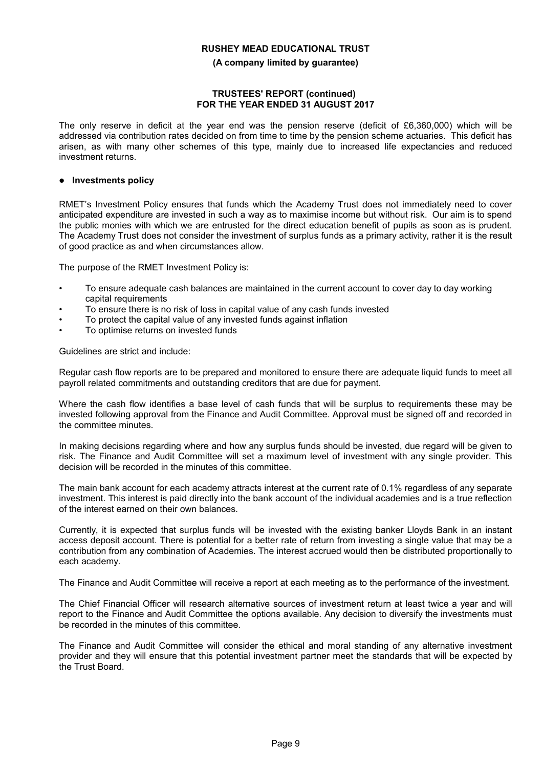The only reserve in deficit at the year end was the pension reserve (deficit of £6,360,000) which will be addressed via contribution rates decided on from time to time by the pension scheme actuaries. This deficit has arisen, as with many other schemes of this type, mainly due to increased life expectancies and reduced investment returns.

- **Investments policy**

RMET's Investment Policy ensures that funds which the Academy Trust does not immediately need to cover anticipated expenditure are invested in such a way as to maximise income but without risk. Our aim is to spend the public monies with which we are entrusted for the direct education benefit of pupils as soon as is prudent. The Academy Trust does not consider the investment of surplus funds as a primary activity, rather it is the result of good practice as and when circumstances allow.

The purpose of the RMET Investment Policy is:

- To ensure adequate cash balances are maintained in the current account to cover day to day working capital requirements
- To ensure there is no risk of loss in capital value of any cash funds invested
- To protect the capital value of any invested funds against inflation
- To optimise returns on invested funds

Guidelines are strict and include:

Regular cash flow reports are to be prepared and monitored to ensure there are adequate liquid funds to meet all payroll related commitments and outstanding creditors that are due for payment.

Where the cash flow identifies a base level of cash funds that will be surplus to requirements these may be invested following approval from the Finance and Audit Committee. Approval must be signed off and recorded in the committee minutes.

In making decisions regarding where and how any surplus funds should be invested, due regard will be given to risk. The Finance and Audit Committee will set a maximum level of investment with any single provider. This decision will be recorded in the minutes of this committee.

The main bank account for each academy attracts interest at the current rate of 0.1% regardless of any separate investment. This interest is paid directly into the bank account of the individual academies and is a true reflection of the interest earned on their own balances.

Currently, it is expected that surplus funds will be invested with the existing banker Lloyds Bank in an instant access deposit account. There is potential for a better rate of return from investing a single value that may be a contribution from any combination of Academies. The interest accrued would then be distributed proportionally to each academy.

The Finance and Audit Committee will receive a report at each meeting as to the performance of the investment.

The Chief Financial Officer will research alternative sources of investment return at least twice a year and will report to the Finance and Audit Committee the options available. Any decision to diversify the investments must be recorded in the minutes of this committee.

The Finance and Audit Committee will consider the ethical and moral standing of any alternative investment provider and they will ensure that this potential investment partner meet the standards that will be expected by the Trust Board.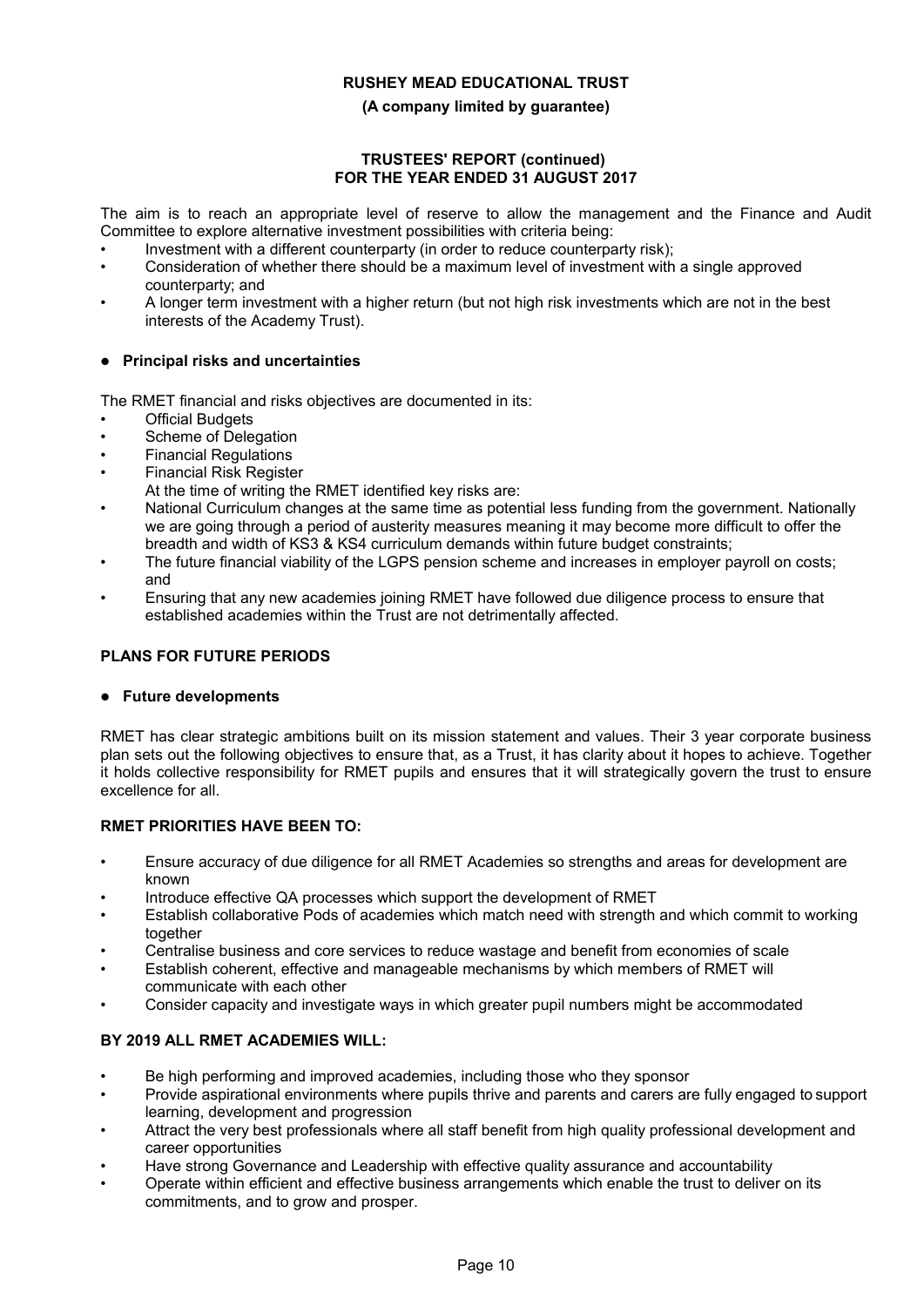The aim is to reach an appropriate level of reserve to allow the management and the Finance and Audit Committee to explore alternative investment possibilities with criteria being:

- Investment with a different counterparty (in order to reduce counterparty risk);
- Consideration of whether there should be a maximum level of investment with a single approved counterparty; and
- A longer term investment with a higher return (but not high risk investments which are not in the best interests of the Academy Trust).

- **Principal risks and uncertainties**

The RMET financial and risks objectives are documented in its:

- Official Budgets
- Scheme of Delegation
- Financial Regulations
- Financial Risk Register

  At the time of writing the RMET identified key risks are:
- National Curriculum changes at the same time as potential less funding from the government. Nationally we are going through a period of austerity measures meaning it may become more difficult to offer the breadth and width of KS3 & KS4 curriculum demands within future budget constraints;
- The future financial viability of the LGPS pension scheme and increases in employer payroll on costs; and
- Ensuring that any new academies joining RMET have followed due diligence process to ensure that established academies within the Trust are not detrimentally affected.

## PLANS FOR FUTURE PERIODS

- **Future developments**

RMET has clear strategic ambitions built on its mission statement and values. Their 3 year corporate business plan sets out the following objectives to ensure that, as a Trust, it has clarity about it hopes to achieve. Together it holds collective responsibility for RMET pupils and ensures that it will strategically govern the trust to ensure excellence for all.

### RMET PRIORITIES HAVE BEEN TO:

- Ensure accuracy of due diligence for all RMET Academies so strengths and areas for development are known
- Introduce effective QA processes which support the development of RMET
- Establish collaborative Pods of academies which match need with strength and which commit to working together
- Centralise business and core services to reduce wastage and benefit from economies of scale
- Establish coherent, effective and manageable mechanisms by which members of RMET will communicate with each other
- Consider capacity and investigate ways in which greater pupil numbers might be accommodated

### BY 2019 ALL RMET ACADEMIES WILL:

- Be high performing and improved academies, including those who they sponsor
- Provide aspirational environments where pupils thrive and parents and carers are fully engaged to support learning, development and progression
- Attract the very best professionals where all staff benefit from high quality professional development and career opportunities
- Have strong Governance and Leadership with effective quality assurance and accountability
- Operate within efficient and effective business arrangements which enable the trust to deliver on its commitments, and to grow and prosper.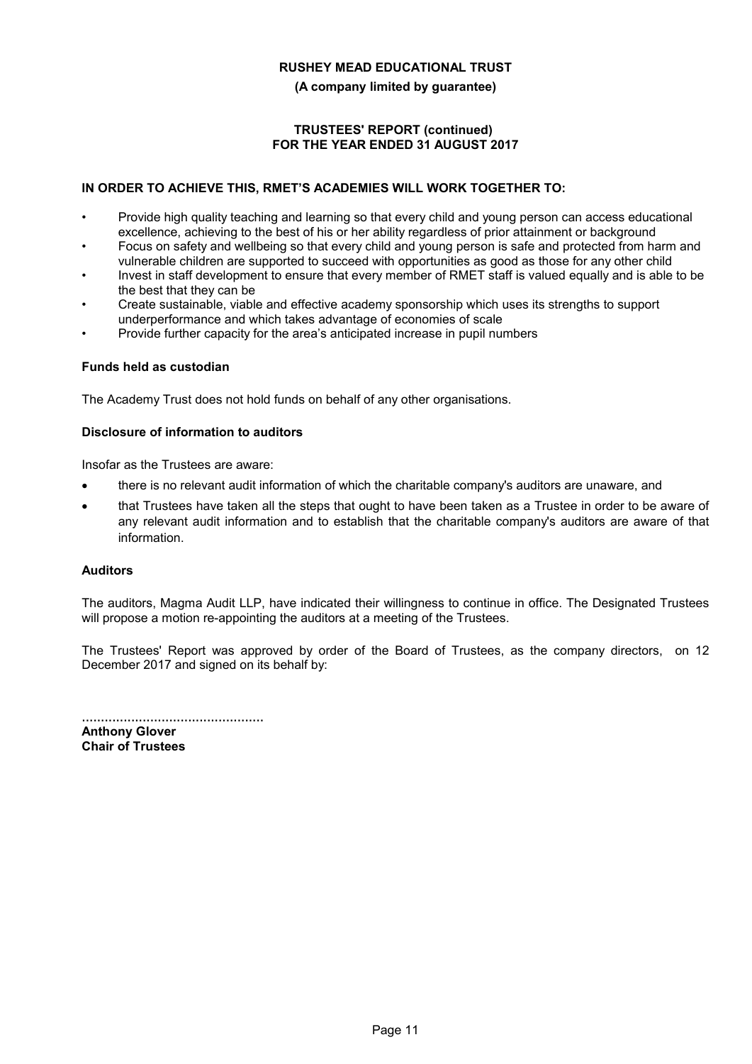**IN ORDER TO ACHIEVE THIS, RMET'S ACADEMIES WILL WORK TOGETHER TO:**

- Provide high quality teaching and learning so that every child and young person can access educational excellence, achieving to the best of his or her ability regardless of prior attainment or background
- Focus on safety and wellbeing so that every child and young person is safe and protected from harm and vulnerable children are supported to succeed with opportunities as good as those for any other child
- Invest in staff development to ensure that every member of RMET staff is valued equally and is able to be the best that they can be
- Create sustainable, viable and effective academy sponsorship which uses its strengths to support underperformance and which takes advantage of economies of scale
- Provide further capacity for the area's anticipated increase in pupil numbers

**Funds held as custodian**

The Academy Trust does not hold funds on behalf of any other organisations.

**Disclosure of information to auditors**

Insofar as the Trustees are aware:

- there is no relevant audit information of which the charitable company's auditors are unaware, and
- that Trustees have taken all the steps that ought to have been taken as a Trustee in order to be aware of any relevant audit information and to establish that the charitable company's auditors are aware of that information.

**Auditors**

The auditors, Magma Audit LLP, have indicated their willingness to continue in office. The Designated Trustees will propose a motion re-appointing the auditors at a meeting of the Trustees.

The Trustees' Report was approved by order of the Board of Trustees, as the company directors, on 12 December 2017 and signed on its behalf by:

................................................
**Anthony Glover**
**Chair of Trustees**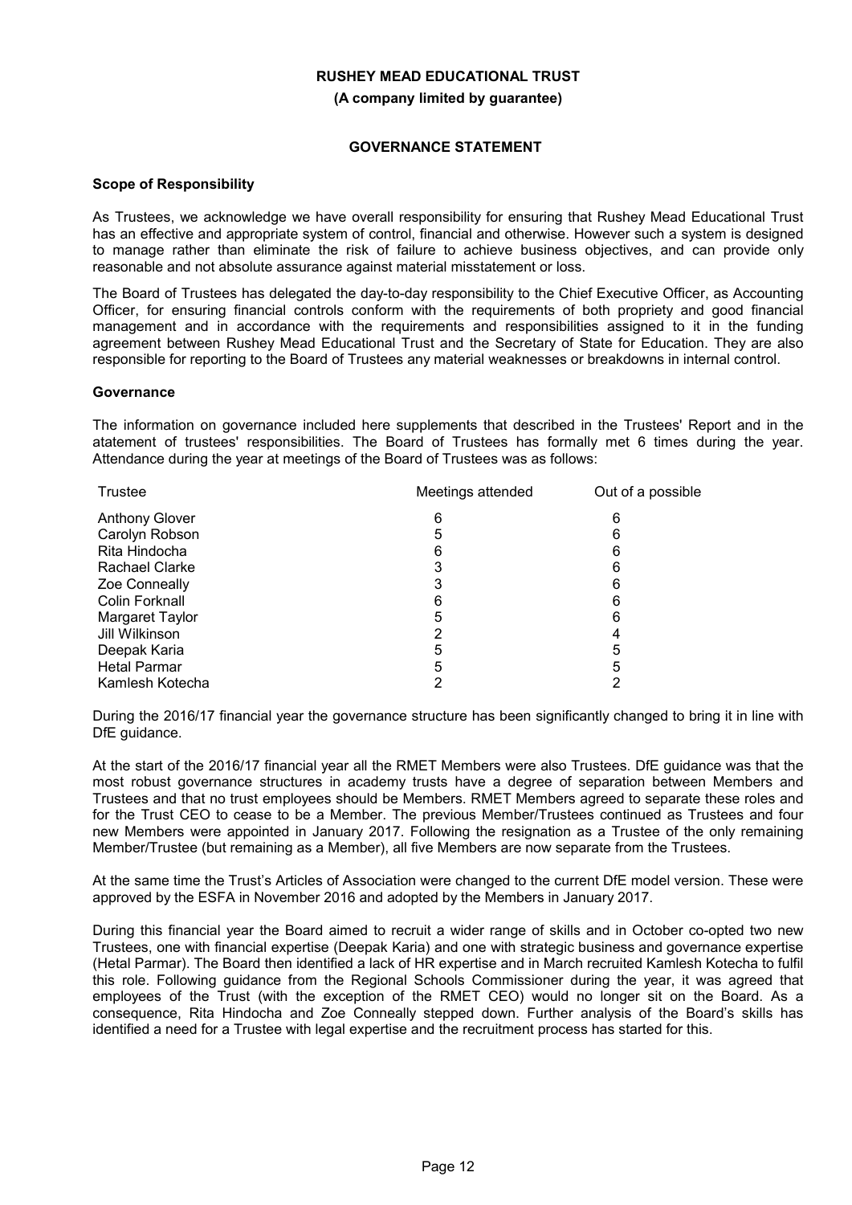**RUSHEY MEAD EDUCATIONAL TRUST**

**(A company limited by guarantee)**

**GOVERNANCE STATEMENT**

**Scope of Responsibility**

As Trustees, we acknowledge we have overall responsibility for ensuring that Rushey Mead Educational Trust has an effective and appropriate system of control, financial and otherwise. However such a system is designed to manage rather than eliminate the risk of failure to achieve business objectives, and can provide only reasonable and not absolute assurance against material misstatement or loss.

The Board of Trustees has delegated the day-to-day responsibility to the Chief Executive Officer, as Accounting Officer, for ensuring financial controls conform with the requirements of both propriety and good financial management and in accordance with the requirements and responsibilities assigned to it in the funding agreement between Rushey Mead Educational Trust and the Secretary of State for Education. They are also responsible for reporting to the Board of Trustees any material weaknesses or breakdowns in internal control.

**Governance**

The information on governance included here supplements that described in the Trustees' Report and in the atatement of trustees' responsibilities. The Board of Trustees has formally met 6 times during the year. Attendance during the year at meetings of the Board of Trustees was as follows:

| Trustee | Meetings attended | Out of a possible |
|---|---|---|
| Anthony Glover | 6 | 6 |
| Carolyn Robson | 5 | 6 |
| Rita Hindocha | 6 | 6 |
| Rachael Clarke | 3 | 6 |
| Zoe Conneally | 3 | 6 |
| Colin Forknall | 6 | 6 |
| Margaret Taylor | 5 | 6 |
| Jill Wilkinson | 2 | 4 |
| Deepak Karia | 5 | 5 |
| Hetal Parmar | 5 | 5 |
| Kamlesh Kotecha | 2 | 2 |

During the 2016/17 financial year the governance structure has been significantly changed to bring it in line with DfE guidance.

At the start of the 2016/17 financial year all the RMET Members were also Trustees. DfE guidance was that the most robust governance structures in academy trusts have a degree of separation between Members and Trustees and that no trust employees should be Members. RMET Members agreed to separate these roles and for the Trust CEO to cease to be a Member. The previous Member/Trustees continued as Trustees and four new Members were appointed in January 2017. Following the resignation as a Trustee of the only remaining Member/Trustee (but remaining as a Member), all five Members are now separate from the Trustees.

At the same time the Trust's Articles of Association were changed to the current DfE model version. These were approved by the ESFA in November 2016 and adopted by the Members in January 2017.

During this financial year the Board aimed to recruit a wider range of skills and in October co-opted two new Trustees, one with financial expertise (Deepak Karia) and one with strategic business and governance expertise (Hetal Parmar). The Board then identified a lack of HR expertise and in March recruited Kamlesh Kotecha to fulfil this role. Following guidance from the Regional Schools Commissioner during the year, it was agreed that employees of the Trust (with the exception of the RMET CEO) would no longer sit on the Board. As a consequence, Rita Hindocha and Zoe Conneally stepped down. Further analysis of the Board's skills has identified a need for a Trustee with legal expertise and the recruitment process has started for this.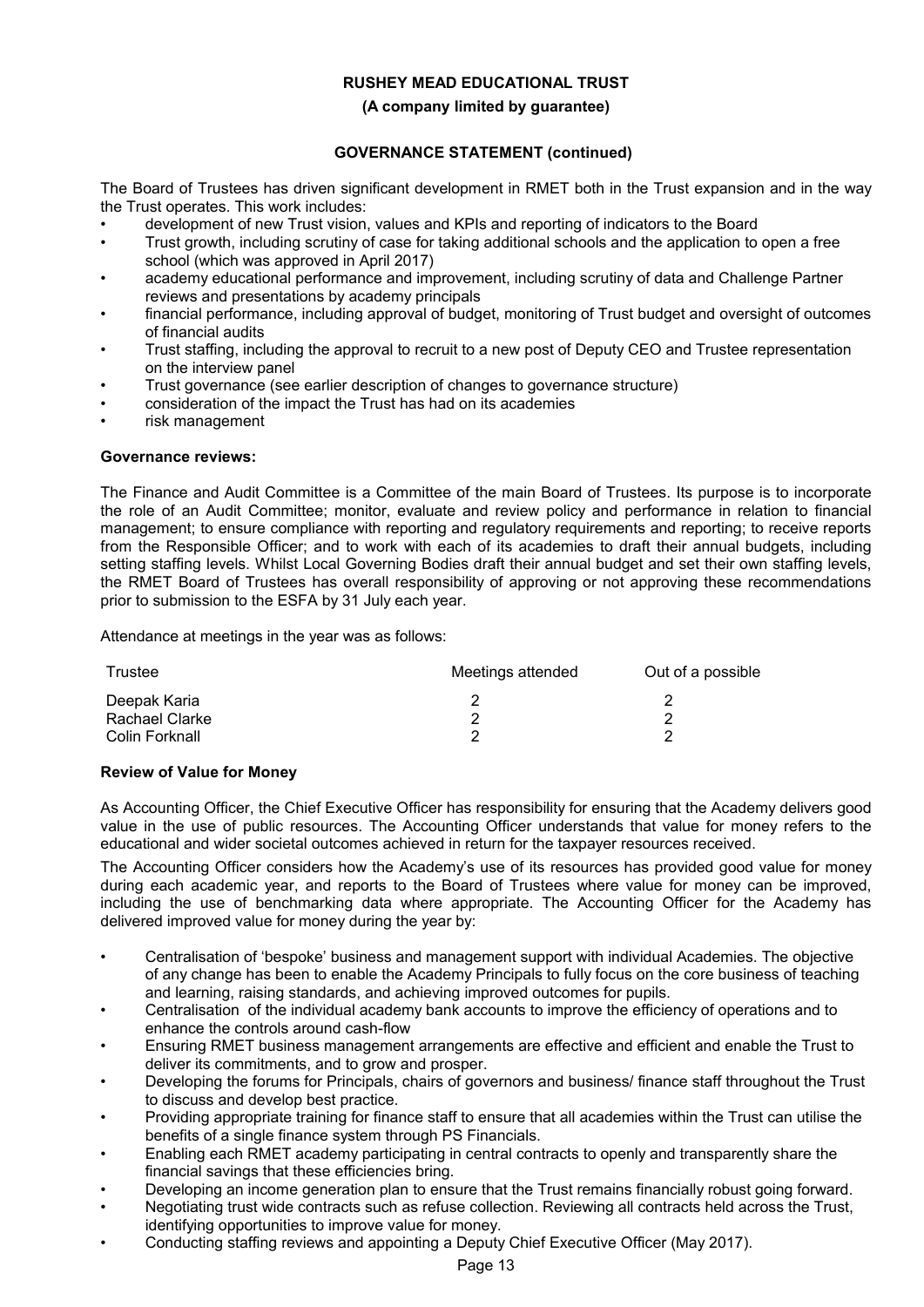**RUSHEY MEAD EDUCATIONAL TRUST**

**(A company limited by guarantee)**

**GOVERNANCE STATEMENT (continued)**

The Board of Trustees has driven significant development in RMET both in the Trust expansion and in the way the Trust operates. This work includes:

- development of new Trust vision, values and KPIs and reporting of indicators to the Board
- Trust growth, including scrutiny of case for taking additional schools and the application to open a free school (which was approved in April 2017)
- academy educational performance and improvement, including scrutiny of data and Challenge Partner reviews and presentations by academy principals
- financial performance, including approval of budget, monitoring of Trust budget and oversight of outcomes of financial audits
- Trust staffing, including the approval to recruit to a new post of Deputy CEO and Trustee representation on the interview panel
- Trust governance (see earlier description of changes to governance structure)
- consideration of the impact the Trust has had on its academies
- risk management

**Governance reviews:**

The Finance and Audit Committee is a Committee of the main Board of Trustees. Its purpose is to incorporate the role of an Audit Committee; monitor, evaluate and review policy and performance in relation to financial management; to ensure compliance with reporting and regulatory requirements and reporting; to receive reports from the Responsible Officer; and to work with each of its academies to draft their annual budgets, including setting staffing levels. Whilst Local Governing Bodies draft their annual budget and set their own staffing levels, the RMET Board of Trustees has overall responsibility of approving or not approving these recommendations prior to submission to the ESFA by 31 July each year.

Attendance at meetings in the year was as follows:

| Trustee | Meetings attended | Out of a possible |
|---|---|---|
| Deepak Karia | 2 | 2 |
| Rachael Clarke | 2 | 2 |
| Colin Forknall | 2 | 2 |

**Review of Value for Money**

As Accounting Officer, the Chief Executive Officer has responsibility for ensuring that the Academy delivers good value in the use of public resources. The Accounting Officer understands that value for money refers to the educational and wider societal outcomes achieved in return for the taxpayer resources received.

The Accounting Officer considers how the Academy's use of its resources has provided good value for money during each academic year, and reports to the Board of Trustees where value for money can be improved, including the use of benchmarking data where appropriate. The Accounting Officer for the Academy has delivered improved value for money during the year by:

- Centralisation of 'bespoke' business and management support with individual Academies. The objective of any change has been to enable the Academy Principals to fully focus on the core business of teaching and learning, raising standards, and achieving improved outcomes for pupils.
- Centralisation of the individual academy bank accounts to improve the efficiency of operations and to enhance the controls around cash-flow
- Ensuring RMET business management arrangements are effective and efficient and enable the Trust to deliver its commitments, and to grow and prosper.
- Developing the forums for Principals, chairs of governors and business/ finance staff throughout the Trust to discuss and develop best practice.
- Providing appropriate training for finance staff to ensure that all academies within the Trust can utilise the benefits of a single finance system through PS Financials.
- Enabling each RMET academy participating in central contracts to openly and transparently share the financial savings that these efficiencies bring.
- Developing an income generation plan to ensure that the Trust remains financially robust going forward.
- Negotiating trust wide contracts such as refuse collection. Reviewing all contracts held across the Trust, identifying opportunities to improve value for money.
- Conducting staffing reviews and appointing a Deputy Chief Executive Officer (May 2017).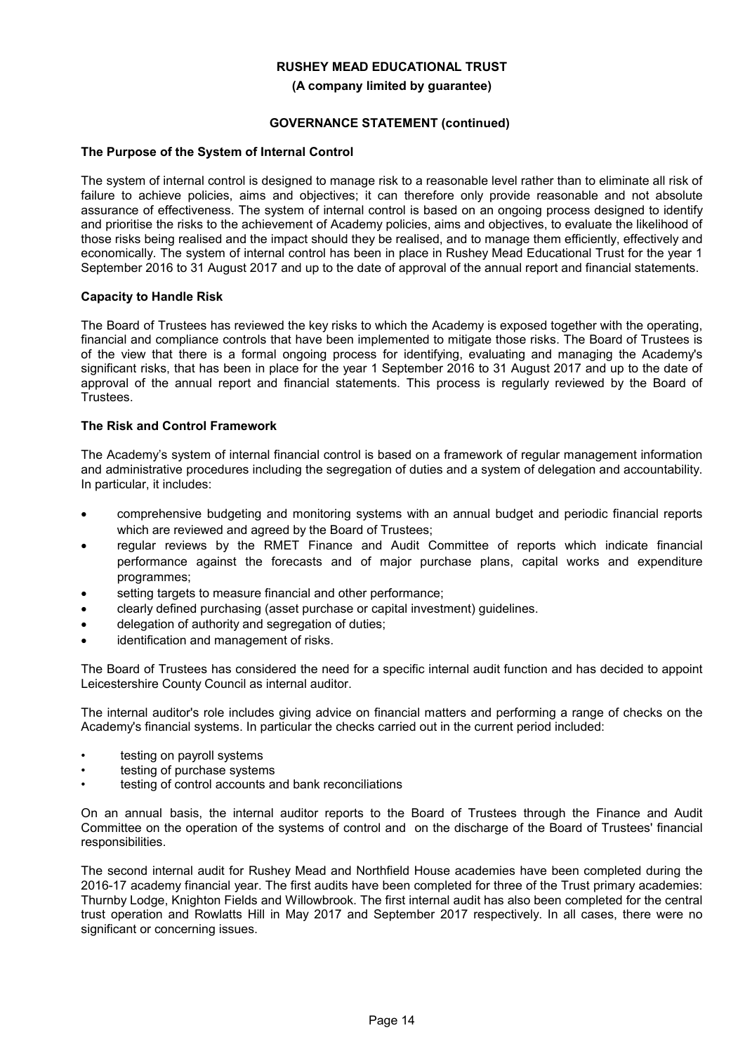## GOVERNANCE STATEMENT (continued)

### The Purpose of the System of Internal Control

The system of internal control is designed to manage risk to a reasonable level rather than to eliminate all risk of failure to achieve policies, aims and objectives; it can therefore only provide reasonable and not absolute assurance of effectiveness. The system of internal control is based on an ongoing process designed to identify and prioritise the risks to the achievement of Academy policies, aims and objectives, to evaluate the likelihood of those risks being realised and the impact should they be realised, and to manage them efficiently, effectively and economically. The system of internal control has been in place in Rushey Mead Educational Trust for the year 1 September 2016 to 31 August 2017 and up to the date of approval of the annual report and financial statements.

### Capacity to Handle Risk

The Board of Trustees has reviewed the key risks to which the Academy is exposed together with the operating, financial and compliance controls that have been implemented to mitigate those risks. The Board of Trustees is of the view that there is a formal ongoing process for identifying, evaluating and managing the Academy's significant risks, that has been in place for the year 1 September 2016 to 31 August 2017 and up to the date of approval of the annual report and financial statements. This process is regularly reviewed by the Board of Trustees.

### The Risk and Control Framework

The Academy's system of internal financial control is based on a framework of regular management information and administrative procedures including the segregation of duties and a system of delegation and accountability. In particular, it includes:

- comprehensive budgeting and monitoring systems with an annual budget and periodic financial reports which are reviewed and agreed by the Board of Trustees;
- regular reviews by the RMET Finance and Audit Committee of reports which indicate financial performance against the forecasts and of major purchase plans, capital works and expenditure programmes;
- setting targets to measure financial and other performance;
- clearly defined purchasing (asset purchase or capital investment) guidelines.
- delegation of authority and segregation of duties;
- identification and management of risks.

The Board of Trustees has considered the need for a specific internal audit function and has decided to appoint Leicestershire County Council as internal auditor.

The internal auditor's role includes giving advice on financial matters and performing a range of checks on the Academy's financial systems. In particular the checks carried out in the current period included:

- testing on payroll systems
- testing of purchase systems
- testing of control accounts and bank reconciliations

On an annual basis, the internal auditor reports to the Board of Trustees through the Finance and Audit Committee on the operation of the systems of control and on the discharge of the Board of Trustees' financial responsibilities.

The second internal audit for Rushey Mead and Northfield House academies have been completed during the 2016-17 academy financial year. The first audits have been completed for three of the Trust primary academies: Thurnby Lodge, Knighton Fields and Willowbrook. The first internal audit has also been completed for the central trust operation and Rowlatts Hill in May 2017 and September 2017 respectively. In all cases, there were no significant or concerning issues.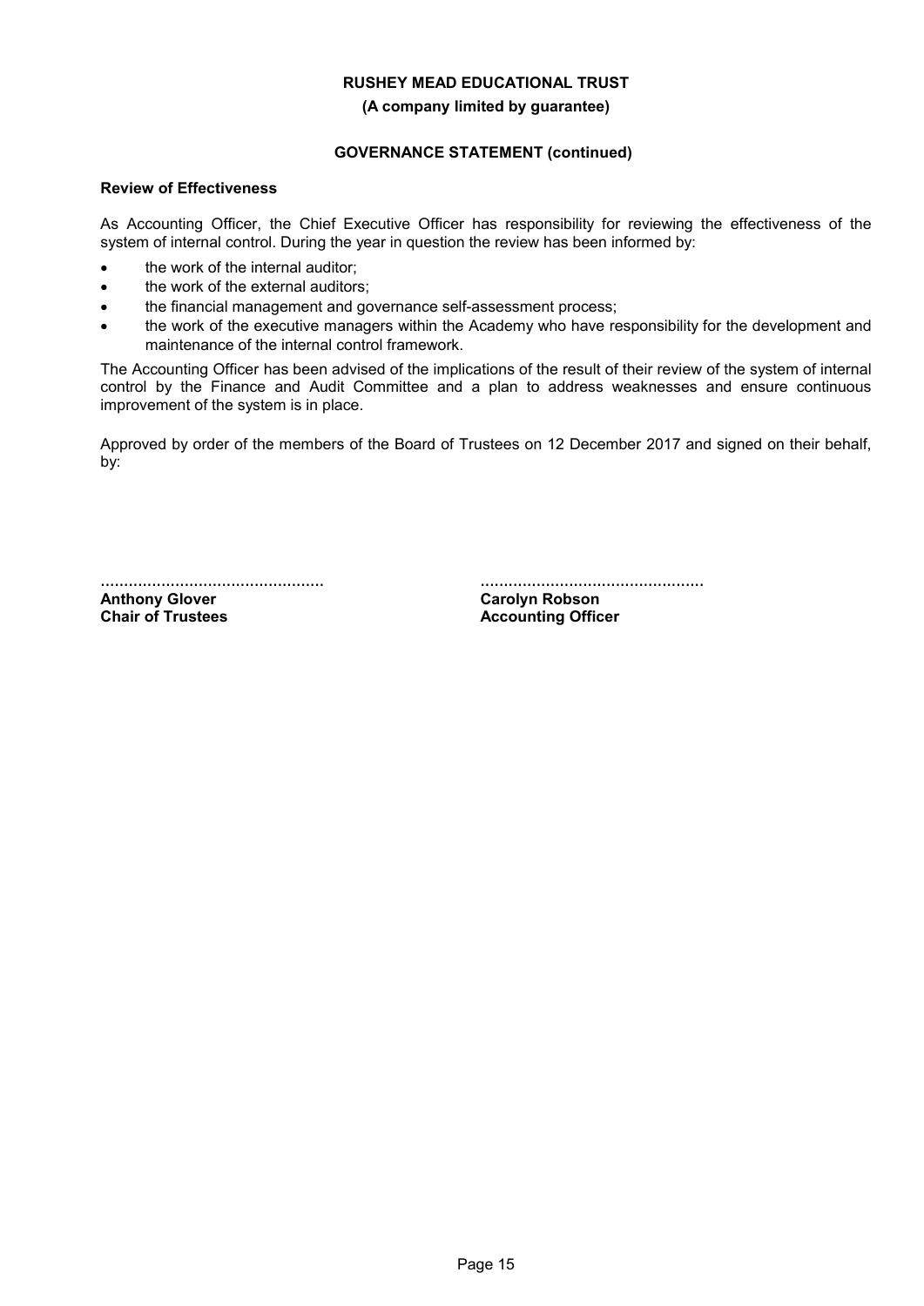## Review of Effectiveness

As Accounting Officer, the Chief Executive Officer has responsibility for reviewing the effectiveness of the system of internal control. During the year in question the review has been informed by:

- the work of the internal auditor;
- the work of the external auditors;
- the financial management and governance self-assessment process;
- the work of the executive managers within the Academy who have responsibility for the development and maintenance of the internal control framework.

The Accounting Officer has been advised of the implications of the result of their review of the system of internal control by the Finance and Audit Committee and a plan to address weaknesses and ensure continuous improvement of the system is in place.

Approved by order of the members of the Board of Trustees on 12 December 2017 and signed on their behalf, by:

................................................

**Anthony Glover**
**Chair of Trustees**

................................................

**Carolyn Robson**
**Accounting Officer**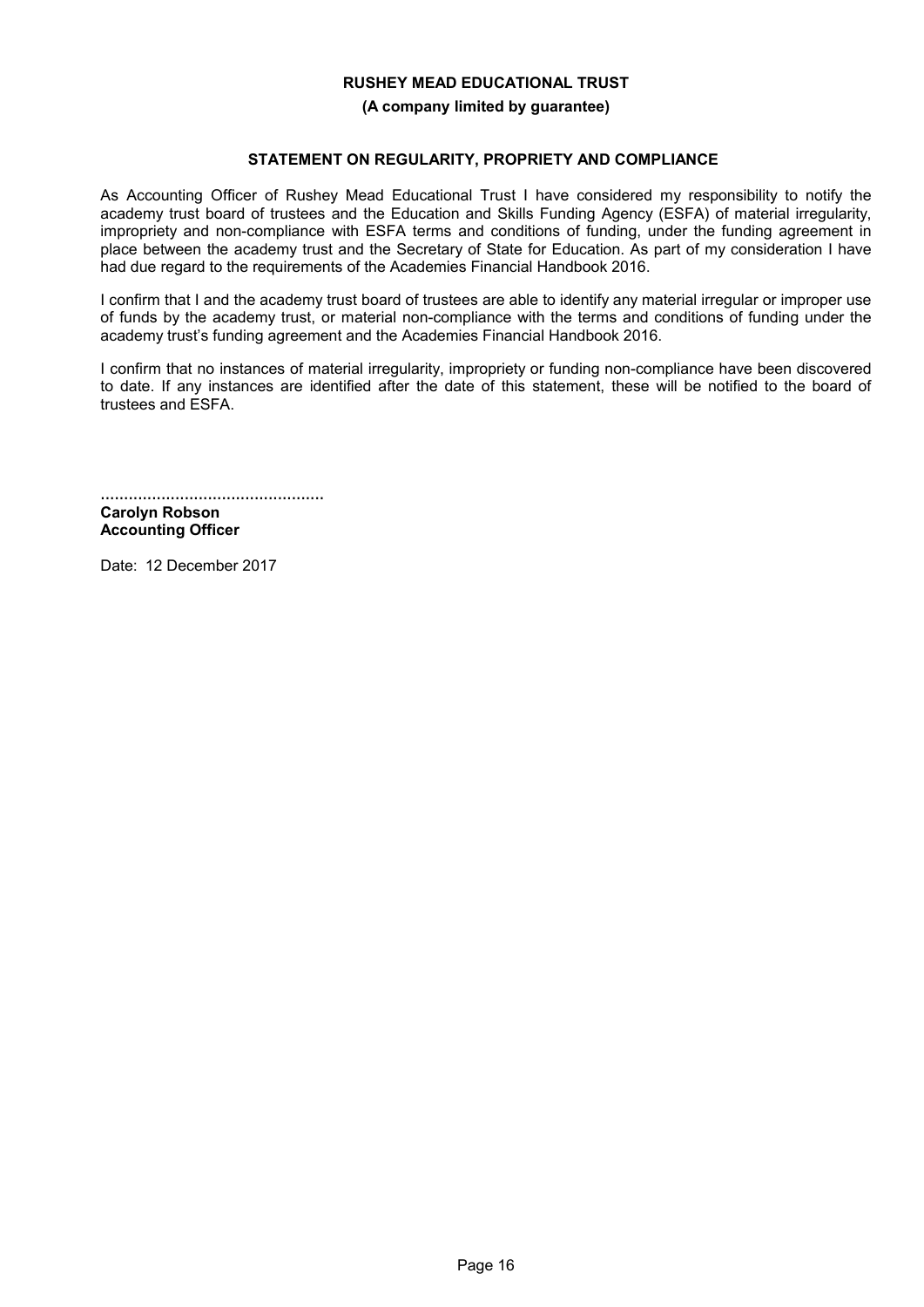**RUSHEY MEAD EDUCATIONAL TRUST**

**(A company limited by guarantee)**

## STATEMENT ON REGULARITY, PROPRIETY AND COMPLIANCE

As Accounting Officer of Rushey Mead Educational Trust I have considered my responsibility to notify the academy trust board of trustees and the Education and Skills Funding Agency (ESFA) of material irregularity, impropriety and non-compliance with ESFA terms and conditions of funding, under the funding agreement in place between the academy trust and the Secretary of State for Education. As part of my consideration I have had due regard to the requirements of the Academies Financial Handbook 2016.

I confirm that I and the academy trust board of trustees are able to identify any material irregular or improper use of funds by the academy trust, or material non-compliance with the terms and conditions of funding under the academy trust's funding agreement and the Academies Financial Handbook 2016.

I confirm that no instances of material irregularity, impropriety or funding non-compliance have been discovered to date. If any instances are identified after the date of this statement, these will be notified to the board of trustees and ESFA.

................................................

**Carolyn Robson**
**Accounting Officer**

Date: 12 December 2017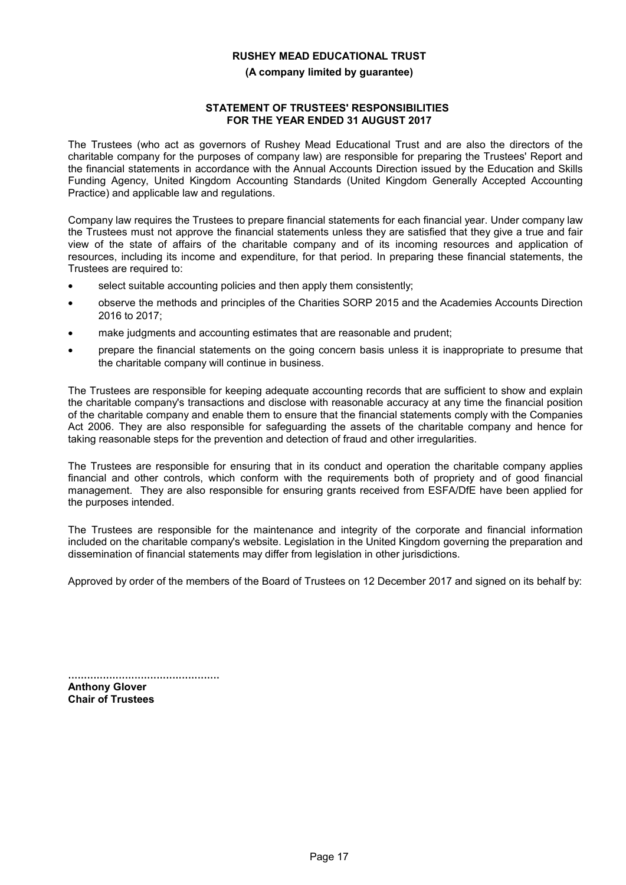# RUSHEY MEAD EDUCATIONAL TRUST

**(A company limited by guarantee)**

## STATEMENT OF TRUSTEES' RESPONSIBILITIES FOR THE YEAR ENDED 31 AUGUST 2017

The Trustees (who act as governors of Rushey Mead Educational Trust and are also the directors of the charitable company for the purposes of company law) are responsible for preparing the Trustees' Report and the financial statements in accordance with the Annual Accounts Direction issued by the Education and Skills Funding Agency, United Kingdom Accounting Standards (United Kingdom Generally Accepted Accounting Practice) and applicable law and regulations.

Company law requires the Trustees to prepare financial statements for each financial year. Under company law the Trustees must not approve the financial statements unless they are satisfied that they give a true and fair view of the state of affairs of the charitable company and of its incoming resources and application of resources, including its income and expenditure, for that period. In preparing these financial statements, the Trustees are required to:

- select suitable accounting policies and then apply them consistently;
- observe the methods and principles of the Charities SORP 2015 and the Academies Accounts Direction 2016 to 2017;
- make judgments and accounting estimates that are reasonable and prudent;
- prepare the financial statements on the going concern basis unless it is inappropriate to presume that the charitable company will continue in business.

The Trustees are responsible for keeping adequate accounting records that are sufficient to show and explain the charitable company's transactions and disclose with reasonable accuracy at any time the financial position of the charitable company and enable them to ensure that the financial statements comply with the Companies Act 2006. They are also responsible for safeguarding the assets of the charitable company and hence for taking reasonable steps for the prevention and detection of fraud and other irregularities.

The Trustees are responsible for ensuring that in its conduct and operation the charitable company applies financial and other controls, which conform with the requirements both of propriety and of good financial management. They are also responsible for ensuring grants received from ESFA/DfE have been applied for the purposes intended.

The Trustees are responsible for the maintenance and integrity of the corporate and financial information included on the charitable company's website. Legislation in the United Kingdom governing the preparation and dissemination of financial statements may differ from legislation in other jurisdictions.

Approved by order of the members of the Board of Trustees on 12 December 2017 and signed on its behalf by:

................................................

**Anthony Glover**
**Chair of Trustees**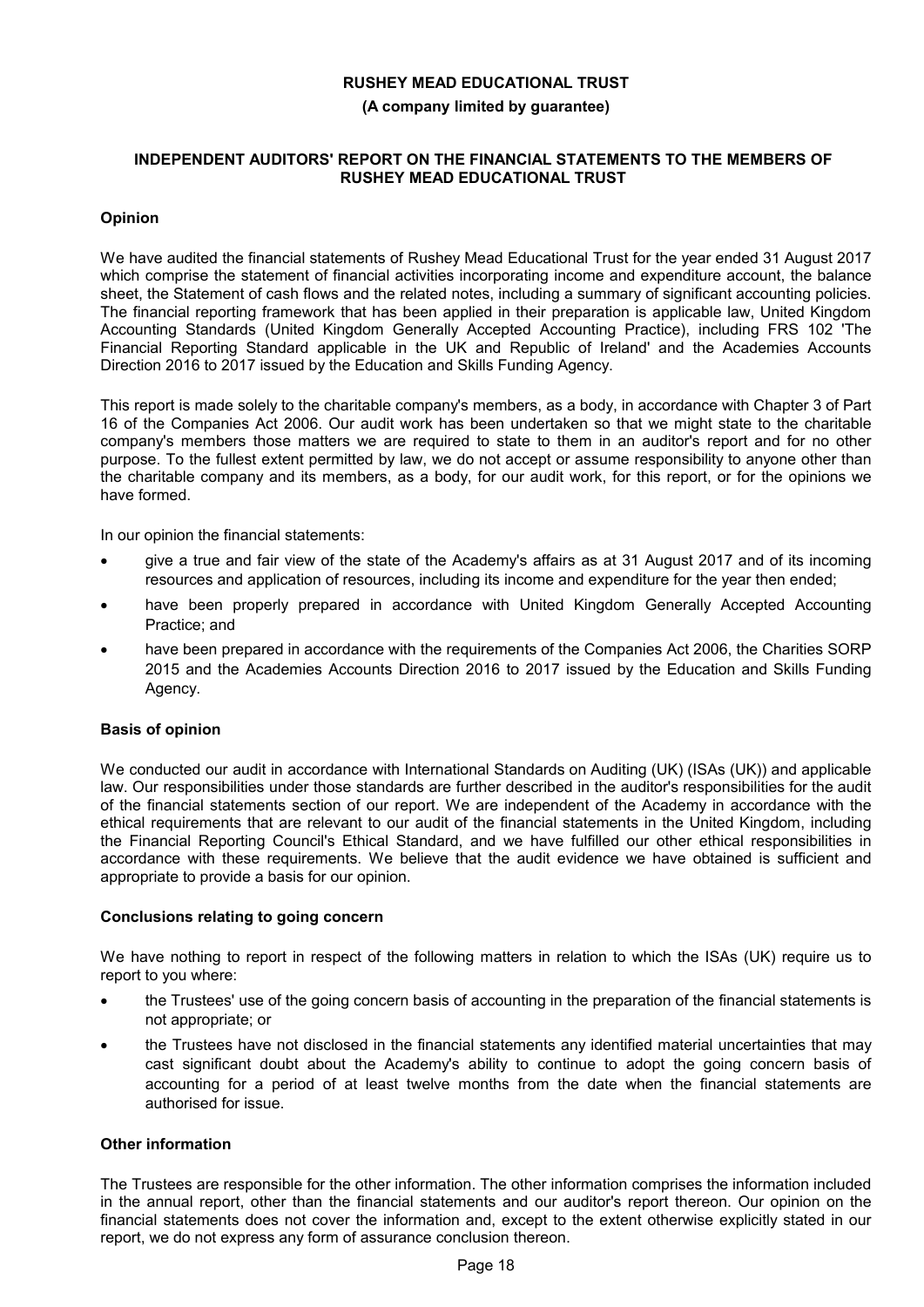**RUSHEY MEAD EDUCATIONAL TRUST**

**(A company limited by guarantee)**

## INDEPENDENT AUDITORS' REPORT ON THE FINANCIAL STATEMENTS TO THE MEMBERS OF RUSHEY MEAD EDUCATIONAL TRUST

### Opinion

We have audited the financial statements of Rushey Mead Educational Trust for the year ended 31 August 2017 which comprise the statement of financial activities incorporating income and expenditure account, the balance sheet, the Statement of cash flows and the related notes, including a summary of significant accounting policies. The financial reporting framework that has been applied in their preparation is applicable law, United Kingdom Accounting Standards (United Kingdom Generally Accepted Accounting Practice), including FRS 102 'The Financial Reporting Standard applicable in the UK and Republic of Ireland' and the Academies Accounts Direction 2016 to 2017 issued by the Education and Skills Funding Agency.

This report is made solely to the charitable company's members, as a body, in accordance with Chapter 3 of Part 16 of the Companies Act 2006. Our audit work has been undertaken so that we might state to the charitable company's members those matters we are required to state to them in an auditor's report and for no other purpose. To the fullest extent permitted by law, we do not accept or assume responsibility to anyone other than the charitable company and its members, as a body, for our audit work, for this report, or for the opinions we have formed.

In our opinion the financial statements:

- give a true and fair view of the state of the Academy's affairs as at 31 August 2017 and of its incoming resources and application of resources, including its income and expenditure for the year then ended;
- have been properly prepared in accordance with United Kingdom Generally Accepted Accounting Practice; and
- have been prepared in accordance with the requirements of the Companies Act 2006, the Charities SORP 2015 and the Academies Accounts Direction 2016 to 2017 issued by the Education and Skills Funding Agency.

### Basis of opinion

We conducted our audit in accordance with International Standards on Auditing (UK) (ISAs (UK)) and applicable law. Our responsibilities under those standards are further described in the auditor's responsibilities for the audit of the financial statements section of our report. We are independent of the Academy in accordance with the ethical requirements that are relevant to our audit of the financial statements in the United Kingdom, including the Financial Reporting Council's Ethical Standard, and we have fulfilled our other ethical responsibilities in accordance with these requirements. We believe that the audit evidence we have obtained is sufficient and appropriate to provide a basis for our opinion.

### Conclusions relating to going concern

We have nothing to report in respect of the following matters in relation to which the ISAs (UK) require us to report to you where:

- the Trustees' use of the going concern basis of accounting in the preparation of the financial statements is not appropriate; or
- the Trustees have not disclosed in the financial statements any identified material uncertainties that may cast significant doubt about the Academy's ability to continue to adopt the going concern basis of accounting for a period of at least twelve months from the date when the financial statements are authorised for issue.

### Other information

The Trustees are responsible for the other information. The other information comprises the information included in the annual report, other than the financial statements and our auditor's report thereon. Our opinion on the financial statements does not cover the information and, except to the extent otherwise explicitly stated in our report, we do not express any form of assurance conclusion thereon.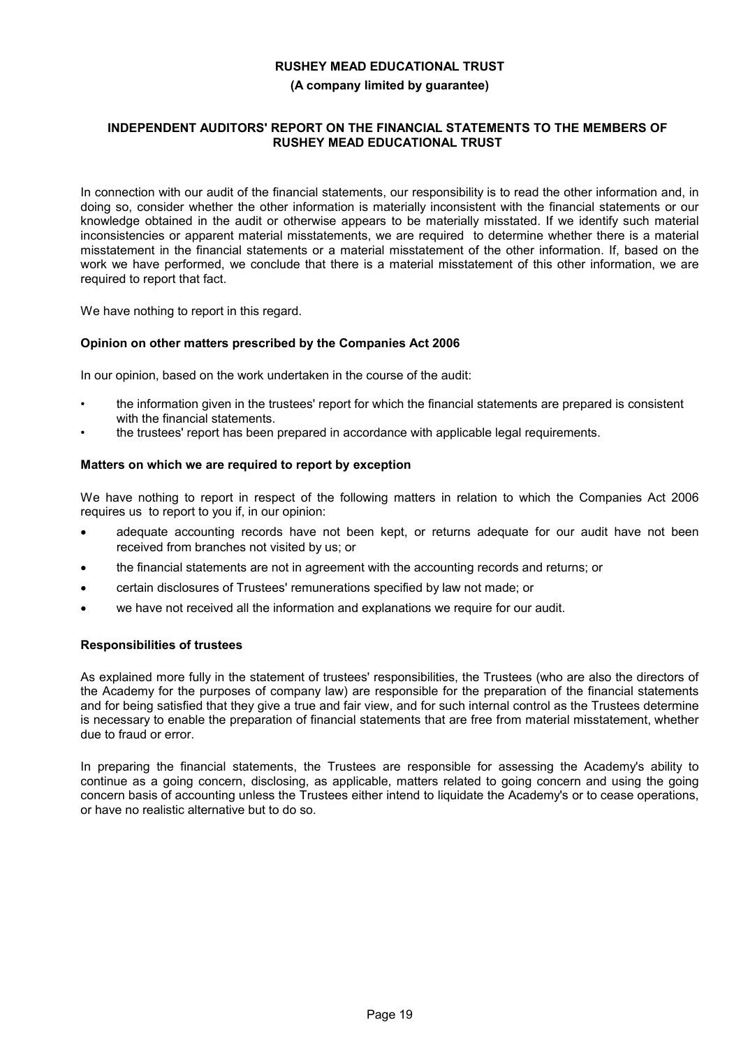**RUSHEY MEAD EDUCATIONAL TRUST**

**(A company limited by guarantee)**

**INDEPENDENT AUDITORS' REPORT ON THE FINANCIAL STATEMENTS TO THE MEMBERS OF RUSHEY MEAD EDUCATIONAL TRUST**

In connection with our audit of the financial statements, our responsibility is to read the other information and, in doing so, consider whether the other information is materially inconsistent with the financial statements or our knowledge obtained in the audit or otherwise appears to be materially misstated. If we identify such material inconsistencies or apparent material misstatements, we are required to determine whether there is a material misstatement in the financial statements or a material misstatement of the other information. If, based on the work we have performed, we conclude that there is a material misstatement of this other information, we are required to report that fact.

We have nothing to report in this regard.

**Opinion on other matters prescribed by the Companies Act 2006**

In our opinion, based on the work undertaken in the course of the audit:

- the information given in the trustees' report for which the financial statements are prepared is consistent with the financial statements.
- the trustees' report has been prepared in accordance with applicable legal requirements.

**Matters on which we are required to report by exception**

We have nothing to report in respect of the following matters in relation to which the Companies Act 2006 requires us to report to you if, in our opinion:

- adequate accounting records have not been kept, or returns adequate for our audit have not been received from branches not visited by us; or
- the financial statements are not in agreement with the accounting records and returns; or
- certain disclosures of Trustees' remunerations specified by law not made; or
- we have not received all the information and explanations we require for our audit.

**Responsibilities of trustees**

As explained more fully in the statement of trustees' responsibilities, the Trustees (who are also the directors of the Academy for the purposes of company law) are responsible for the preparation of the financial statements and for being satisfied that they give a true and fair view, and for such internal control as the Trustees determine is necessary to enable the preparation of financial statements that are free from material misstatement, whether due to fraud or error.

In preparing the financial statements, the Trustees are responsible for assessing the Academy's ability to continue as a going concern, disclosing, as applicable, matters related to going concern and using the going concern basis of accounting unless the Trustees either intend to liquidate the Academy's or to cease operations, or have no realistic alternative but to do so.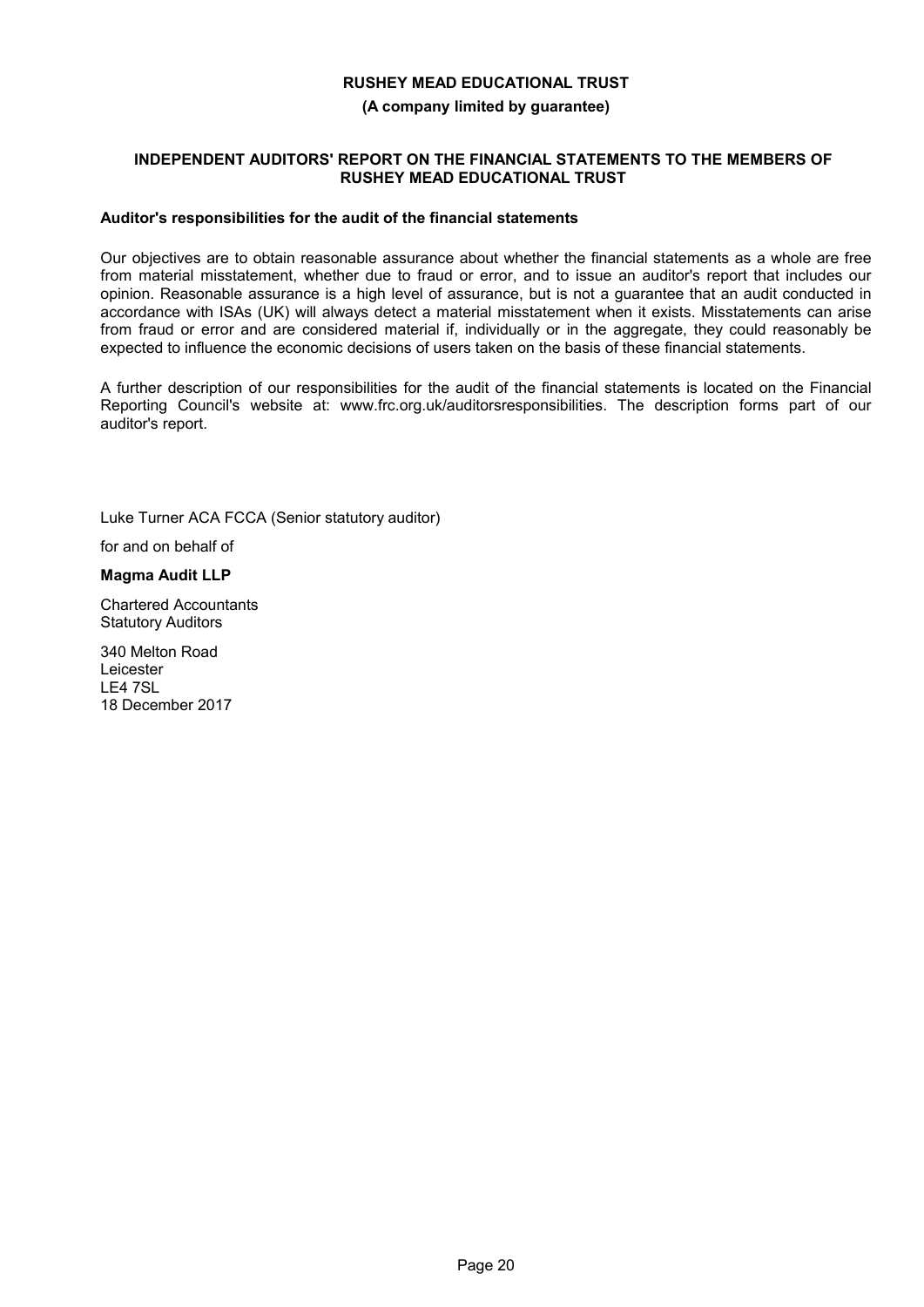**RUSHEY MEAD EDUCATIONAL TRUST**

**(A company limited by guarantee)**

## INDEPENDENT AUDITORS' REPORT ON THE FINANCIAL STATEMENTS TO THE MEMBERS OF RUSHEY MEAD EDUCATIONAL TRUST

### Auditor's responsibilities for the audit of the financial statements

Our objectives are to obtain reasonable assurance about whether the financial statements as a whole are free from material misstatement, whether due to fraud or error, and to issue an auditor's report that includes our opinion. Reasonable assurance is a high level of assurance, but is not a guarantee that an audit conducted in accordance with ISAs (UK) will always detect a material misstatement when it exists. Misstatements can arise from fraud or error and are considered material if, individually or in the aggregate, they could reasonably be expected to influence the economic decisions of users taken on the basis of these financial statements.

A further description of our responsibilities for the audit of the financial statements is located on the Financial Reporting Council's website at: www.frc.org.uk/auditorsresponsibilities. The description forms part of our auditor's report.

Luke Turner ACA FCCA (Senior statutory auditor)

for and on behalf of

**Magma Audit LLP**

Chartered Accountants
Statutory Auditors

340 Melton Road
Leicester
LE4 7SL
18 December 2017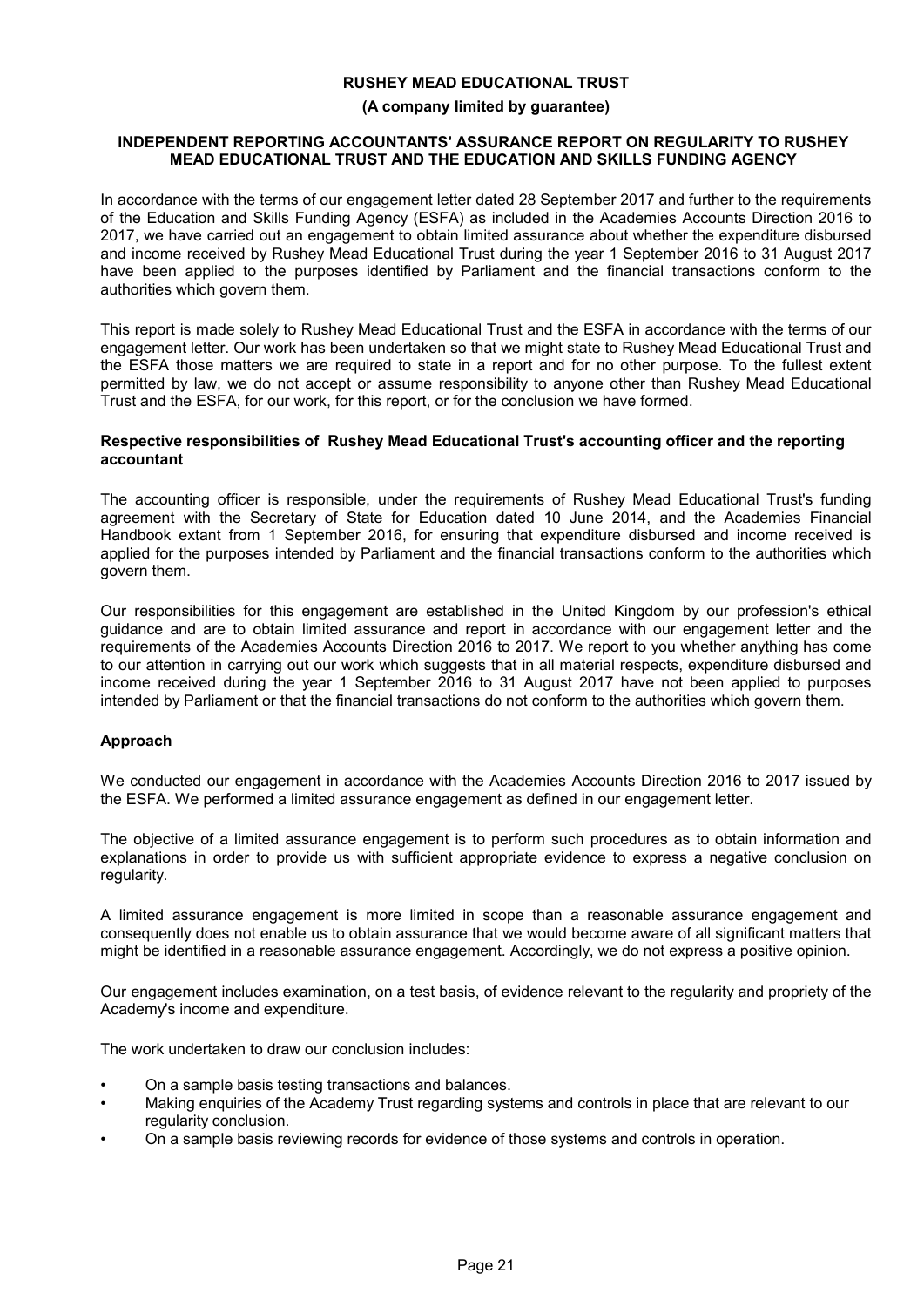# RUSHEY MEAD EDUCATIONAL TRUST

**(A company limited by guarantee)**

## INDEPENDENT REPORTING ACCOUNTANTS' ASSURANCE REPORT ON REGULARITY TO RUSHEY MEAD EDUCATIONAL TRUST AND THE EDUCATION AND SKILLS FUNDING AGENCY

In accordance with the terms of our engagement letter dated 28 September 2017 and further to the requirements of the Education and Skills Funding Agency (ESFA) as included in the Academies Accounts Direction 2016 to 2017, we have carried out an engagement to obtain limited assurance about whether the expenditure disbursed and income received by Rushey Mead Educational Trust during the year 1 September 2016 to 31 August 2017 have been applied to the purposes identified by Parliament and the financial transactions conform to the authorities which govern them.

This report is made solely to Rushey Mead Educational Trust and the ESFA in accordance with the terms of our engagement letter. Our work has been undertaken so that we might state to Rushey Mead Educational Trust and the ESFA those matters we are required to state in a report and for no other purpose. To the fullest extent permitted by law, we do not accept or assume responsibility to anyone other than Rushey Mead Educational Trust and the ESFA, for our work, for this report, or for the conclusion we have formed.

### Respective responsibilities of Rushey Mead Educational Trust's accounting officer and the reporting accountant

The accounting officer is responsible, under the requirements of Rushey Mead Educational Trust's funding agreement with the Secretary of State for Education dated 10 June 2014, and the Academies Financial Handbook extant from 1 September 2016, for ensuring that expenditure disbursed and income received is applied for the purposes intended by Parliament and the financial transactions conform to the authorities which govern them.

Our responsibilities for this engagement are established in the United Kingdom by our profession's ethical guidance and are to obtain limited assurance and report in accordance with our engagement letter and the requirements of the Academies Accounts Direction 2016 to 2017. We report to you whether anything has come to our attention in carrying out our work which suggests that in all material respects, expenditure disbursed and income received during the year 1 September 2016 to 31 August 2017 have not been applied to purposes intended by Parliament or that the financial transactions do not conform to the authorities which govern them.

### Approach

We conducted our engagement in accordance with the Academies Accounts Direction 2016 to 2017 issued by the ESFA. We performed a limited assurance engagement as defined in our engagement letter.

The objective of a limited assurance engagement is to perform such procedures as to obtain information and explanations in order to provide us with sufficient appropriate evidence to express a negative conclusion on regularity.

A limited assurance engagement is more limited in scope than a reasonable assurance engagement and consequently does not enable us to obtain assurance that we would become aware of all significant matters that might be identified in a reasonable assurance engagement. Accordingly, we do not express a positive opinion.

Our engagement includes examination, on a test basis, of evidence relevant to the regularity and propriety of the Academy's income and expenditure.

The work undertaken to draw our conclusion includes:

- On a sample basis testing transactions and balances.
- Making enquiries of the Academy Trust regarding systems and controls in place that are relevant to our regularity conclusion.
- On a sample basis reviewing records for evidence of those systems and controls in operation.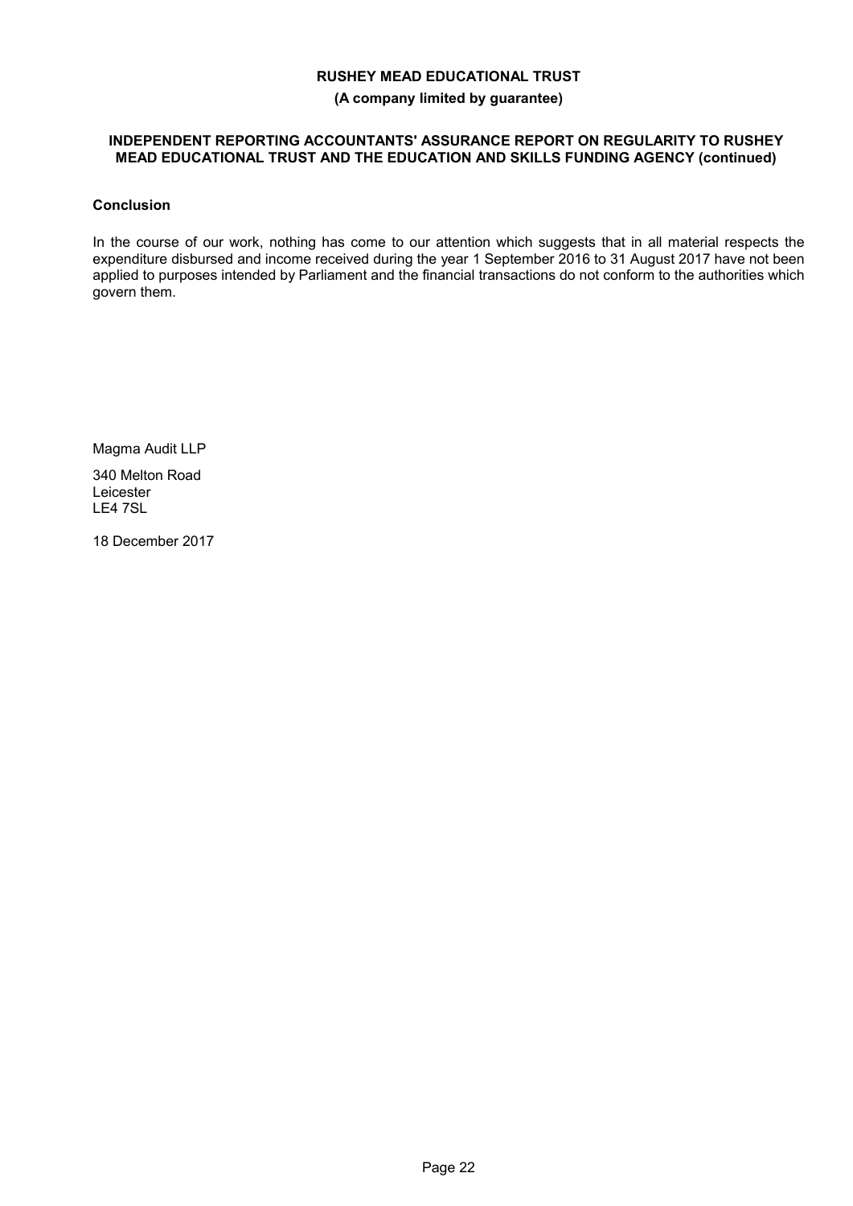**RUSHEY MEAD EDUCATIONAL TRUST**

**(A company limited by guarantee)**

**INDEPENDENT REPORTING ACCOUNTANTS' ASSURANCE REPORT ON REGULARITY TO RUSHEY MEAD EDUCATIONAL TRUST AND THE EDUCATION AND SKILLS FUNDING AGENCY (continued)**

**Conclusion**

In the course of our work, nothing has come to our attention which suggests that in all material respects the expenditure disbursed and income received during the year 1 September 2016 to 31 August 2017 have not been applied to purposes intended by Parliament and the financial transactions do not conform to the authorities which govern them.

Magma Audit LLP

340 Melton Road
Leicester
LE4 7SL

18 December 2017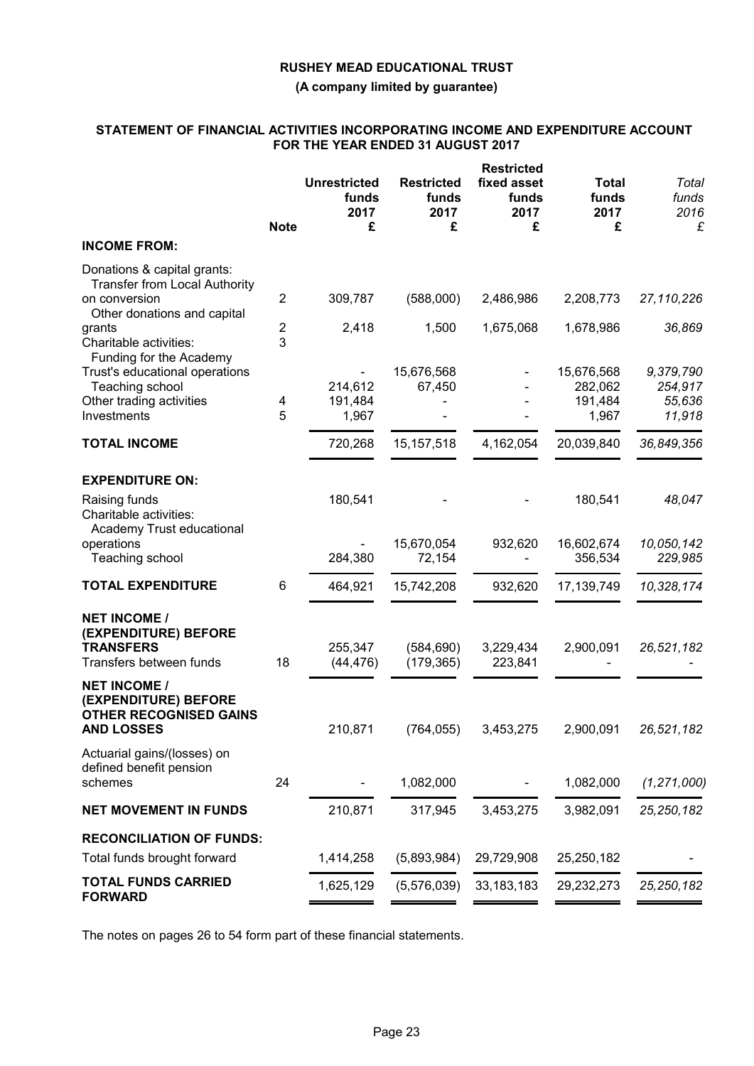**RUSHEY MEAD EDUCATIONAL TRUST**

**(A company limited by guarantee)**

**STATEMENT OF FINANCIAL ACTIVITIES INCORPORATING INCOME AND EXPENDITURE ACCOUNT FOR THE YEAR ENDED 31 AUGUST 2017**

| | Note | Unrestricted funds 2017 £ | Restricted funds 2017 £ | Restricted fixed asset funds 2017 £ | Total funds 2017 £ | *Total funds 2016 £* |
|---|---|---|---|---|---|---|
| **INCOME FROM:** | | | | | | |
| Donations & capital grants: | | | | | | |
| Transfer from Local Authority on conversion | 2 | 309,787 | (588,000) | 2,486,986 | 2,208,773 | *27,110,226* |
| Other donations and capital grants | 2 | 2,418 | 1,500 | 1,675,068 | 1,678,986 | *36,869* |
| Charitable activities: | 3 | | | | | |
| Funding for the Academy Trust's educational operations | | - | 15,676,568 | - | 15,676,568 | *9,379,790* |
| Teaching school | | 214,612 | 67,450 | - | 282,062 | *254,917* |
| Other trading activities | 4 | 191,484 | - | - | 191,484 | *55,636* |
| Investments | 5 | 1,967 | - | - | 1,967 | *11,918* |
| **TOTAL INCOME** | | 720,268 | 15,157,518 | 4,162,054 | 20,039,840 | *36,849,356* |
| **EXPENDITURE ON:** | | | | | | |
| Raising funds | | 180,541 | - | - | 180,541 | *48,047* |
| Charitable activities: | | | | | | |
| Academy Trust educational operations | | - | 15,670,054 | 932,620 | 16,602,674 | *10,050,142* |
| Teaching school | | 284,380 | 72,154 | - | 356,534 | *229,985* |
| **TOTAL EXPENDITURE** | 6 | 464,921 | 15,742,208 | 932,620 | 17,139,749 | *10,328,174* |
| **NET INCOME / (EXPENDITURE) BEFORE TRANSFERS** | | 255,347 | (584,690) | 3,229,434 | 2,900,091 | *26,521,182* |
| Transfers between funds | 18 | (44,476) | (179,365) | 223,841 | - | *-* |
| **NET INCOME / (EXPENDITURE) BEFORE OTHER RECOGNISED GAINS AND LOSSES** | | 210,871 | (764,055) | 3,453,275 | 2,900,091 | *26,521,182* |
| Actuarial gains/(losses) on defined benefit pension schemes | 24 | - | 1,082,000 | - | 1,082,000 | *(1,271,000)* |
| **NET MOVEMENT IN FUNDS** | | 210,871 | 317,945 | 3,453,275 | 3,982,091 | *25,250,182* |
| **RECONCILIATION OF FUNDS:** | | | | | | |
| Total funds brought forward | | 1,414,258 | (5,893,984) | 29,729,908 | 25,250,182 | *-* |
| **TOTAL FUNDS CARRIED FORWARD** | | 1,625,129 | (5,576,039) | 33,183,183 | 29,232,273 | *25,250,182* |

The notes on pages 26 to 54 form part of these financial statements.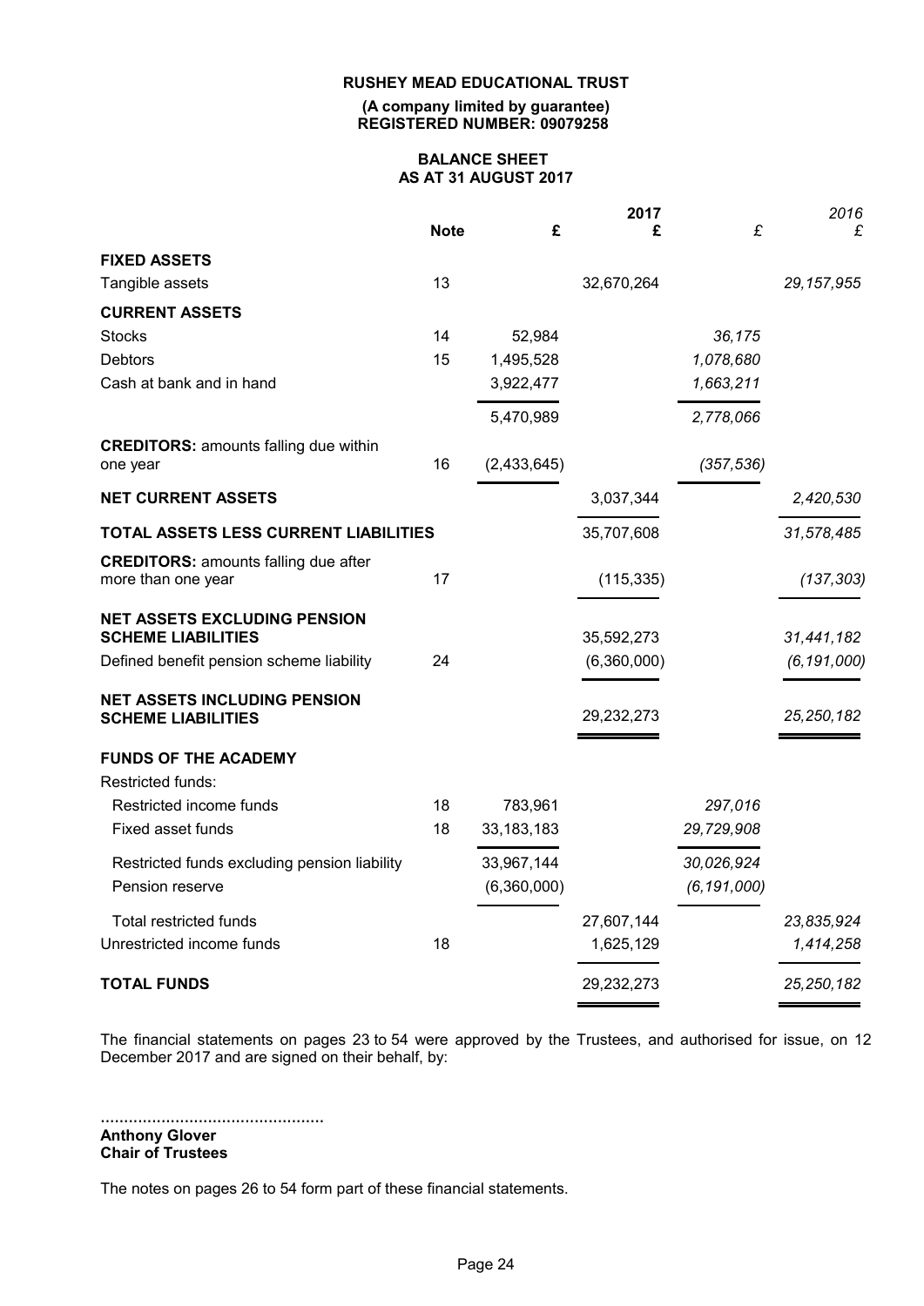**RUSHEY MEAD EDUCATIONAL TRUST**

**(A company limited by guarantee)**
**REGISTERED NUMBER: 09079258**

**BALANCE SHEET**
**AS AT 31 AUGUST 2017**

| | Note | £ | 2017 £ | £ | *2016 £* |
|---|---|---|---|---|---|
| **FIXED ASSETS** | | | | | |
| Tangible assets | 13 | | 32,670,264 | | *29,157,955* |
| **CURRENT ASSETS** | | | | | |
| Stocks | 14 | 52,984 | | *36,175* | |
| Debtors | 15 | 1,495,528 | | *1,078,680* | |
| Cash at bank and in hand | | 3,922,477 | | *1,663,211* | |
| | | 5,470,989 | | *2,778,066* | |
| **CREDITORS:** amounts falling due within one year | 16 | (2,433,645) | | *(357,536)* | |
| **NET CURRENT ASSETS** | | | 3,037,344 | | *2,420,530* |
| **TOTAL ASSETS LESS CURRENT LIABILITIES** | | | 35,707,608 | | *31,578,485* |
| **CREDITORS:** amounts falling due after more than one year | 17 | | (115,335) | | *(137,303)* |
| **NET ASSETS EXCLUDING PENSION SCHEME LIABILITIES** | | | 35,592,273 | | *31,441,182* |
| Defined benefit pension scheme liability | 24 | | (6,360,000) | | *(6,191,000)* |
| **NET ASSETS INCLUDING PENSION SCHEME LIABILITIES** | | | 29,232,273 | | *25,250,182* |
| **FUNDS OF THE ACADEMY** | | | | | |
| Restricted funds: | | | | | |
| Restricted income funds | 18 | 783,961 | | *297,016* | |
| Fixed asset funds | 18 | 33,183,183 | | *29,729,908* | |
| Restricted funds excluding pension liability | | 33,967,144 | | *30,026,924* | |
| Pension reserve | | (6,360,000) | | *(6,191,000)* | |
| Total restricted funds | | | 27,607,144 | | *23,835,924* |
| Unrestricted income funds | 18 | | 1,625,129 | | *1,414,258* |
| **TOTAL FUNDS** | | | 29,232,273 | | *25,250,182* |

The financial statements on pages 23 to 54 were approved by the Trustees, and authorised for issue, on 12 December 2017 and are signed on their behalf, by:

................................................
**Anthony Glover**
**Chair of Trustees**

The notes on pages 26 to 54 form part of these financial statements.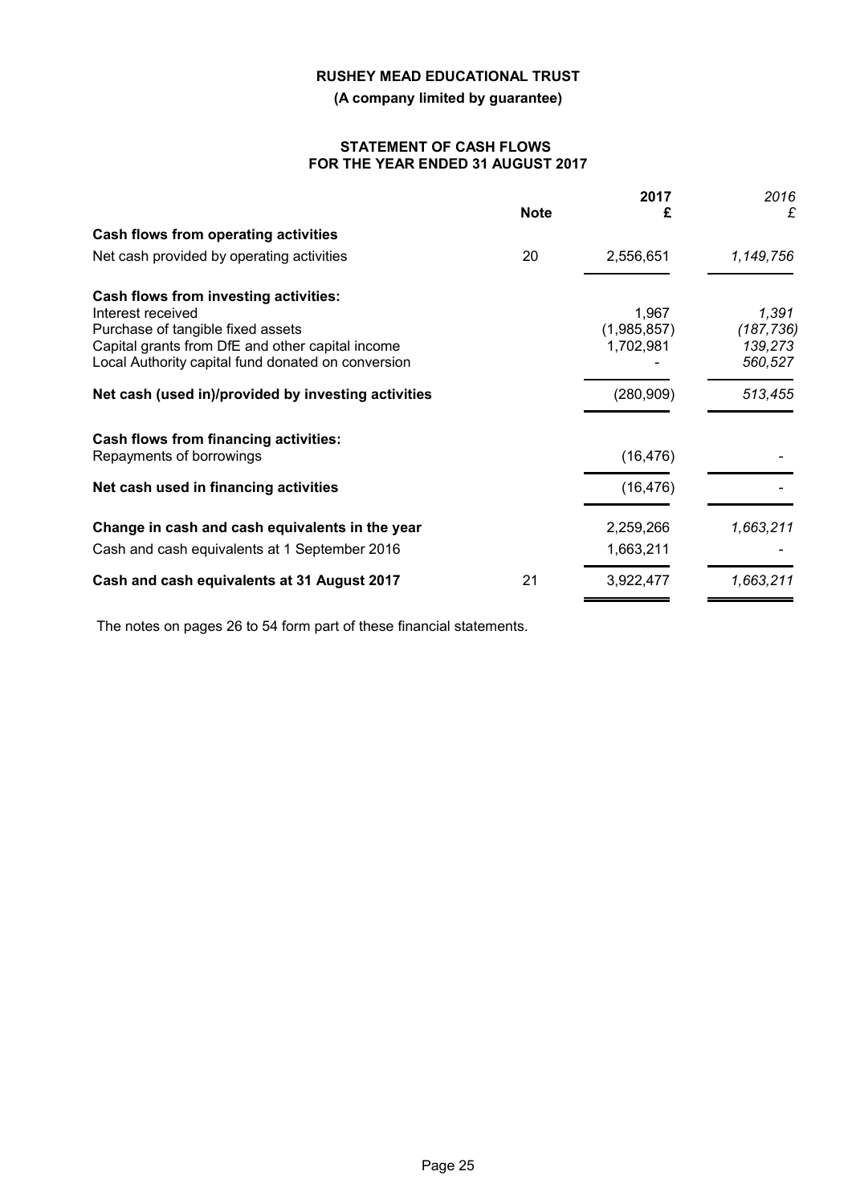**RUSHEY MEAD EDUCATIONAL TRUST**

**(A company limited by guarantee)**

**STATEMENT OF CASH FLOWS**
**FOR THE YEAR ENDED 31 AUGUST 2017**

| | Note | 2017<br>£ | *2016*<br>*£* |
|---|---|---|---|
| **Cash flows from operating activities** | | | |
| Net cash provided by operating activities | 20 | 2,556,651 | *1,149,756* |
| **Cash flows from investing activities:** | | | |
| Interest received | | 1,967 | *1,391* |
| Purchase of tangible fixed assets | | (1,985,857) | *(187,736)* |
| Capital grants from DfE and other capital income | | 1,702,981 | *139,273* |
| Local Authority capital fund donated on conversion | | - | *560,527* |
| **Net cash (used in)/provided by investing activities** | | (280,909) | *513,455* |
| **Cash flows from financing activities:** | | | |
| Repayments of borrowings | | (16,476) | - |
| **Net cash used in financing activities** | | (16,476) | - |
| **Change in cash and cash equivalents in the year** | | 2,259,266 | *1,663,211* |
| Cash and cash equivalents at 1 September 2016 | | 1,663,211 | - |
| **Cash and cash equivalents at 31 August 2017** | 21 | 3,922,477 | *1,663,211* |

The notes on pages 26 to 54 form part of these financial statements.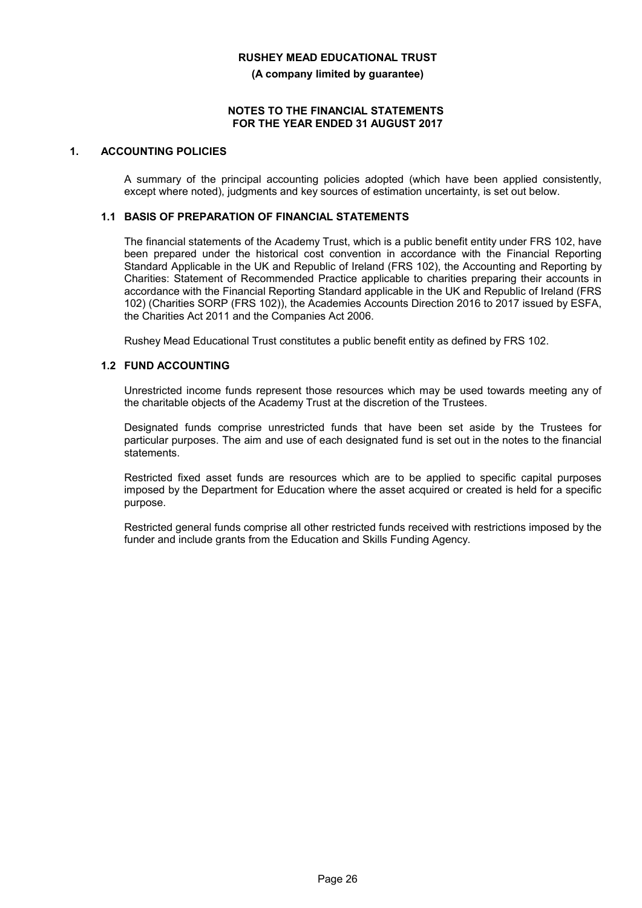**RUSHEY MEAD EDUCATIONAL TRUST**

**(A company limited by guarantee)**

**NOTES TO THE FINANCIAL STATEMENTS FOR THE YEAR ENDED 31 AUGUST 2017**

## 1. ACCOUNTING POLICIES

A summary of the principal accounting policies adopted (which have been applied consistently, except where noted), judgments and key sources of estimation uncertainty, is set out below.

### 1.1 BASIS OF PREPARATION OF FINANCIAL STATEMENTS

The financial statements of the Academy Trust, which is a public benefit entity under FRS 102, have been prepared under the historical cost convention in accordance with the Financial Reporting Standard Applicable in the UK and Republic of Ireland (FRS 102), the Accounting and Reporting by Charities: Statement of Recommended Practice applicable to charities preparing their accounts in accordance with the Financial Reporting Standard applicable in the UK and Republic of Ireland (FRS 102) (Charities SORP (FRS 102)), the Academies Accounts Direction 2016 to 2017 issued by ESFA, the Charities Act 2011 and the Companies Act 2006.

Rushey Mead Educational Trust constitutes a public benefit entity as defined by FRS 102.

### 1.2 FUND ACCOUNTING

Unrestricted income funds represent those resources which may be used towards meeting any of the charitable objects of the Academy Trust at the discretion of the Trustees.

Designated funds comprise unrestricted funds that have been set aside by the Trustees for particular purposes. The aim and use of each designated fund is set out in the notes to the financial statements.

Restricted fixed asset funds are resources which are to be applied to specific capital purposes imposed by the Department for Education where the asset acquired or created is held for a specific purpose.

Restricted general funds comprise all other restricted funds received with restrictions imposed by the funder and include grants from the Education and Skills Funding Agency.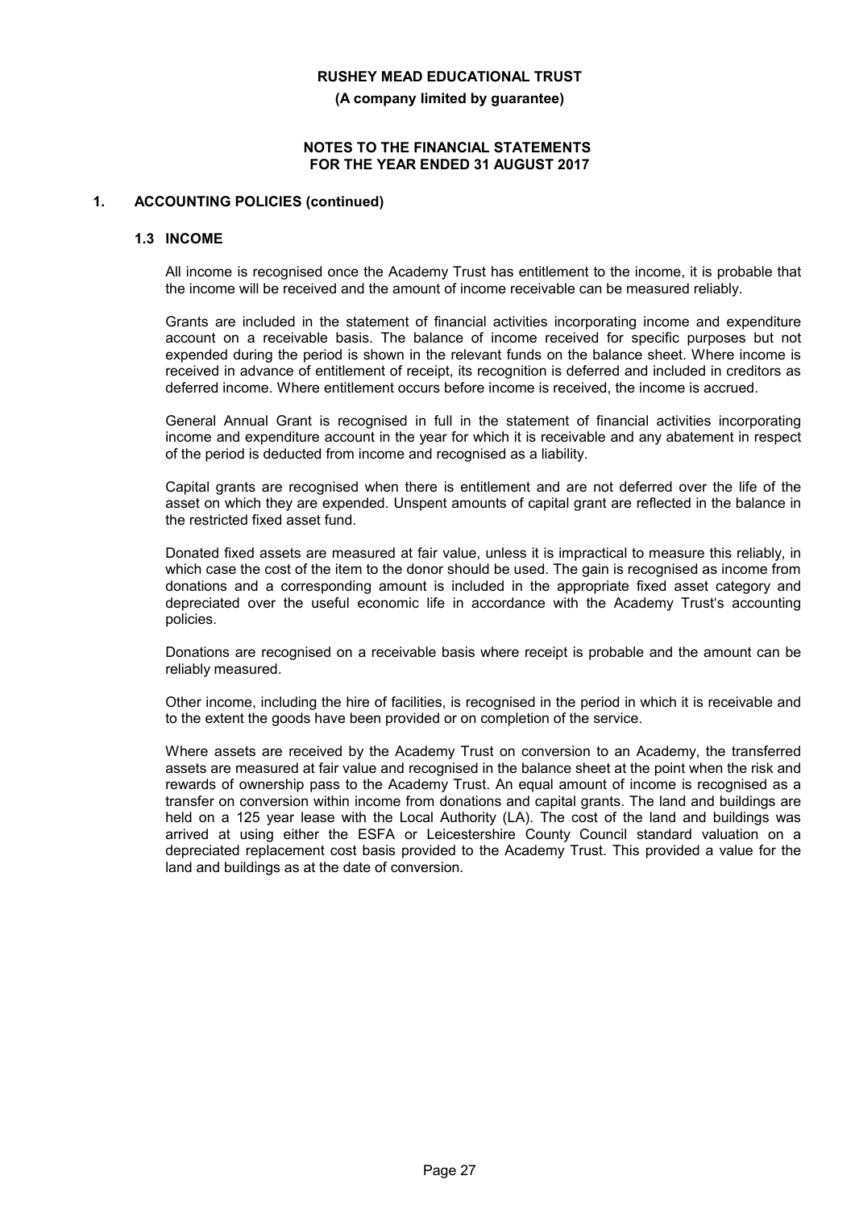**RUSHEY MEAD EDUCATIONAL TRUST**

**(A company limited by guarantee)**

**NOTES TO THE FINANCIAL STATEMENTS FOR THE YEAR ENDED 31 AUGUST 2017**

## 1. ACCOUNTING POLICIES (continued)

### 1.3 INCOME

All income is recognised once the Academy Trust has entitlement to the income, it is probable that the income will be received and the amount of income receivable can be measured reliably.

Grants are included in the statement of financial activities incorporating income and expenditure account on a receivable basis. The balance of income received for specific purposes but not expended during the period is shown in the relevant funds on the balance sheet. Where income is received in advance of entitlement of receipt, its recognition is deferred and included in creditors as deferred income. Where entitlement occurs before income is received, the income is accrued.

General Annual Grant is recognised in full in the statement of financial activities incorporating income and expenditure account in the year for which it is receivable and any abatement in respect of the period is deducted from income and recognised as a liability.

Capital grants are recognised when there is entitlement and are not deferred over the life of the asset on which they are expended. Unspent amounts of capital grant are reflected in the balance in the restricted fixed asset fund.

Donated fixed assets are measured at fair value, unless it is impractical to measure this reliably, in which case the cost of the item to the donor should be used. The gain is recognised as income from donations and a corresponding amount is included in the appropriate fixed asset category and depreciated over the useful economic life in accordance with the Academy Trust's accounting policies.

Donations are recognised on a receivable basis where receipt is probable and the amount can be reliably measured.

Other income, including the hire of facilities, is recognised in the period in which it is receivable and to the extent the goods have been provided or on completion of the service.

Where assets are received by the Academy Trust on conversion to an Academy, the transferred assets are measured at fair value and recognised in the balance sheet at the point when the risk and rewards of ownership pass to the Academy Trust. An equal amount of income is recognised as a transfer on conversion within income from donations and capital grants. The land and buildings are held on a 125 year lease with the Local Authority (LA). The cost of the land and buildings was arrived at using either the ESFA or Leicestershire County Council standard valuation on a depreciated replacement cost basis provided to the Academy Trust. This provided a value for the land and buildings as at the date of conversion.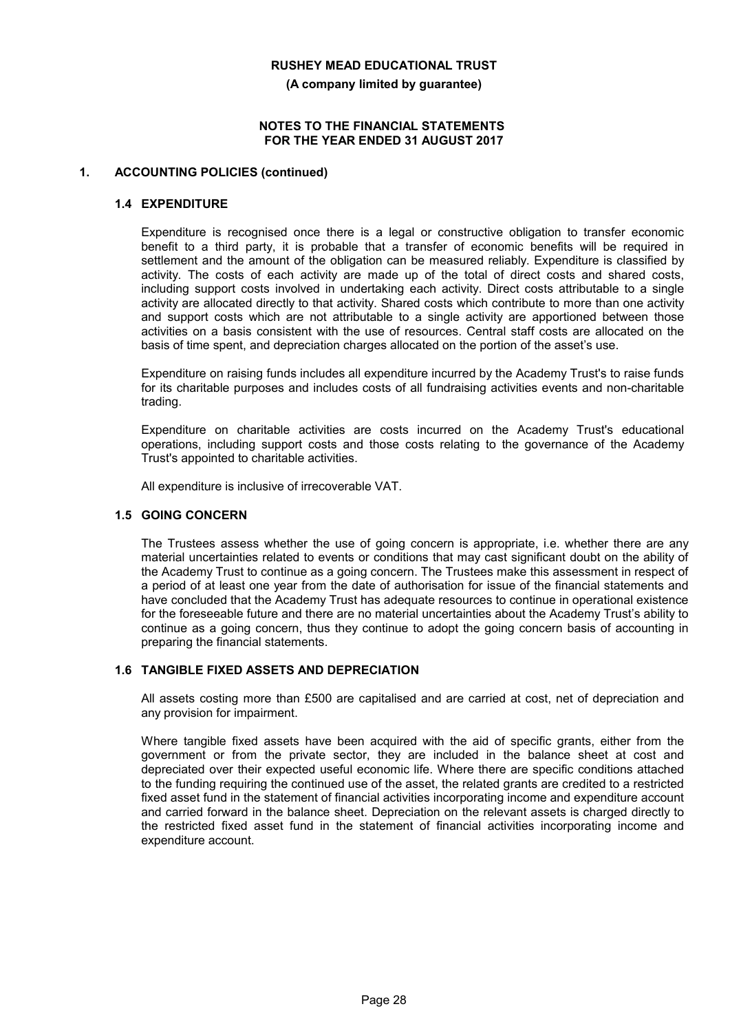## 1. ACCOUNTING POLICIES (continued)

### 1.4 EXPENDITURE

Expenditure is recognised once there is a legal or constructive obligation to transfer economic benefit to a third party, it is probable that a transfer of economic benefits will be required in settlement and the amount of the obligation can be measured reliably. Expenditure is classified by activity. The costs of each activity are made up of the total of direct costs and shared costs, including support costs involved in undertaking each activity. Direct costs attributable to a single activity are allocated directly to that activity. Shared costs which contribute to more than one activity and support costs which are not attributable to a single activity are apportioned between those activities on a basis consistent with the use of resources. Central staff costs are allocated on the basis of time spent, and depreciation charges allocated on the portion of the asset's use.

Expenditure on raising funds includes all expenditure incurred by the Academy Trust's to raise funds for its charitable purposes and includes costs of all fundraising activities events and non-charitable trading.

Expenditure on charitable activities are costs incurred on the Academy Trust's educational operations, including support costs and those costs relating to the governance of the Academy Trust's appointed to charitable activities.

All expenditure is inclusive of irrecoverable VAT.

### 1.5 GOING CONCERN

The Trustees assess whether the use of going concern is appropriate, i.e. whether there are any material uncertainties related to events or conditions that may cast significant doubt on the ability of the Academy Trust to continue as a going concern. The Trustees make this assessment in respect of a period of at least one year from the date of authorisation for issue of the financial statements and have concluded that the Academy Trust has adequate resources to continue in operational existence for the foreseeable future and there are no material uncertainties about the Academy Trust's ability to continue as a going concern, thus they continue to adopt the going concern basis of accounting in preparing the financial statements.

### 1.6 TANGIBLE FIXED ASSETS AND DEPRECIATION

All assets costing more than £500 are capitalised and are carried at cost, net of depreciation and any provision for impairment.

Where tangible fixed assets have been acquired with the aid of specific grants, either from the government or from the private sector, they are included in the balance sheet at cost and depreciated over their expected useful economic life. Where there are specific conditions attached to the funding requiring the continued use of the asset, the related grants are credited to a restricted fixed asset fund in the statement of financial activities incorporating income and expenditure account and carried forward in the balance sheet. Depreciation on the relevant assets is charged directly to the restricted fixed asset fund in the statement of financial activities incorporating income and expenditure account.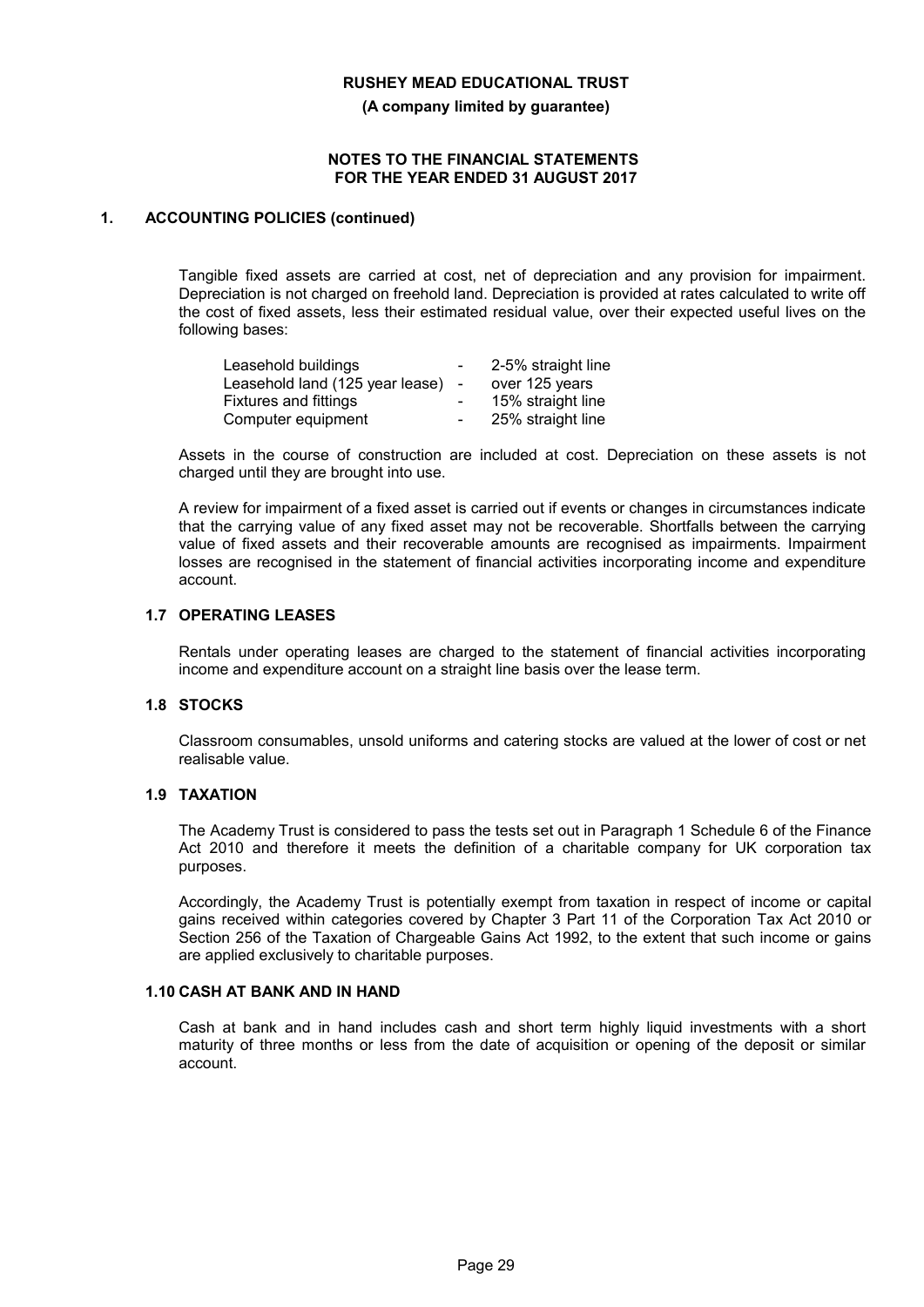## 1. ACCOUNTING POLICIES (continued)

Tangible fixed assets are carried at cost, net of depreciation and any provision for impairment. Depreciation is not charged on freehold land. Depreciation is provided at rates calculated to write off the cost of fixed assets, less their estimated residual value, over their expected useful lives on the following bases:

| | | |
|---|---|---|
| Leasehold buildings | - | 2-5% straight line |
| Leasehold land (125 year lease) | - | over 125 years |
| Fixtures and fittings | - | 15% straight line |
| Computer equipment | - | 25% straight line |

Assets in the course of construction are included at cost. Depreciation on these assets is not charged until they are brought into use.

A review for impairment of a fixed asset is carried out if events or changes in circumstances indicate that the carrying value of any fixed asset may not be recoverable. Shortfalls between the carrying value of fixed assets and their recoverable amounts are recognised as impairments. Impairment losses are recognised in the statement of financial activities incorporating income and expenditure account.

### 1.7 OPERATING LEASES

Rentals under operating leases are charged to the statement of financial activities incorporating income and expenditure account on a straight line basis over the lease term.

### 1.8 STOCKS

Classroom consumables, unsold uniforms and catering stocks are valued at the lower of cost or net realisable value.

### 1.9 TAXATION

The Academy Trust is considered to pass the tests set out in Paragraph 1 Schedule 6 of the Finance Act 2010 and therefore it meets the definition of a charitable company for UK corporation tax purposes.

Accordingly, the Academy Trust is potentially exempt from taxation in respect of income or capital gains received within categories covered by Chapter 3 Part 11 of the Corporation Tax Act 2010 or Section 256 of the Taxation of Chargeable Gains Act 1992, to the extent that such income or gains are applied exclusively to charitable purposes.

### 1.10 CASH AT BANK AND IN HAND

Cash at bank and in hand includes cash and short term highly liquid investments with a short maturity of three months or less from the date of acquisition or opening of the deposit or similar account.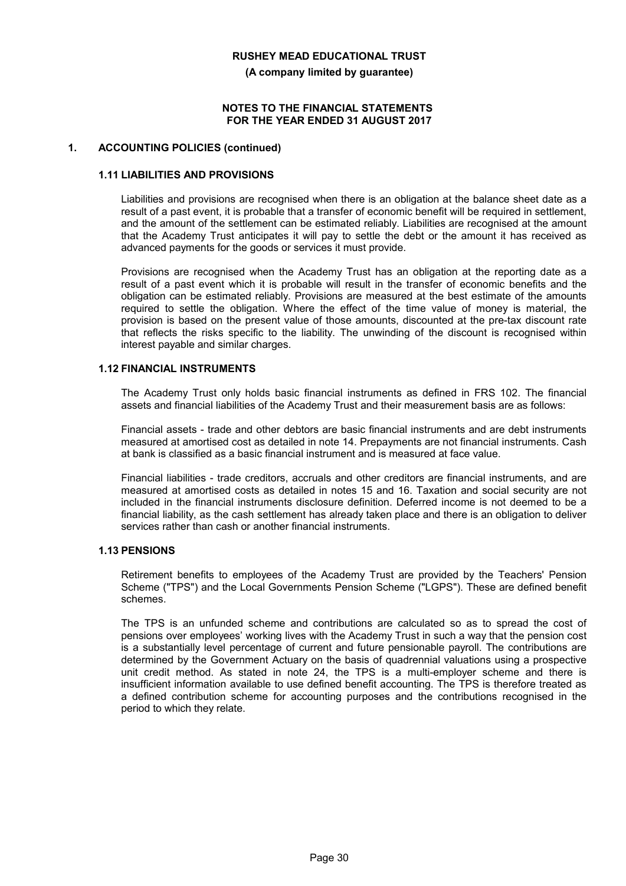## 1. ACCOUNTING POLICIES (continued)

### 1.11 LIABILITIES AND PROVISIONS

Liabilities and provisions are recognised when there is an obligation at the balance sheet date as a result of a past event, it is probable that a transfer of economic benefit will be required in settlement, and the amount of the settlement can be estimated reliably. Liabilities are recognised at the amount that the Academy Trust anticipates it will pay to settle the debt or the amount it has received as advanced payments for the goods or services it must provide.

Provisions are recognised when the Academy Trust has an obligation at the reporting date as a result of a past event which it is probable will result in the transfer of economic benefits and the obligation can be estimated reliably. Provisions are measured at the best estimate of the amounts required to settle the obligation. Where the effect of the time value of money is material, the provision is based on the present value of those amounts, discounted at the pre-tax discount rate that reflects the risks specific to the liability. The unwinding of the discount is recognised within interest payable and similar charges.

### 1.12 FINANCIAL INSTRUMENTS

The Academy Trust only holds basic financial instruments as defined in FRS 102. The financial assets and financial liabilities of the Academy Trust and their measurement basis are as follows:

Financial assets - trade and other debtors are basic financial instruments and are debt instruments measured at amortised cost as detailed in note 14. Prepayments are not financial instruments. Cash at bank is classified as a basic financial instrument and is measured at face value.

Financial liabilities - trade creditors, accruals and other creditors are financial instruments, and are measured at amortised costs as detailed in notes 15 and 16. Taxation and social security are not included in the financial instruments disclosure definition. Deferred income is not deemed to be a financial liability, as the cash settlement has already taken place and there is an obligation to deliver services rather than cash or another financial instruments.

### 1.13 PENSIONS

Retirement benefits to employees of the Academy Trust are provided by the Teachers' Pension Scheme ("TPS") and the Local Governments Pension Scheme ("LGPS"). These are defined benefit schemes.

The TPS is an unfunded scheme and contributions are calculated so as to spread the cost of pensions over employees' working lives with the Academy Trust in such a way that the pension cost is a substantially level percentage of current and future pensionable payroll. The contributions are determined by the Government Actuary on the basis of quadrennial valuations using a prospective unit credit method. As stated in note 24, the TPS is a multi-employer scheme and there is insufficient information available to use defined benefit accounting. The TPS is therefore treated as a defined contribution scheme for accounting purposes and the contributions recognised in the period to which they relate.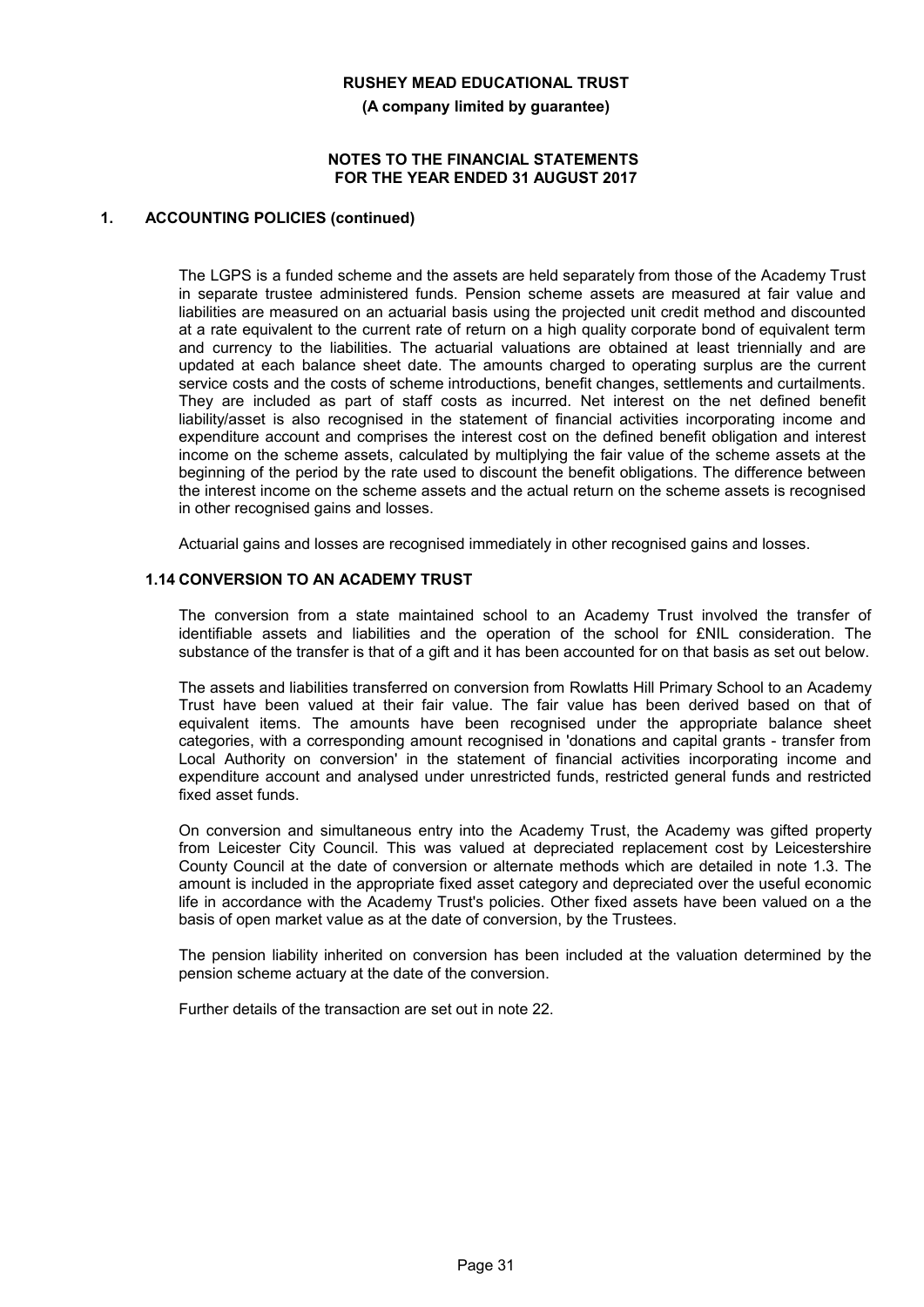## 1. ACCOUNTING POLICIES (continued)

The LGPS is a funded scheme and the assets are held separately from those of the Academy Trust in separate trustee administered funds. Pension scheme assets are measured at fair value and liabilities are measured on an actuarial basis using the projected unit credit method and discounted at a rate equivalent to the current rate of return on a high quality corporate bond of equivalent term and currency to the liabilities. The actuarial valuations are obtained at least triennially and are updated at each balance sheet date. The amounts charged to operating surplus are the current service costs and the costs of scheme introductions, benefit changes, settlements and curtailments. They are included as part of staff costs as incurred. Net interest on the net defined benefit liability/asset is also recognised in the statement of financial activities incorporating income and expenditure account and comprises the interest cost on the defined benefit obligation and interest income on the scheme assets, calculated by multiplying the fair value of the scheme assets at the beginning of the period by the rate used to discount the benefit obligations. The difference between the interest income on the scheme assets and the actual return on the scheme assets is recognised in other recognised gains and losses.

Actuarial gains and losses are recognised immediately in other recognised gains and losses.

### 1.14 CONVERSION TO AN ACADEMY TRUST

The conversion from a state maintained school to an Academy Trust involved the transfer of identifiable assets and liabilities and the operation of the school for £NIL consideration. The substance of the transfer is that of a gift and it has been accounted for on that basis as set out below.

The assets and liabilities transferred on conversion from Rowlatts Hill Primary School to an Academy Trust have been valued at their fair value. The fair value has been derived based on that of equivalent items. The amounts have been recognised under the appropriate balance sheet categories, with a corresponding amount recognised in 'donations and capital grants - transfer from Local Authority on conversion' in the statement of financial activities incorporating income and expenditure account and analysed under unrestricted funds, restricted general funds and restricted fixed asset funds.

On conversion and simultaneous entry into the Academy Trust, the Academy was gifted property from Leicester City Council. This was valued at depreciated replacement cost by Leicestershire County Council at the date of conversion or alternate methods which are detailed in note 1.3. The amount is included in the appropriate fixed asset category and depreciated over the useful economic life in accordance with the Academy Trust's policies. Other fixed assets have been valued on a the basis of open market value as at the date of conversion, by the Trustees.

The pension liability inherited on conversion has been included at the valuation determined by the pension scheme actuary at the date of the conversion.

Further details of the transaction are set out in note 22.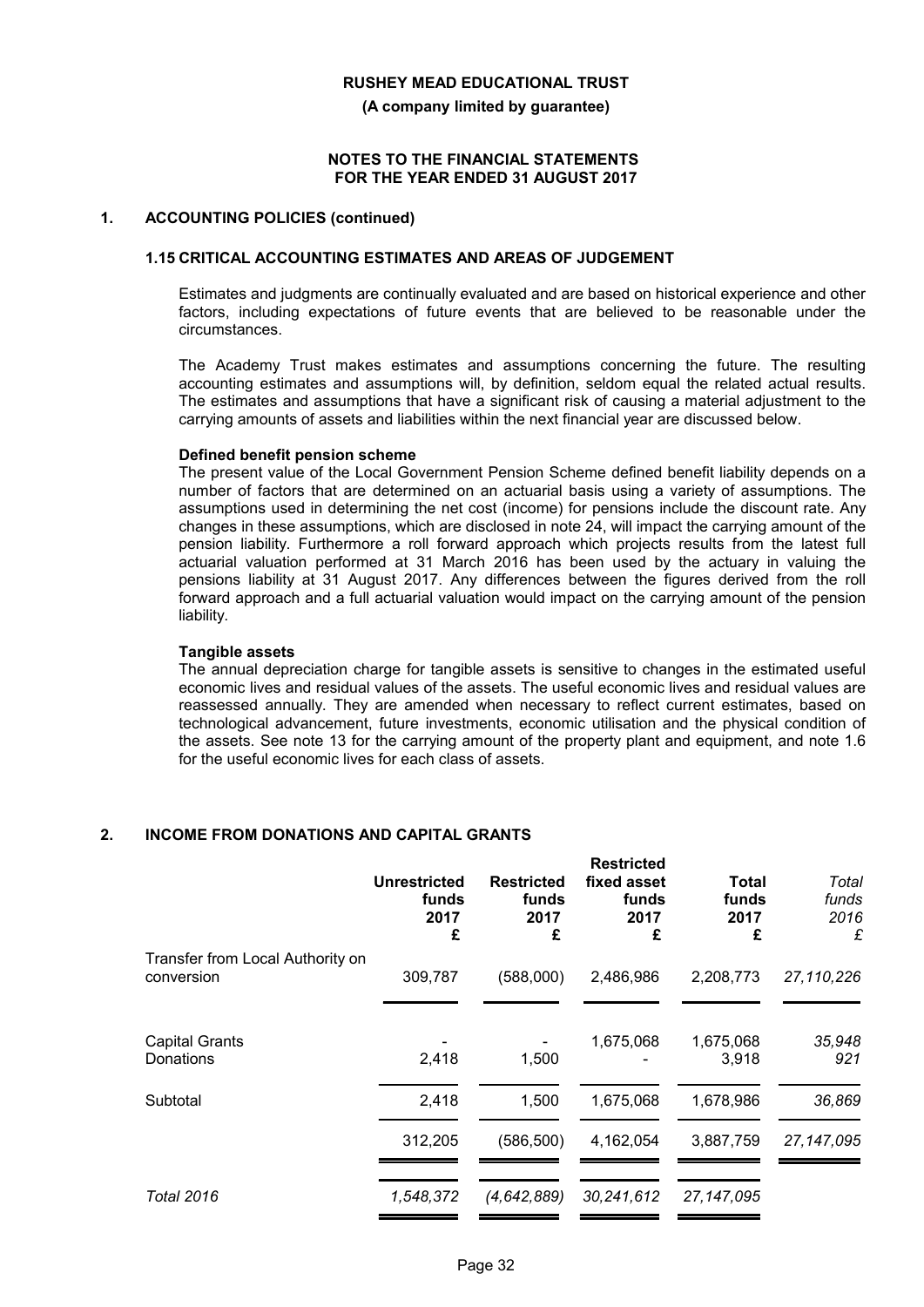**RUSHEY MEAD EDUCATIONAL TRUST**

**(A company limited by guarantee)**

**NOTES TO THE FINANCIAL STATEMENTS FOR THE YEAR ENDED 31 AUGUST 2017**

## 1. ACCOUNTING POLICIES (continued)

### 1.15 CRITICAL ACCOUNTING ESTIMATES AND AREAS OF JUDGEMENT

Estimates and judgments are continually evaluated and are based on historical experience and other factors, including expectations of future events that are believed to be reasonable under the circumstances.

The Academy Trust makes estimates and assumptions concerning the future. The resulting accounting estimates and assumptions will, by definition, seldom equal the related actual results. The estimates and assumptions that have a significant risk of causing a material adjustment to the carrying amounts of assets and liabilities within the next financial year are discussed below.

**Defined benefit pension scheme**

The present value of the Local Government Pension Scheme defined benefit liability depends on a number of factors that are determined on an actuarial basis using a variety of assumptions. The assumptions used in determining the net cost (income) for pensions include the discount rate. Any changes in these assumptions, which are disclosed in note 24, will impact the carrying amount of the pension liability. Furthermore a roll forward approach which projects results from the latest full actuarial valuation performed at 31 March 2016 has been used by the actuary in valuing the pensions liability at 31 August 2017. Any differences between the figures derived from the roll forward approach and a full actuarial valuation would impact on the carrying amount of the pension liability.

**Tangible assets**

The annual depreciation charge for tangible assets is sensitive to changes in the estimated useful economic lives and residual values of the assets. The useful economic lives and residual values are reassessed annually. They are amended when necessary to reflect current estimates, based on technological advancement, future investments, economic utilisation and the physical condition of the assets. See note 13 for the carrying amount of the property plant and equipment, and note 1.6 for the useful economic lives for each class of assets.

## 2. INCOME FROM DONATIONS AND CAPITAL GRANTS

| | **Unrestricted funds 2017 £** | **Restricted funds 2017 £** | **Restricted fixed asset funds 2017 £** | **Total funds 2017 £** | *Total funds 2016 £* |
|---|---|---|---|---|---|
| Transfer from Local Authority on conversion | 309,787 | (588,000) | 2,486,986 | 2,208,773 | *27,110,226* |
| Capital Grants | - | - | 1,675,068 | 1,675,068 | *35,948* |
| Donations | 2,418 | 1,500 | - | 3,918 | *921* |
| Subtotal | 2,418 | 1,500 | 1,675,068 | 1,678,986 | *36,869* |
| | 312,205 | (586,500) | 4,162,054 | 3,887,759 | *27,147,095* |
| *Total 2016* | *1,548,372* | *(4,642,889)* | *30,241,612* | *27,147,095* | |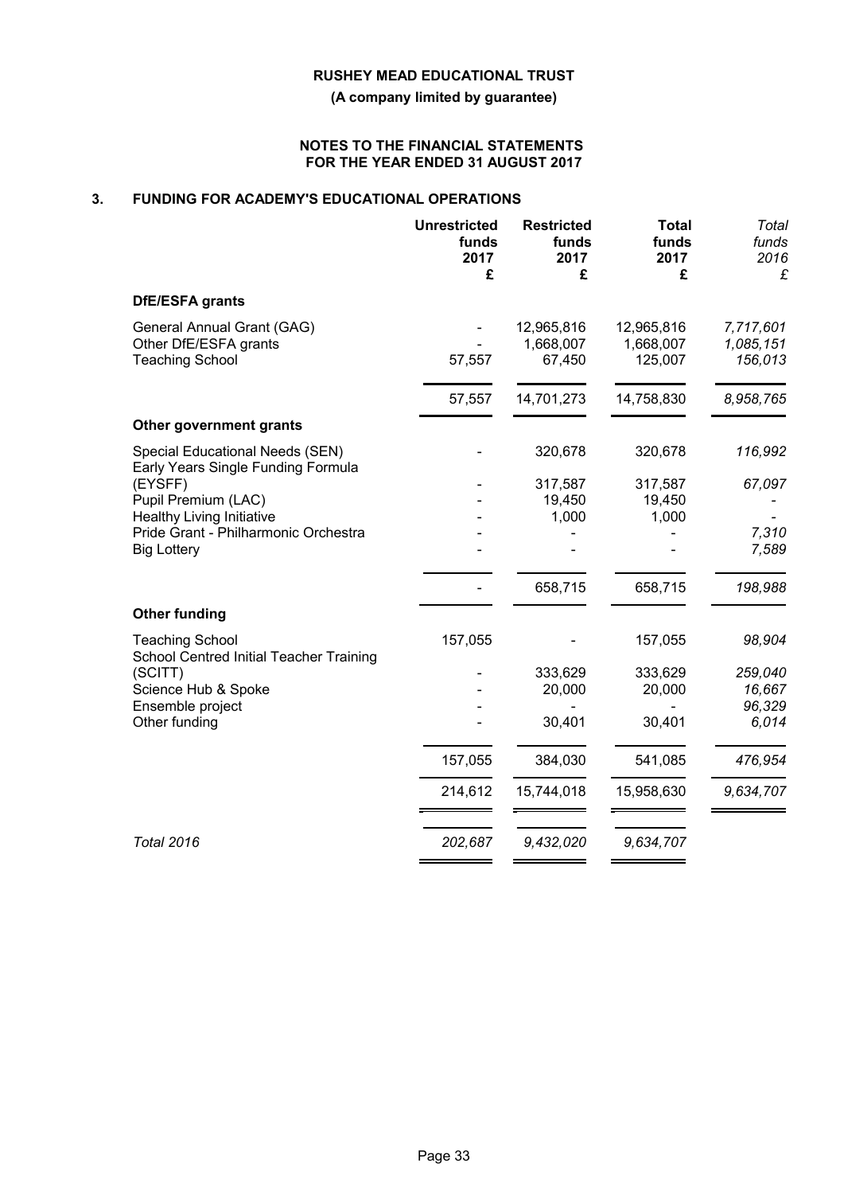# RUSHEY MEAD EDUCATIONAL TRUST

**(A company limited by guarantee)**

**NOTES TO THE FINANCIAL STATEMENTS FOR THE YEAR ENDED 31 AUGUST 2017**

## 3. FUNDING FOR ACADEMY'S EDUCATIONAL OPERATIONS

| | Unrestricted funds 2017 £ | Restricted funds 2017 £ | Total funds 2017 £ | *Total funds 2016 £* |
|---|---|---|---|---|
| **DfE/ESFA grants** | | | | |
| General Annual Grant (GAG) | - | 12,965,816 | 12,965,816 | *7,717,601* |
| Other DfE/ESFA grants | - | 1,668,007 | 1,668,007 | *1,085,151* |
| Teaching School | 57,557 | 67,450 | 125,007 | *156,013* |
| | 57,557 | 14,701,273 | 14,758,830 | *8,958,765* |
| **Other government grants** | | | | |
| Special Educational Needs (SEN) | - | 320,678 | 320,678 | *116,992* |
| Early Years Single Funding Formula (EYSFF) | - | 317,587 | 317,587 | *67,097* |
| Pupil Premium (LAC) | - | 19,450 | 19,450 | *-* |
| Healthy Living Initiative | - | 1,000 | 1,000 | *-* |
| Pride Grant - Philharmonic Orchestra | - | - | - | *7,310* |
| Big Lottery | - | - | - | *7,589* |
| | - | 658,715 | 658,715 | *198,988* |
| **Other funding** | | | | |
| Teaching School | 157,055 | - | 157,055 | *98,904* |
| School Centred Initial Teacher Training (SCITT) | - | 333,629 | 333,629 | *259,040* |
| Science Hub & Spoke | - | 20,000 | 20,000 | *16,667* |
| Ensemble project | - | - | - | *96,329* |
| Other funding | - | 30,401 | 30,401 | *6,014* |
| | 157,055 | 384,030 | 541,085 | *476,954* |
| | 214,612 | 15,744,018 | 15,958,630 | *9,634,707* |
| *Total 2016* | *202,687* | *9,432,020* | *9,634,707* | |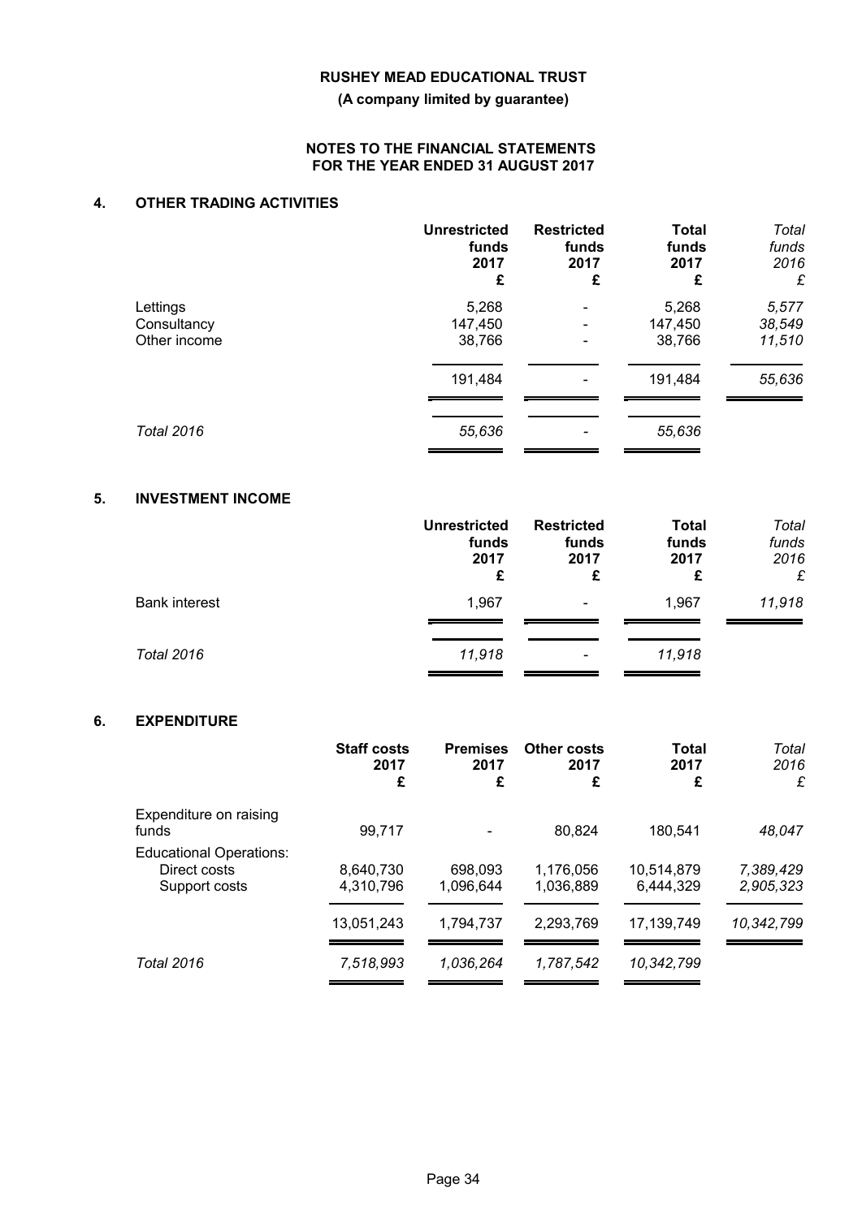# RUSHEY MEAD EDUCATIONAL TRUST

**(A company limited by guarantee)**

**NOTES TO THE FINANCIAL STATEMENTS FOR THE YEAR ENDED 31 AUGUST 2017**

## 4. OTHER TRADING ACTIVITIES

| | Unrestricted funds 2017 £ | Restricted funds 2017 £ | Total funds 2017 £ | *Total funds 2016 £* |
|---|---|---|---|---|
| Lettings | 5,268 | - | 5,268 | *5,577* |
| Consultancy | 147,450 | - | 147,450 | *38,549* |
| Other income | 38,766 | - | 38,766 | *11,510* |
| | 191,484 | - | 191,484 | *55,636* |
| *Total 2016* | *55,636* | - | *55,636* | |

## 5. INVESTMENT INCOME

| | Unrestricted funds 2017 £ | Restricted funds 2017 £ | Total funds 2017 £ | *Total funds 2016 £* |
|---|---|---|---|---|
| Bank interest | 1,967 | - | 1,967 | *11,918* |
| *Total 2016* | *11,918* | - | *11,918* | |

## 6. EXPENDITURE

| | Staff costs 2017 £ | Premises 2017 £ | Other costs 2017 £ | Total 2017 £ | *Total 2016 £* |
|---|---|---|---|---|---|
| Expenditure on raising funds | 99,717 | - | 80,824 | 180,541 | *48,047* |
| Educational Operations: | | | | | |
| Direct costs | 8,640,730 | 698,093 | 1,176,056 | 10,514,879 | *7,389,429* |
| Support costs | 4,310,796 | 1,096,644 | 1,036,889 | 6,444,329 | *2,905,323* |
| | 13,051,243 | 1,794,737 | 2,293,769 | 17,139,749 | *10,342,799* |
| *Total 2016* | *7,518,993* | *1,036,264* | *1,787,542* | *10,342,799* | |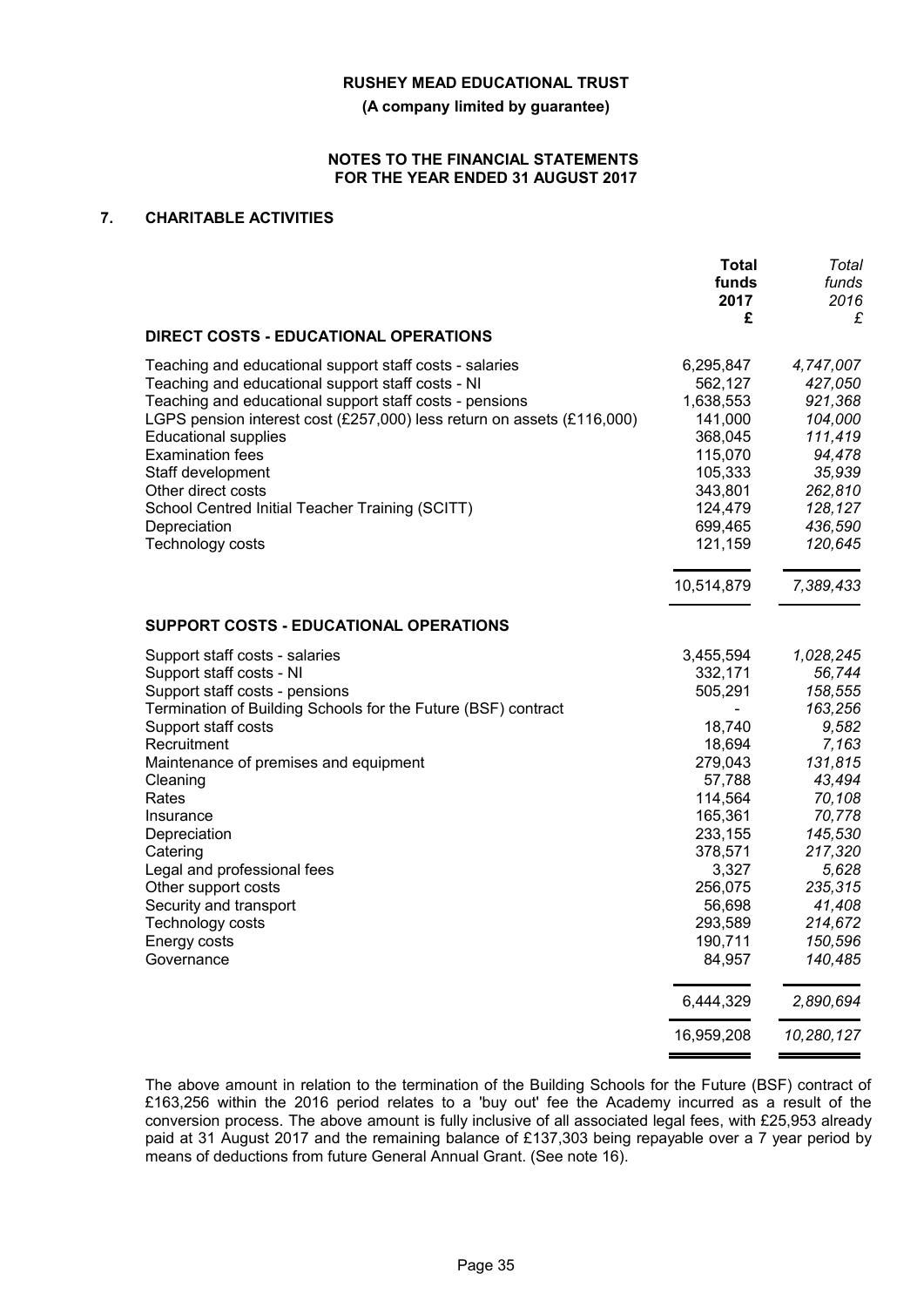**RUSHEY MEAD EDUCATIONAL TRUST**

**(A company limited by guarantee)**

**NOTES TO THE FINANCIAL STATEMENTS FOR THE YEAR ENDED 31 AUGUST 2017**

## 7. CHARITABLE ACTIVITIES

| | **Total funds 2017 £** | *Total funds 2016 £* |
|---|---|---|
| **DIRECT COSTS - EDUCATIONAL OPERATIONS** | | |
| Teaching and educational support staff costs - salaries | 6,295,847 | *4,747,007* |
| Teaching and educational support staff costs - NI | 562,127 | *427,050* |
| Teaching and educational support staff costs - pensions | 1,638,553 | *921,368* |
| LGPS pension interest cost (£257,000) less return on assets (£116,000) | 141,000 | *104,000* |
| Educational supplies | 368,045 | *111,419* |
| Examination fees | 115,070 | *94,478* |
| Staff development | 105,333 | *35,939* |
| Other direct costs | 343,801 | *262,810* |
| School Centred Initial Teacher Training (SCITT) | 124,479 | *128,127* |
| Depreciation | 699,465 | *436,590* |
| Technology costs | 121,159 | *120,645* |
| | 10,514,879 | *7,389,433* |
| **SUPPORT COSTS - EDUCATIONAL OPERATIONS** | | |
| Support staff costs - salaries | 3,455,594 | *1,028,245* |
| Support staff costs - NI | 332,171 | *56,744* |
| Support staff costs - pensions | 505,291 | *158,555* |
| Termination of Building Schools for the Future (BSF) contract | - | *163,256* |
| Support staff costs | 18,740 | *9,582* |
| Recruitment | 18,694 | *7,163* |
| Maintenance of premises and equipment | 279,043 | *131,815* |
| Cleaning | 57,788 | *43,494* |
| Rates | 114,564 | *70,108* |
| Insurance | 165,361 | *70,778* |
| Depreciation | 233,155 | *145,530* |
| Catering | 378,571 | *217,320* |
| Legal and professional fees | 3,327 | *5,628* |
| Other support costs | 256,075 | *235,315* |
| Security and transport | 56,698 | *41,408* |
| Technology costs | 293,589 | *214,672* |
| Energy costs | 190,711 | *150,596* |
| Governance | 84,957 | *140,485* |
| | 6,444,329 | *2,890,694* |
| | 16,959,208 | *10,280,127* |

The above amount in relation to the termination of the Building Schools for the Future (BSF) contract of £163,256 within the 2016 period relates to a 'buy out' fee the Academy incurred as a result of the conversion process. The above amount is fully inclusive of all associated legal fees, with £25,953 already paid at 31 August 2017 and the remaining balance of £137,303 being repayable over a 7 year period by means of deductions from future General Annual Grant. (See note 16).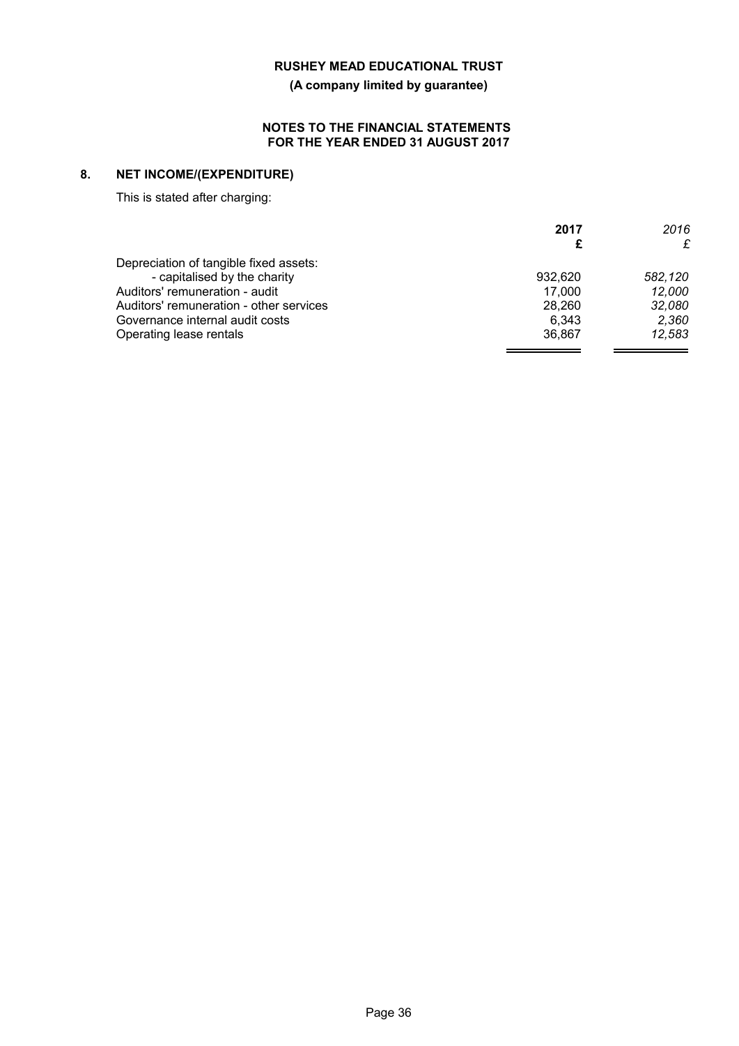**RUSHEY MEAD EDUCATIONAL TRUST**

**(A company limited by guarantee)**

**NOTES TO THE FINANCIAL STATEMENTS FOR THE YEAR ENDED 31 AUGUST 2017**

## 8. NET INCOME/(EXPENDITURE)

This is stated after charging:

| | **2017** **£** | *2016* *£* |
|---|---|---|
| Depreciation of tangible fixed assets: | | |
| - capitalised by the charity | 932,620 | *582,120* |
| Auditors' remuneration - audit | 17,000 | *12,000* |
| Auditors' remuneration - other services | 28,260 | *32,080* |
| Governance internal audit costs | 6,343 | *2,360* |
| Operating lease rentals | 36,867 | *12,583* |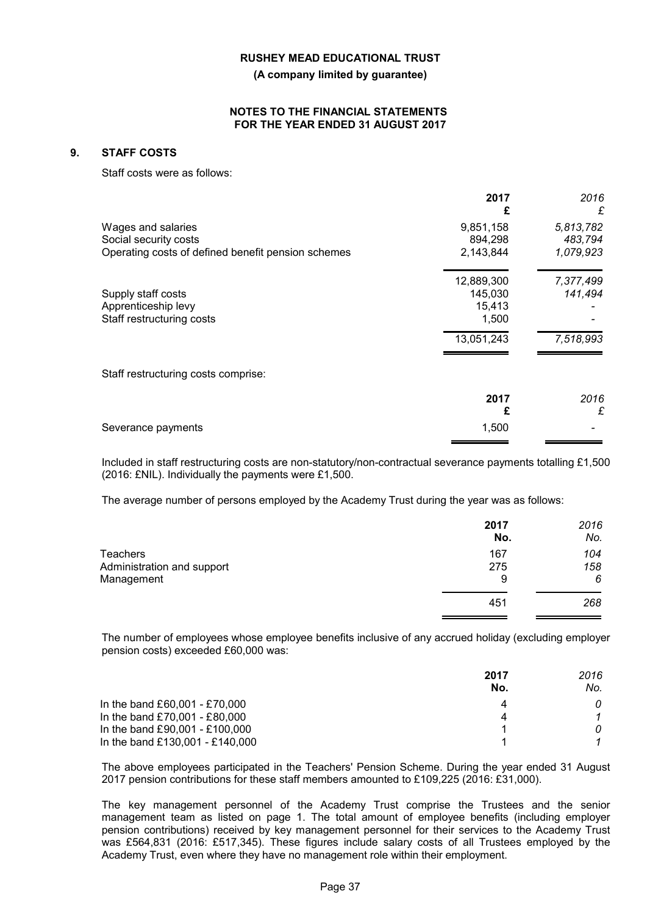**RUSHEY MEAD EDUCATIONAL TRUST**

**(A company limited by guarantee)**

**NOTES TO THE FINANCIAL STATEMENTS FOR THE YEAR ENDED 31 AUGUST 2017**

## 9. STAFF COSTS

Staff costs were as follows:

| | **2017** **£** | *2016* *£* |
|---|---|---|
| Wages and salaries | 9,851,158 | *5,813,782* |
| Social security costs | 894,298 | *483,794* |
| Operating costs of defined benefit pension schemes | 2,143,844 | *1,079,923* |
| | 12,889,300 | *7,377,499* |
| Supply staff costs | 145,030 | *141,494* |
| Apprenticeship levy | 15,413 | *-* |
| Staff restructuring costs | 1,500 | *-* |
| | 13,051,243 | *7,518,993* |

Staff restructuring costs comprise:

| | **2017** **£** | *2016* *£* |
|---|---|---|
| Severance payments | 1,500 | *-* |

Included in staff restructuring costs are non-statutory/non-contractual severance payments totalling £1,500 (2016: £NIL). Individually the payments were £1,500.

The average number of persons employed by the Academy Trust during the year was as follows:

| | **2017** **No.** | *2016* *No.* |
|---|---|---|
| Teachers | 167 | *104* |
| Administration and support | 275 | *158* |
| Management | 9 | *6* |
| | 451 | *268* |

The number of employees whose employee benefits inclusive of any accrued holiday (excluding employer pension costs) exceeded £60,000 was:

| | **2017** **No.** | *2016* *No.* |
|---|---|---|
| In the band £60,001 - £70,000 | 4 | *0* |
| In the band £70,001 - £80,000 | 4 | *1* |
| In the band £90,001 - £100,000 | 1 | *0* |
| In the band £130,001 - £140,000 | 1 | *1* |

The above employees participated in the Teachers' Pension Scheme. During the year ended 31 August 2017 pension contributions for these staff members amounted to £109,225 (2016: £31,000).

The key management personnel of the Academy Trust comprise the Trustees and the senior management team as listed on page 1. The total amount of employee benefits (including employer pension contributions) received by key management personnel for their services to the Academy Trust was £564,831 (2016: £517,345). These figures include salary costs of all Trustees employed by the Academy Trust, even where they have no management role within their employment.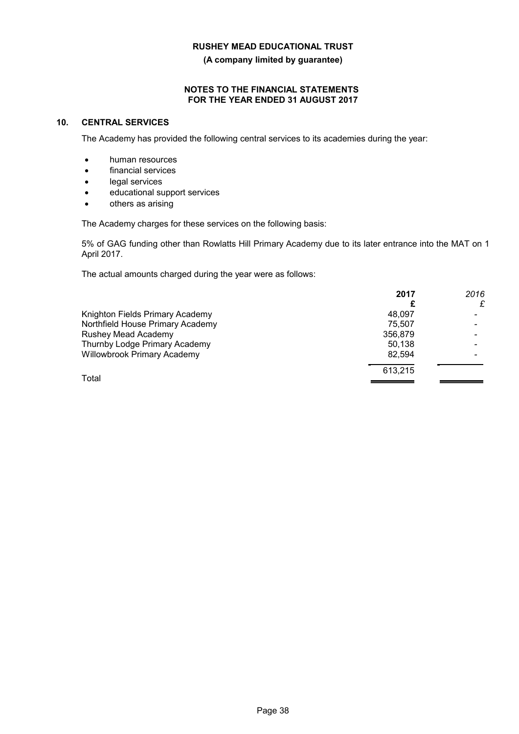## 10. CENTRAL SERVICES

The Academy has provided the following central services to its academies during the year:

- human resources
- financial services
- legal services
- educational support services
- others as arising

The Academy charges for these services on the following basis:

5% of GAG funding other than Rowlatts Hill Primary Academy due to its later entrance into the MAT on 1 April 2017.

The actual amounts charged during the year were as follows:

| | 2017<br>£ | *2016*<br>*£* |
|---|---|---|
| Knighton Fields Primary Academy | 48,097 | - |
| Northfield House Primary Academy | 75,507 | - |
| Rushey Mead Academy | 356,879 | - |
| Thurnby Lodge Primary Academy | 50,138 | - |
| Willowbrook Primary Academy | 82,594 | - |
| Total | 613,215 | |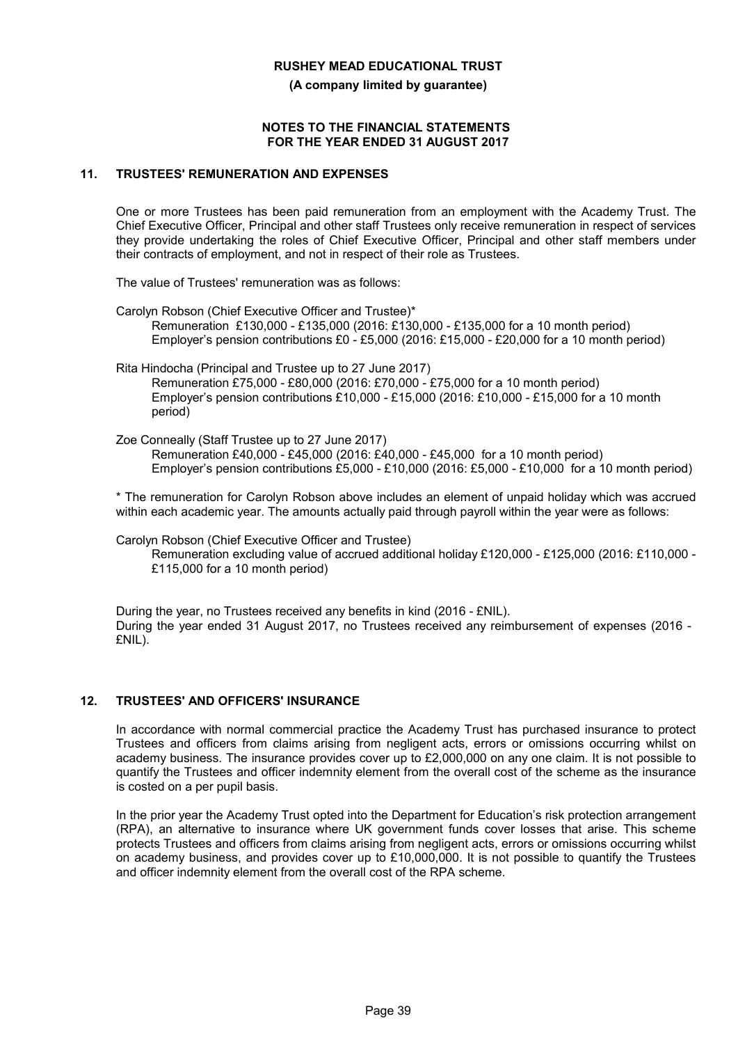## 11. TRUSTEES' REMUNERATION AND EXPENSES

One or more Trustees has been paid remuneration from an employment with the Academy Trust. The Chief Executive Officer, Principal and other staff Trustees only receive remuneration in respect of services they provide undertaking the roles of Chief Executive Officer, Principal and other staff members under their contracts of employment, and not in respect of their role as Trustees.

The value of Trustees' remuneration was as follows:

Carolyn Robson (Chief Executive Officer and Trustee)*
Remuneration £130,000 - £135,000 (2016: £130,000 - £135,000 for a 10 month period)
Employer's pension contributions £0 - £5,000 (2016: £15,000 - £20,000 for a 10 month period)

Rita Hindocha (Principal and Trustee up to 27 June 2017)
Remuneration £75,000 - £80,000 (2016: £70,000 - £75,000 for a 10 month period)
Employer's pension contributions £10,000 - £15,000 (2016: £10,000 - £15,000 for a 10 month period)

Zoe Conneally (Staff Trustee up to 27 June 2017)
Remuneration £40,000 - £45,000 (2016: £40,000 - £45,000 for a 10 month period)
Employer's pension contributions £5,000 - £10,000 (2016: £5,000 - £10,000 for a 10 month period)

* The remuneration for Carolyn Robson above includes an element of unpaid holiday which was accrued within each academic year. The amounts actually paid through payroll within the year were as follows:

Carolyn Robson (Chief Executive Officer and Trustee)
Remuneration excluding value of accrued additional holiday £120,000 - £125,000 (2016: £110,000 - £115,000 for a 10 month period)

During the year, no Trustees received any benefits in kind (2016 - £NIL).
During the year ended 31 August 2017, no Trustees received any reimbursement of expenses (2016 - £NIL).

## 12. TRUSTEES' AND OFFICERS' INSURANCE

In accordance with normal commercial practice the Academy Trust has purchased insurance to protect Trustees and officers from claims arising from negligent acts, errors or omissions occurring whilst on academy business. The insurance provides cover up to £2,000,000 on any one claim. It is not possible to quantify the Trustees and officer indemnity element from the overall cost of the scheme as the insurance is costed on a per pupil basis.

In the prior year the Academy Trust opted into the Department for Education's risk protection arrangement (RPA), an alternative to insurance where UK government funds cover losses that arise. This scheme protects Trustees and officers from claims arising from negligent acts, errors or omissions occurring whilst on academy business, and provides cover up to £10,000,000. It is not possible to quantify the Trustees and officer indemnity element from the overall cost of the RPA scheme.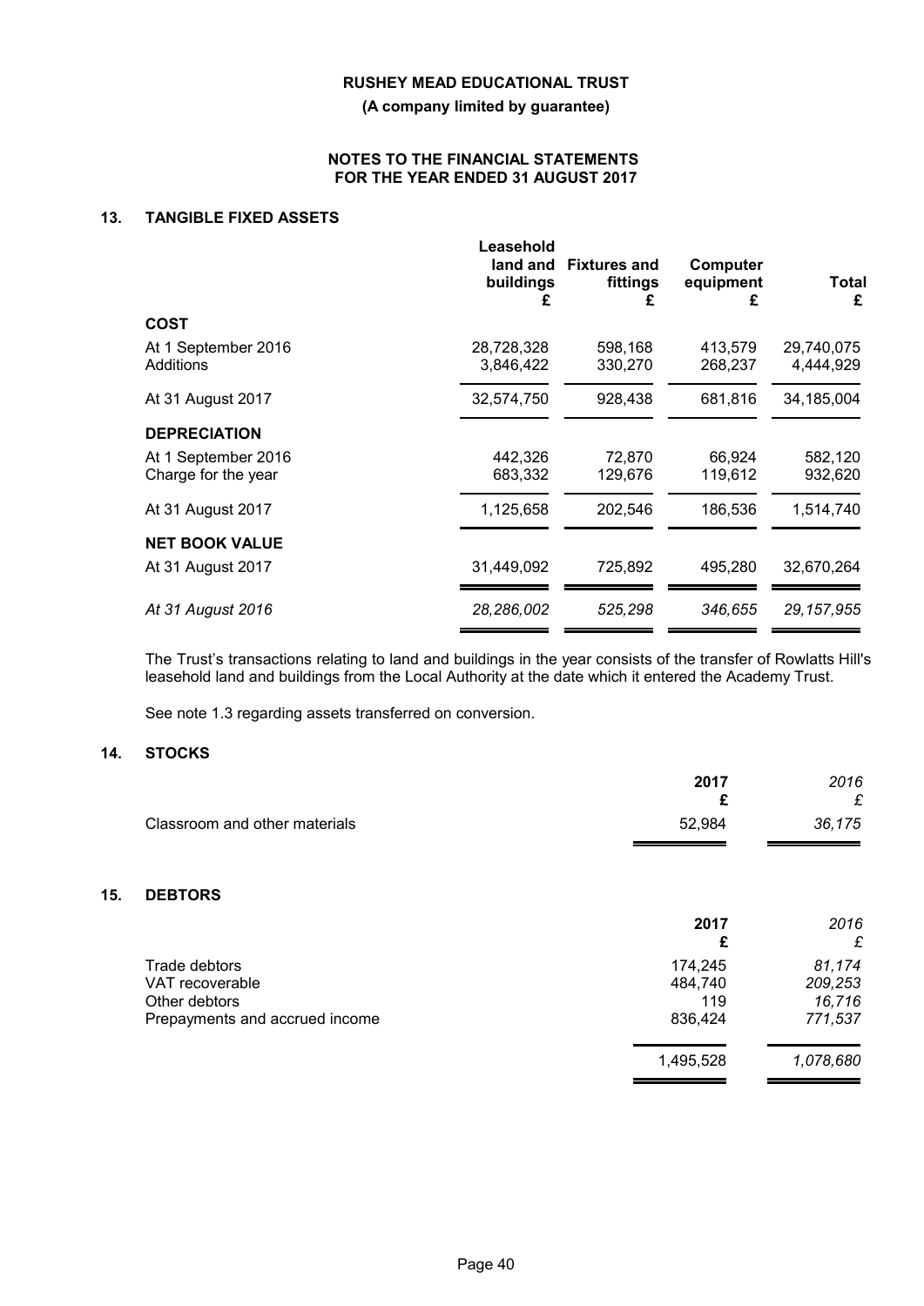RUSHEY MEAD EDUCATIONAL TRUST

(A company limited by guarantee)

NOTES TO THE FINANCIAL STATEMENTS
FOR THE YEAR ENDED 31 AUGUST 2017

## 13. TANGIBLE FIXED ASSETS

| | Leasehold land and buildings £ | Fixtures and fittings £ | Computer equipment £ | Total £ |
|---|---|---|---|---|
| **COST** | | | | |
| At 1 September 2016 | 28,728,328 | 598,168 | 413,579 | 29,740,075 |
| Additions | 3,846,422 | 330,270 | 268,237 | 4,444,929 |
| At 31 August 2017 | 32,574,750 | 928,438 | 681,816 | 34,185,004 |
| **DEPRECIATION** | | | | |
| At 1 September 2016 | 442,326 | 72,870 | 66,924 | 582,120 |
| Charge for the year | 683,332 | 129,676 | 119,612 | 932,620 |
| At 31 August 2017 | 1,125,658 | 202,546 | 186,536 | 1,514,740 |
| **NET BOOK VALUE** | | | | |
| At 31 August 2017 | 31,449,092 | 725,892 | 495,280 | 32,670,264 |
| *At 31 August 2016* | *28,286,002* | *525,298* | *346,655* | *29,157,955* |

The Trust's transactions relating to land and buildings in the year consists of the transfer of Rowlatts Hill's leasehold land and buildings from the Local Authority at the date which it entered the Academy Trust.

See note 1.3 regarding assets transferred on conversion.

## 14. STOCKS

| | 2017 £ | *2016 £* |
|---|---|---|
| Classroom and other materials | 52,984 | *36,175* |

## 15. DEBTORS

| | 2017 £ | *2016 £* |
|---|---|---|
| Trade debtors | 174,245 | *81,174* |
| VAT recoverable | 484,740 | *209,253* |
| Other debtors | 119 | *16,716* |
| Prepayments and accrued income | 836,424 | *771,537* |
| | 1,495,528 | *1,078,680* |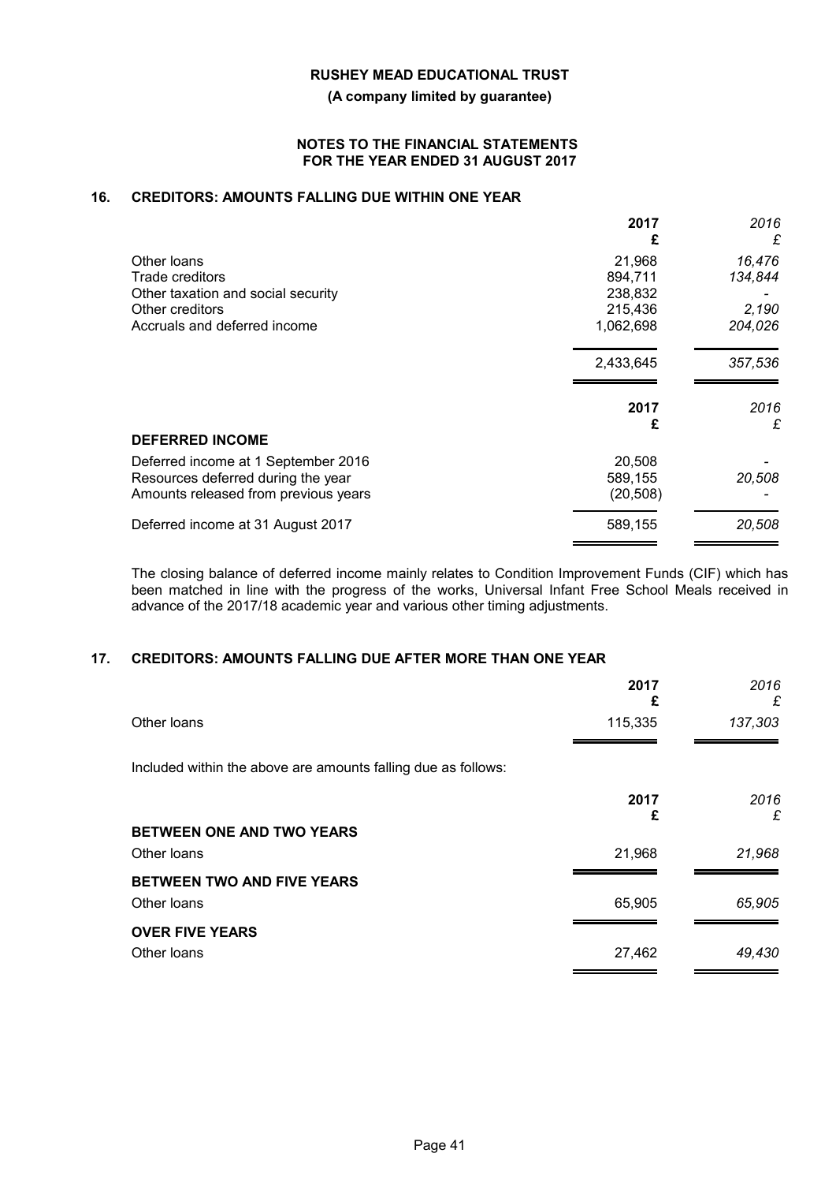**RUSHEY MEAD EDUCATIONAL TRUST**

**(A company limited by guarantee)**

**NOTES TO THE FINANCIAL STATEMENTS FOR THE YEAR ENDED 31 AUGUST 2017**

## 16. CREDITORS: AMOUNTS FALLING DUE WITHIN ONE YEAR

| | **2017 £** | *2016 £* |
|---|---|---|
| Other loans | 21,968 | *16,476* |
| Trade creditors | 894,711 | *134,844* |
| Other taxation and social security | 238,832 | *-* |
| Other creditors | 215,436 | *2,190* |
| Accruals and deferred income | 1,062,698 | *204,026* |
| | 2,433,645 | *357,536* |

| | **2017 £** | *2016 £* |
|---|---|---|
| **DEFERRED INCOME** | | |
| Deferred income at 1 September 2016 | 20,508 | *-* |
| Resources deferred during the year | 589,155 | *20,508* |
| Amounts released from previous years | (20,508) | *-* |
| Deferred income at 31 August 2017 | 589,155 | *20,508* |

The closing balance of deferred income mainly relates to Condition Improvement Funds (CIF) which has been matched in line with the progress of the works, Universal Infant Free School Meals received in advance of the 2017/18 academic year and various other timing adjustments.

## 17. CREDITORS: AMOUNTS FALLING DUE AFTER MORE THAN ONE YEAR

| | **2017 £** | *2016 £* |
|---|---|---|
| Other loans | 115,335 | *137,303* |

Included within the above are amounts falling due as follows:

| | **2017 £** | *2016 £* |
|---|---|---|
| **BETWEEN ONE AND TWO YEARS** | | |
| Other loans | 21,968 | *21,968* |
| **BETWEEN TWO AND FIVE YEARS** | | |
| Other loans | 65,905 | *65,905* |
| **OVER FIVE YEARS** | | |
| Other loans | 27,462 | *49,430* |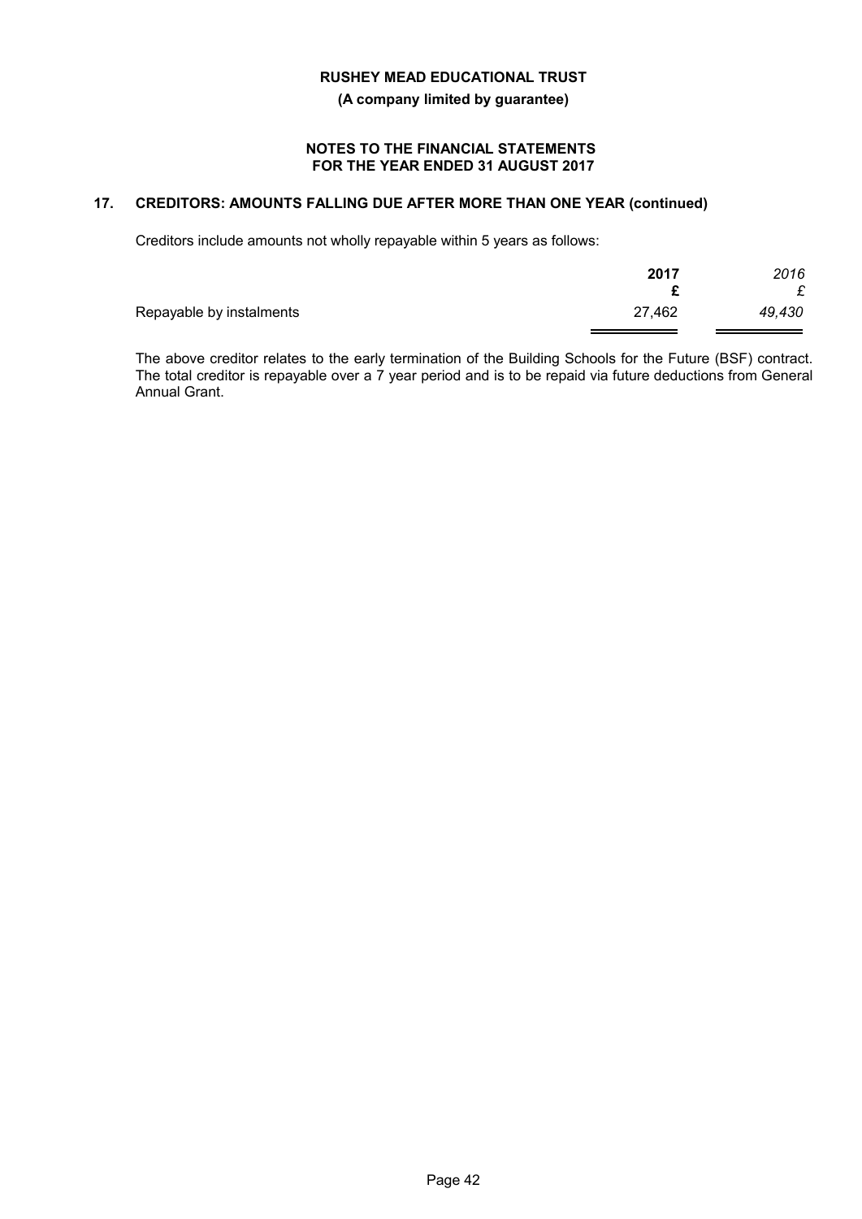**RUSHEY MEAD EDUCATIONAL TRUST**

**(A company limited by guarantee)**

**NOTES TO THE FINANCIAL STATEMENTS FOR THE YEAR ENDED 31 AUGUST 2017**

## 17. CREDITORS: AMOUNTS FALLING DUE AFTER MORE THAN ONE YEAR (continued)

Creditors include amounts not wholly repayable within 5 years as follows:

| | **2017** | *2016* |
|---|---|---|
| | **£** | *£* |
| Repayable by instalments | 27,462 | *49,430* |

The above creditor relates to the early termination of the Building Schools for the Future (BSF) contract. The total creditor is repayable over a 7 year period and is to be repaid via future deductions from General Annual Grant.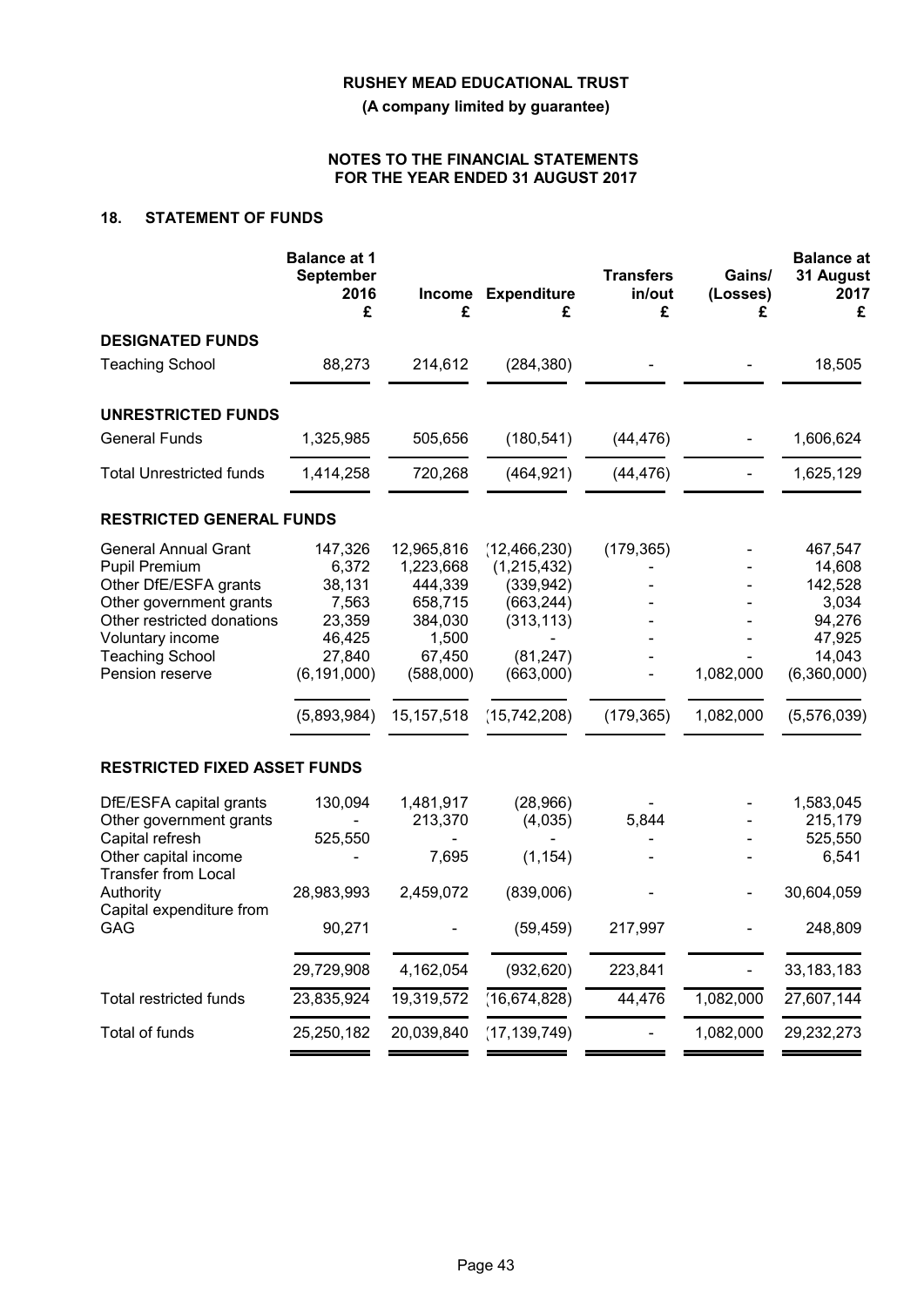**RUSHEY MEAD EDUCATIONAL TRUST**

**(A company limited by guarantee)**

**NOTES TO THE FINANCIAL STATEMENTS FOR THE YEAR ENDED 31 AUGUST 2017**

## 18. STATEMENT OF FUNDS

| | Balance at 1 September 2016 £ | Income £ | Expenditure £ | Transfers in/out £ | Gains/ (Losses) £ | Balance at 31 August 2017 £ |
|---|---|---|---|---|---|---|
| **DESIGNATED FUNDS** | | | | | | |
| Teaching School | 88,273 | 214,612 | (284,380) | - | - | 18,505 |
| **UNRESTRICTED FUNDS** | | | | | | |
| General Funds | 1,325,985 | 505,656 | (180,541) | (44,476) | - | 1,606,624 |
| Total Unrestricted funds | 1,414,258 | 720,268 | (464,921) | (44,476) | - | 1,625,129 |
| **RESTRICTED GENERAL FUNDS** | | | | | | |
| General Annual Grant | 147,326 | 12,965,816 | (12,466,230) | (179,365) | - | 467,547 |
| Pupil Premium | 6,372 | 1,223,668 | (1,215,432) | - | - | 14,608 |
| Other DfE/ESFA grants | 38,131 | 444,339 | (339,942) | - | - | 142,528 |
| Other government grants | 7,563 | 658,715 | (663,244) | - | - | 3,034 |
| Other restricted donations | 23,359 | 384,030 | (313,113) | - | - | 94,276 |
| Voluntary income | 46,425 | 1,500 | - | - | - | 47,925 |
| Teaching School | 27,840 | 67,450 | (81,247) | - | - | 14,043 |
| Pension reserve | (6,191,000) | (588,000) | (663,000) | - | 1,082,000 | (6,360,000) |
| | (5,893,984) | 15,157,518 | (15,742,208) | (179,365) | 1,082,000 | (5,576,039) |
| **RESTRICTED FIXED ASSET FUNDS** | | | | | | |
| DfE/ESFA capital grants | 130,094 | 1,481,917 | (28,966) | - | - | 1,583,045 |
| Other government grants | - | 213,370 | (4,035) | 5,844 | - | 215,179 |
| Capital refresh | 525,550 | - | - | - | - | 525,550 |
| Other capital income | - | 7,695 | (1,154) | - | - | 6,541 |
| Transfer from Local Authority | 28,983,993 | 2,459,072 | (839,006) | - | - | 30,604,059 |
| Capital expenditure from GAG | 90,271 | - | (59,459) | 217,997 | - | 248,809 |
| | 29,729,908 | 4,162,054 | (932,620) | 223,841 | - | 33,183,183 |
| Total restricted funds | 23,835,924 | 19,319,572 | (16,674,828) | 44,476 | 1,082,000 | 27,607,144 |
| Total of funds | 25,250,182 | 20,039,840 | (17,139,749) | - | 1,082,000 | 29,232,273 |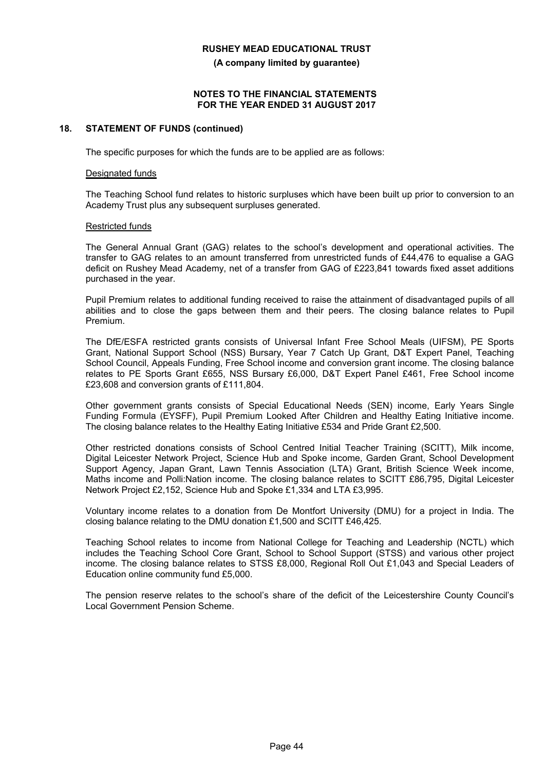## 18. STATEMENT OF FUNDS (continued)

The specific purposes for which the funds are to be applied are as follows:

Designated funds

The Teaching School fund relates to historic surpluses which have been built up prior to conversion to an Academy Trust plus any subsequent surpluses generated.

Restricted funds

The General Annual Grant (GAG) relates to the school's development and operational activities. The transfer to GAG relates to an amount transferred from unrestricted funds of £44,476 to equalise a GAG deficit on Rushey Mead Academy, net of a transfer from GAG of £223,841 towards fixed asset additions purchased in the year.

Pupil Premium relates to additional funding received to raise the attainment of disadvantaged pupils of all abilities and to close the gaps between them and their peers. The closing balance relates to Pupil Premium.

The DfE/ESFA restricted grants consists of Universal Infant Free School Meals (UIFSM), PE Sports Grant, National Support School (NSS) Bursary, Year 7 Catch Up Grant, D&T Expert Panel, Teaching School Council, Appeals Funding, Free School income and conversion grant income. The closing balance relates to PE Sports Grant £655, NSS Bursary £6,000, D&T Expert Panel £461, Free School income £23,608 and conversion grants of £111,804.

Other government grants consists of Special Educational Needs (SEN) income, Early Years Single Funding Formula (EYSFF), Pupil Premium Looked After Children and Healthy Eating Initiative income. The closing balance relates to the Healthy Eating Initiative £534 and Pride Grant £2,500.

Other restricted donations consists of School Centred Initial Teacher Training (SCITT), Milk income, Digital Leicester Network Project, Science Hub and Spoke income, Garden Grant, School Development Support Agency, Japan Grant, Lawn Tennis Association (LTA) Grant, British Science Week income, Maths income and Polli:Nation income. The closing balance relates to SCITT £86,795, Digital Leicester Network Project £2,152, Science Hub and Spoke £1,334 and LTA £3,995.

Voluntary income relates to a donation from De Montfort University (DMU) for a project in India. The closing balance relating to the DMU donation £1,500 and SCITT £46,425.

Teaching School relates to income from National College for Teaching and Leadership (NCTL) which includes the Teaching School Core Grant, School to School Support (STSS) and various other project income. The closing balance relates to STSS £8,000, Regional Roll Out £1,043 and Special Leaders of Education online community fund £5,000.

The pension reserve relates to the school's share of the deficit of the Leicestershire County Council's Local Government Pension Scheme.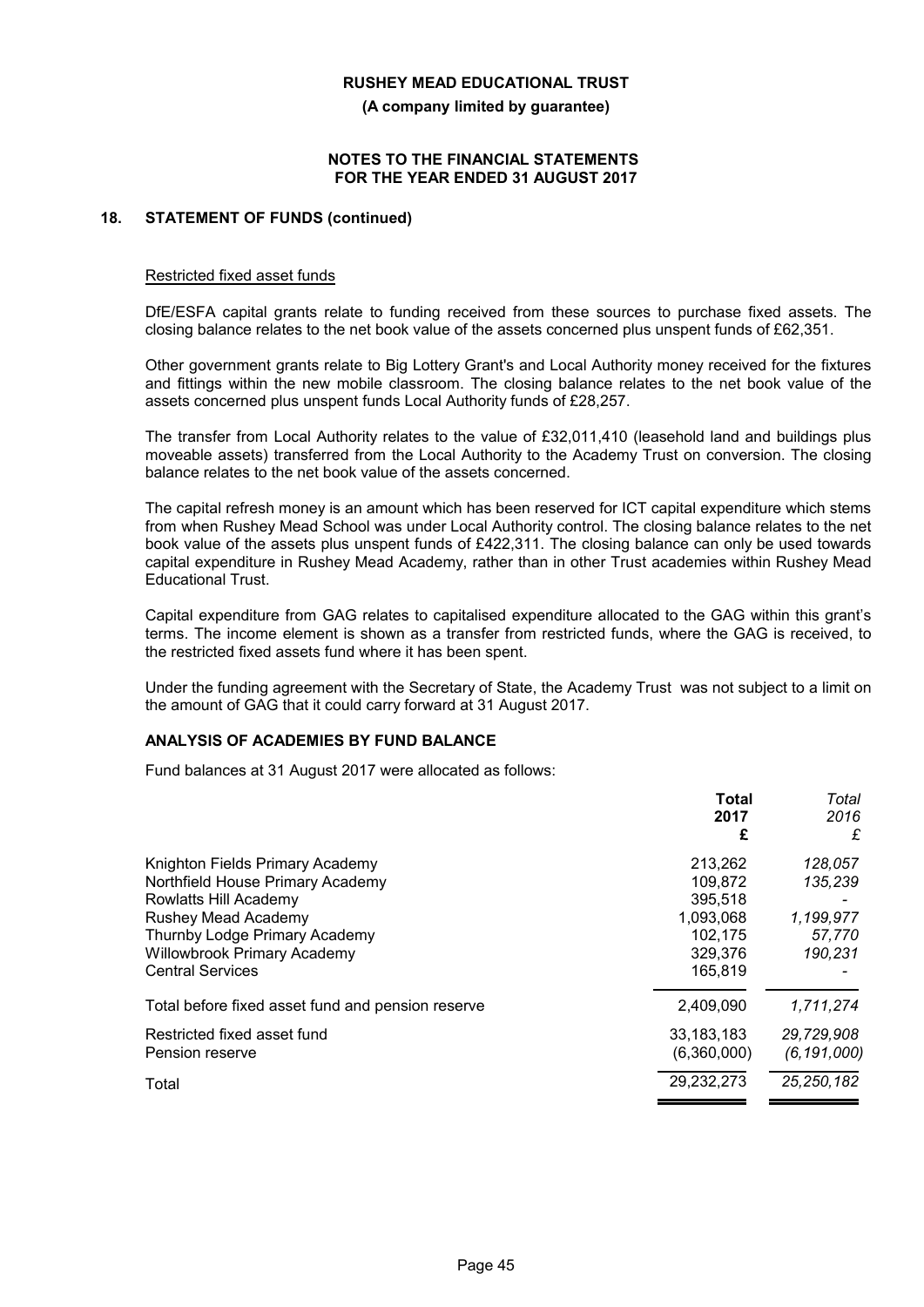## 18. STATEMENT OF FUNDS (continued)

Restricted fixed asset funds

DfE/ESFA capital grants relate to funding received from these sources to purchase fixed assets. The closing balance relates to the net book value of the assets concerned plus unspent funds of £62,351.

Other government grants relate to Big Lottery Grant's and Local Authority money received for the fixtures and fittings within the new mobile classroom. The closing balance relates to the net book value of the assets concerned plus unspent funds Local Authority funds of £28,257.

The transfer from Local Authority relates to the value of £32,011,410 (leasehold land and buildings plus moveable assets) transferred from the Local Authority to the Academy Trust on conversion. The closing balance relates to the net book value of the assets concerned.

The capital refresh money is an amount which has been reserved for ICT capital expenditure which stems from when Rushey Mead School was under Local Authority control. The closing balance relates to the net book value of the assets plus unspent funds of £422,311. The closing balance can only be used towards capital expenditure in Rushey Mead Academy, rather than in other Trust academies within Rushey Mead Educational Trust.

Capital expenditure from GAG relates to capitalised expenditure allocated to the GAG within this grant's terms. The income element is shown as a transfer from restricted funds, where the GAG is received, to the restricted fixed assets fund where it has been spent.

Under the funding agreement with the Secretary of State, the Academy Trust was not subject to a limit on the amount of GAG that it could carry forward at 31 August 2017.

### ANALYSIS OF ACADEMIES BY FUND BALANCE

Fund balances at 31 August 2017 were allocated as follows:

| | **Total 2017 £** | *Total 2016 £* |
|---|---|---|
| Knighton Fields Primary Academy | 213,262 | *128,057* |
| Northfield House Primary Academy | 109,872 | *135,239* |
| Rowlatts Hill Academy | 395,518 | *-* |
| Rushey Mead Academy | 1,093,068 | *1,199,977* |
| Thurnby Lodge Primary Academy | 102,175 | *57,770* |
| Willowbrook Primary Academy | 329,376 | *190,231* |
| Central Services | 165,819 | *-* |
| Total before fixed asset fund and pension reserve | 2,409,090 | *1,711,274* |
| Restricted fixed asset fund | 33,183,183 | *29,729,908* |
| Pension reserve | (6,360,000) | *(6,191,000)* |
| Total | 29,232,273 | *25,250,182* |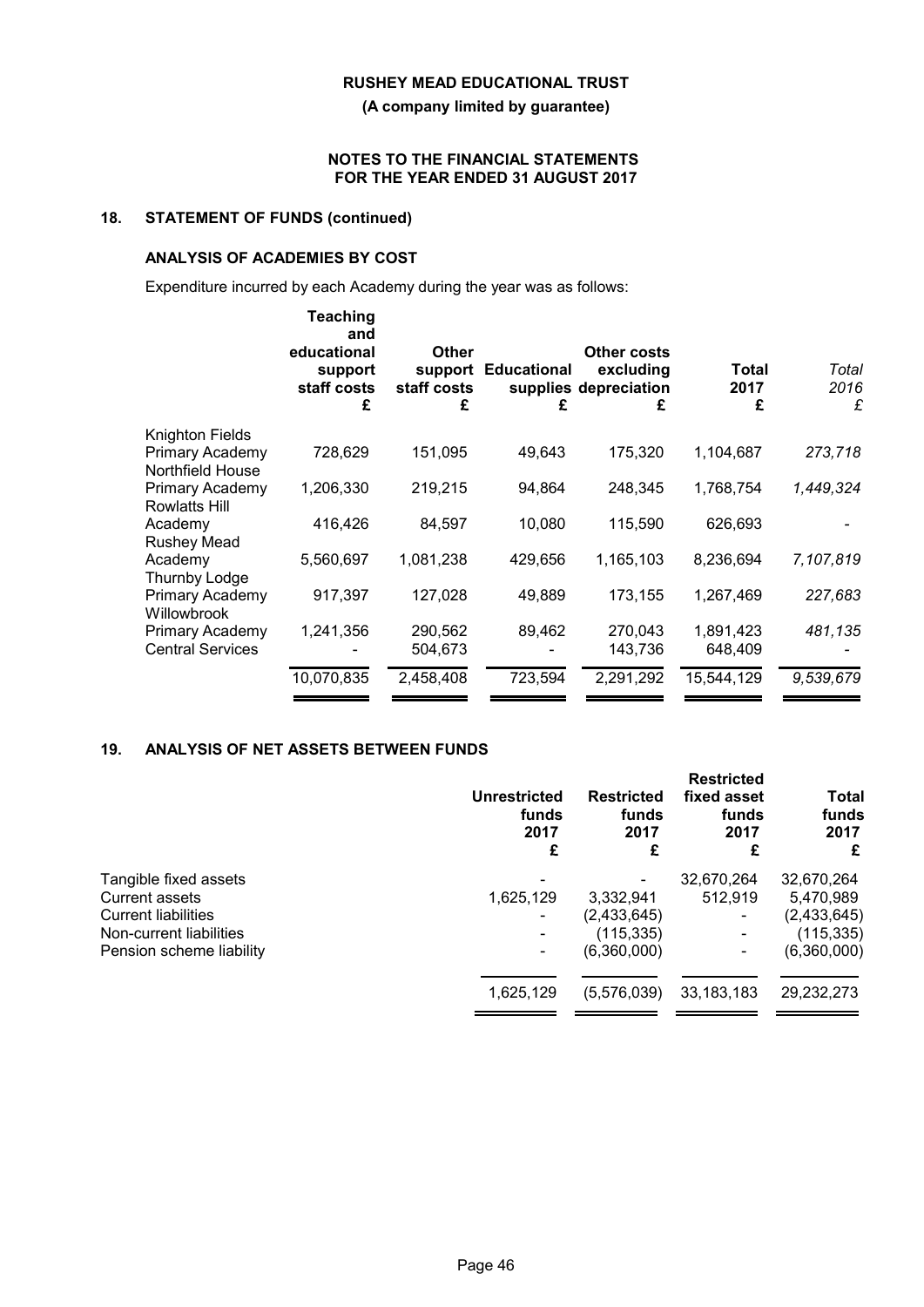## 18. STATEMENT OF FUNDS (continued)

### ANALYSIS OF ACADEMIES BY COST

Expenditure incurred by each Academy during the year was as follows:

| | Teaching and educational support staff costs £ | Other support staff costs £ | Educational supplies £ | Other costs excluding depreciation £ | Total 2017 £ | *Total 2016 £* |
|---|---|---|---|---|---|---|
| Knighton Fields Primary Academy | 728,629 | 151,095 | 49,643 | 175,320 | 1,104,687 | *273,718* |
| Northfield House Primary Academy | 1,206,330 | 219,215 | 94,864 | 248,345 | 1,768,754 | *1,449,324* |
| Rowlatts Hill Academy | 416,426 | 84,597 | 10,080 | 115,590 | 626,693 | - |
| Rushey Mead Academy | 5,560,697 | 1,081,238 | 429,656 | 1,165,103 | 8,236,694 | *7,107,819* |
| Thurnby Lodge Primary Academy | 917,397 | 127,028 | 49,889 | 173,155 | 1,267,469 | *227,683* |
| Willowbrook Primary Academy | 1,241,356 | 290,562 | 89,462 | 270,043 | 1,891,423 | *481,135* |
| Central Services | - | 504,673 | - | 143,736 | 648,409 | - |
| | 10,070,835 | 2,458,408 | 723,594 | 2,291,292 | 15,544,129 | *9,539,679* |

## 19. ANALYSIS OF NET ASSETS BETWEEN FUNDS

| | Unrestricted funds 2017 £ | Restricted funds 2017 £ | Restricted fixed asset funds 2017 £ | Total funds 2017 £ |
|---|---|---|---|---|
| Tangible fixed assets | - | - | 32,670,264 | 32,670,264 |
| Current assets | 1,625,129 | 3,332,941 | 512,919 | 5,470,989 |
| Current liabilities | - | (2,433,645) | - | (2,433,645) |
| Non-current liabilities | - | (115,335) | - | (115,335) |
| Pension scheme liability | - | (6,360,000) | - | (6,360,000) |
| | 1,625,129 | (5,576,039) | 33,183,183 | 29,232,273 |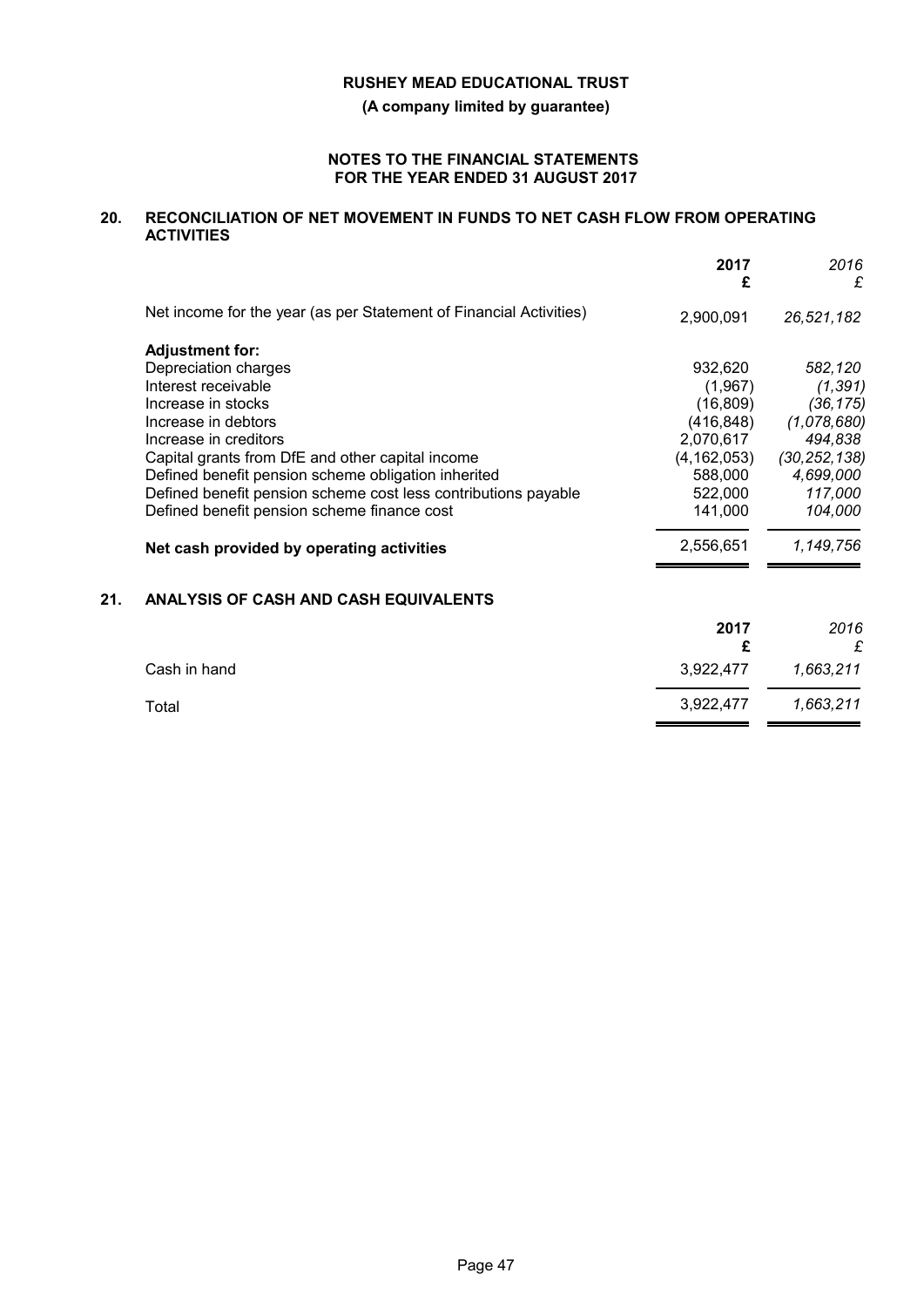**RUSHEY MEAD EDUCATIONAL TRUST**

**(A company limited by guarantee)**

**NOTES TO THE FINANCIAL STATEMENTS**
**FOR THE YEAR ENDED 31 AUGUST 2017**

## 20. RECONCILIATION OF NET MOVEMENT IN FUNDS TO NET CASH FLOW FROM OPERATING ACTIVITIES

| | **2017 £** | *2016 £* |
|---|---|---|
| Net income for the year (as per Statement of Financial Activities) | 2,900,091 | *26,521,182* |
| **Adjustment for:** | | |
| Depreciation charges | 932,620 | *582,120* |
| Interest receivable | (1,967) | *(1,391)* |
| Increase in stocks | (16,809) | *(36,175)* |
| Increase in debtors | (416,848) | *(1,078,680)* |
| Increase in creditors | 2,070,617 | *494,838* |
| Capital grants from DfE and other capital income | (4,162,053) | *(30,252,138)* |
| Defined benefit pension scheme obligation inherited | 588,000 | *4,699,000* |
| Defined benefit pension scheme cost less contributions payable | 522,000 | *117,000* |
| Defined benefit pension scheme finance cost | 141,000 | *104,000* |
| **Net cash provided by operating activities** | 2,556,651 | *1,149,756* |

## 21. ANALYSIS OF CASH AND CASH EQUIVALENTS

| | **2017 £** | *2016 £* |
|---|---|---|
| Cash in hand | 3,922,477 | *1,663,211* |
| Total | 3,922,477 | *1,663,211* |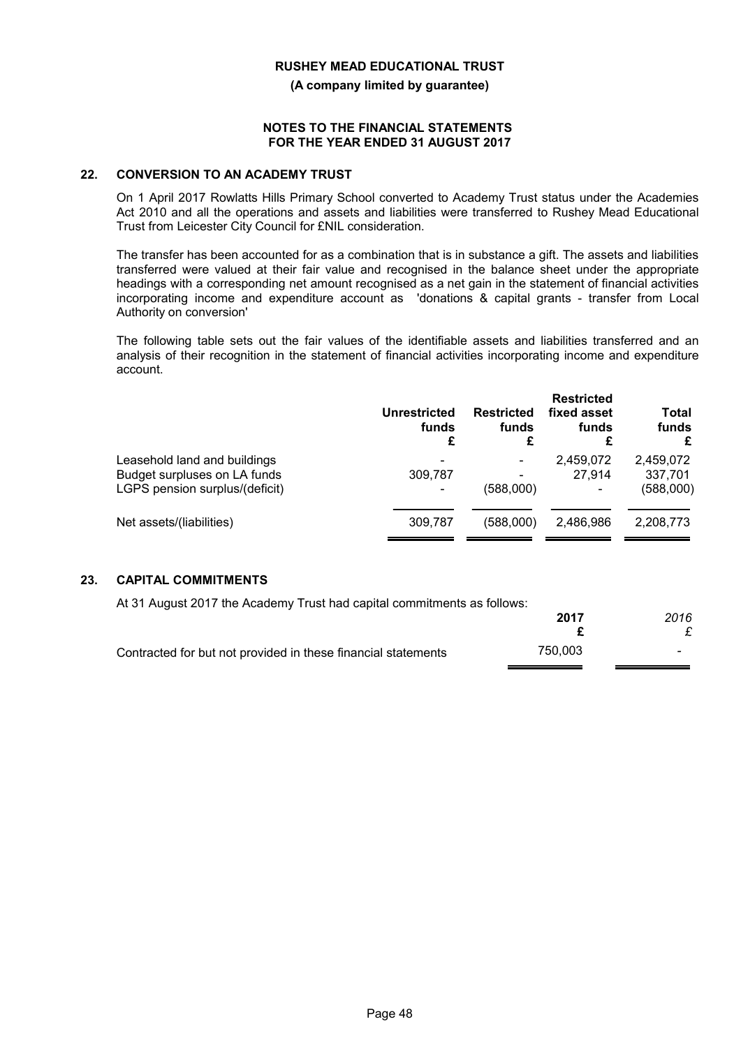## 22. CONVERSION TO AN ACADEMY TRUST

On 1 April 2017 Rowlatts Hills Primary School converted to Academy Trust status under the Academies Act 2010 and all the operations and assets and liabilities were transferred to Rushey Mead Educational Trust from Leicester City Council for £NIL consideration.

The transfer has been accounted for as a combination that is in substance a gift. The assets and liabilities transferred were valued at their fair value and recognised in the balance sheet under the appropriate headings with a corresponding net amount recognised as a net gain in the statement of financial activities incorporating income and expenditure account as 'donations & capital grants - transfer from Local Authority on conversion'

The following table sets out the fair values of the identifiable assets and liabilities transferred and an analysis of their recognition in the statement of financial activities incorporating income and expenditure account.

| | Unrestricted funds £ | Restricted funds £ | Restricted fixed asset funds £ | Total funds £ |
|---|---|---|---|---|
| Leasehold land and buildings | - | - | 2,459,072 | 2,459,072 |
| Budget surpluses on LA funds | 309,787 | - | 27,914 | 337,701 |
| LGPS pension surplus/(deficit) | - | (588,000) | - | (588,000) |
| Net assets/(liabilities) | 309,787 | (588,000) | 2,486,986 | 2,208,773 |

## 23. CAPITAL COMMITMENTS

At 31 August 2017 the Academy Trust had capital commitments as follows:

| | 2017 £ | *2016 £* |
|---|---|---|
| Contracted for but not provided in these financial statements | 750,003 | - |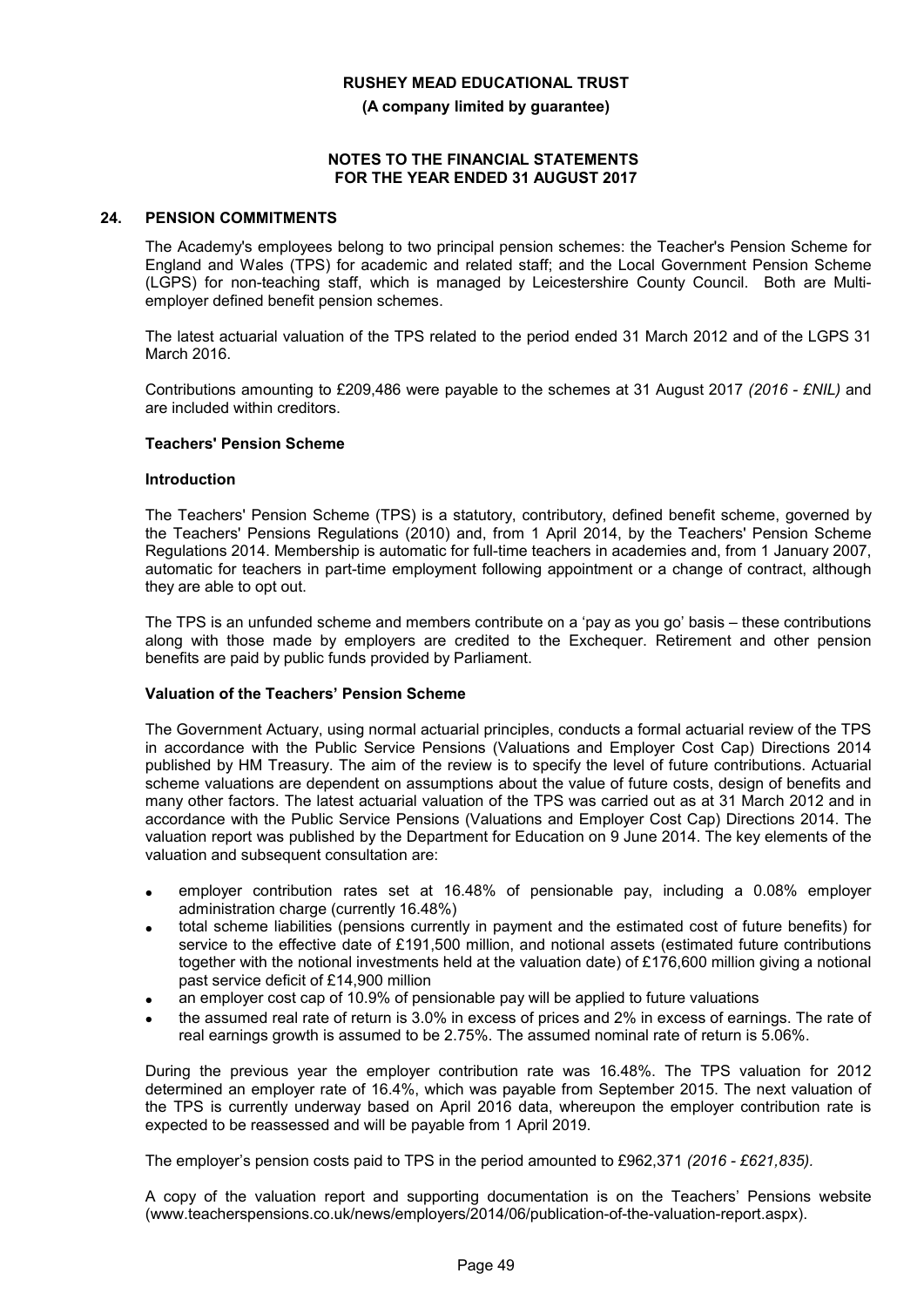**RUSHEY MEAD EDUCATIONAL TRUST**

**(A company limited by guarantee)**

**NOTES TO THE FINANCIAL STATEMENTS FOR THE YEAR ENDED 31 AUGUST 2017**

## 24. PENSION COMMITMENTS

The Academy's employees belong to two principal pension schemes: the Teacher's Pension Scheme for England and Wales (TPS) for academic and related staff; and the Local Government Pension Scheme (LGPS) for non-teaching staff, which is managed by Leicestershire County Council. Both are Multi-employer defined benefit pension schemes.

The latest actuarial valuation of the TPS related to the period ended 31 March 2012 and of the LGPS 31 March 2016.

Contributions amounting to £209,486 were payable to the schemes at 31 August 2017 *(2016 - £NIL)* and are included within creditors.

### Teachers' Pension Scheme

#### Introduction

The Teachers' Pension Scheme (TPS) is a statutory, contributory, defined benefit scheme, governed by the Teachers' Pensions Regulations (2010) and, from 1 April 2014, by the Teachers' Pension Scheme Regulations 2014. Membership is automatic for full-time teachers in academies and, from 1 January 2007, automatic for teachers in part-time employment following appointment or a change of contract, although they are able to opt out.

The TPS is an unfunded scheme and members contribute on a 'pay as you go' basis – these contributions along with those made by employers are credited to the Exchequer. Retirement and other pension benefits are paid by public funds provided by Parliament.

#### Valuation of the Teachers' Pension Scheme

The Government Actuary, using normal actuarial principles, conducts a formal actuarial review of the TPS in accordance with the Public Service Pensions (Valuations and Employer Cost Cap) Directions 2014 published by HM Treasury. The aim of the review is to specify the level of future contributions. Actuarial scheme valuations are dependent on assumptions about the value of future costs, design of benefits and many other factors. The latest actuarial valuation of the TPS was carried out as at 31 March 2012 and in accordance with the Public Service Pensions (Valuations and Employer Cost Cap) Directions 2014. The valuation report was published by the Department for Education on 9 June 2014. The key elements of the valuation and subsequent consultation are:

- employer contribution rates set at 16.48% of pensionable pay, including a 0.08% employer administration charge (currently 16.48%)
- total scheme liabilities (pensions currently in payment and the estimated cost of future benefits) for service to the effective date of £191,500 million, and notional assets (estimated future contributions together with the notional investments held at the valuation date) of £176,600 million giving a notional past service deficit of £14,900 million
- an employer cost cap of 10.9% of pensionable pay will be applied to future valuations
- the assumed real rate of return is 3.0% in excess of prices and 2% in excess of earnings. The rate of real earnings growth is assumed to be 2.75%. The assumed nominal rate of return is 5.06%.

During the previous year the employer contribution rate was 16.48%. The TPS valuation for 2012 determined an employer rate of 16.4%, which was payable from September 2015. The next valuation of the TPS is currently underway based on April 2016 data, whereupon the employer contribution rate is expected to be reassessed and will be payable from 1 April 2019.

The employer's pension costs paid to TPS in the period amounted to £962,371 *(2016 - £621,835)*.

A copy of the valuation report and supporting documentation is on the Teachers' Pensions website (www.teacherspensions.co.uk/news/employers/2014/06/publication-of-the-valuation-report.aspx).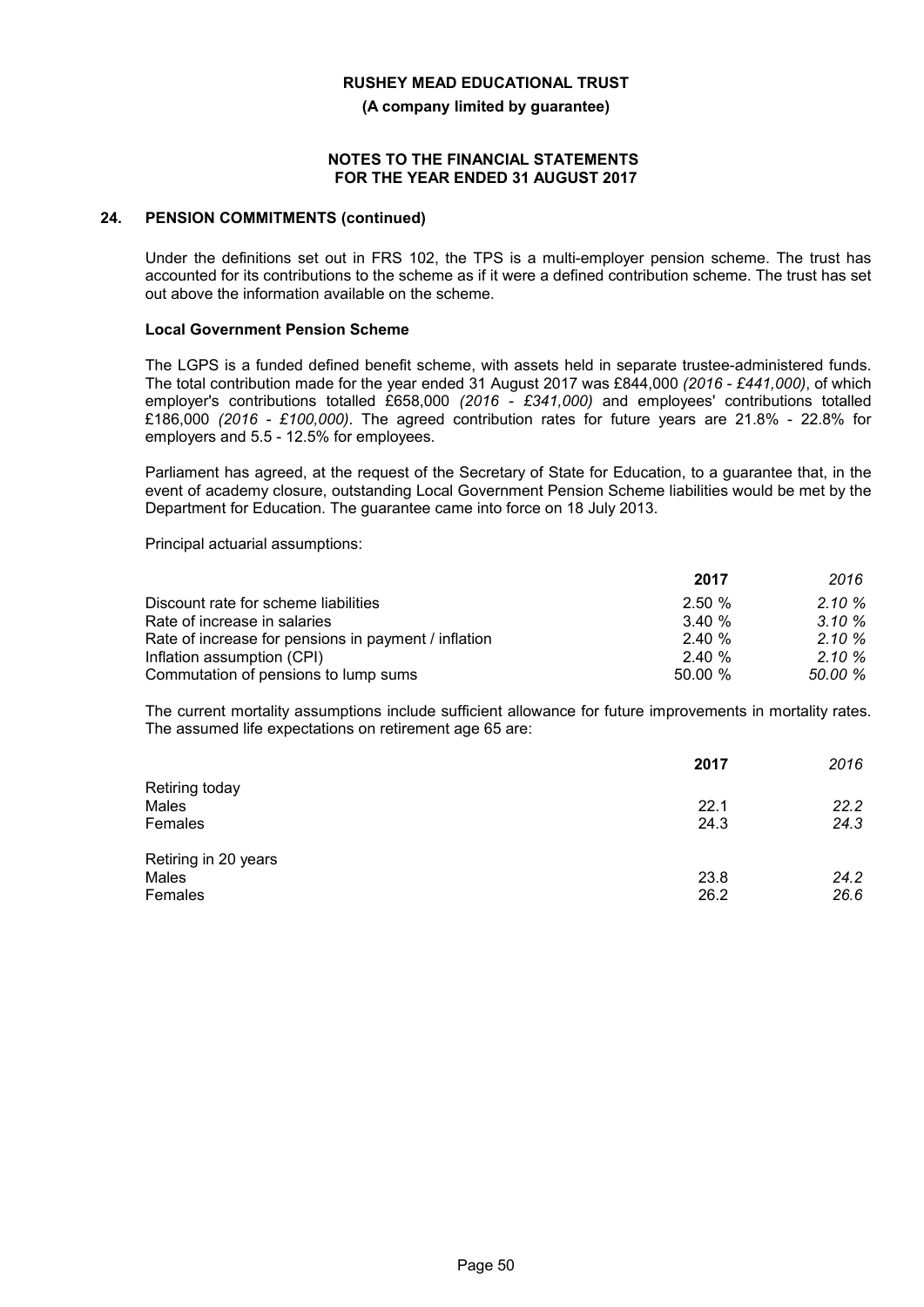## 24. PENSION COMMITMENTS (continued)

Under the definitions set out in FRS 102, the TPS is a multi-employer pension scheme. The trust has accounted for its contributions to the scheme as if it were a defined contribution scheme. The trust has set out above the information available on the scheme.

### Local Government Pension Scheme

The LGPS is a funded defined benefit scheme, with assets held in separate trustee-administered funds. The total contribution made for the year ended 31 August 2017 was £844,000 *(2016 - £441,000)*, of which employer's contributions totalled £658,000 *(2016 - £341,000)* and employees' contributions totalled £186,000 *(2016 - £100,000)*. The agreed contribution rates for future years are 21.8% - 22.8% for employers and 5.5 - 12.5% for employees.

Parliament has agreed, at the request of the Secretary of State for Education, to a guarantee that, in the event of academy closure, outstanding Local Government Pension Scheme liabilities would be met by the Department for Education. The guarantee came into force on 18 July 2013.

Principal actuarial assumptions:

| | **2017** | *2016* |
|---|---|---|
| Discount rate for scheme liabilities | 2.50 % | *2.10 %* |
| Rate of increase in salaries | 3.40 % | *3.10 %* |
| Rate of increase for pensions in payment / inflation | 2.40 % | *2.10 %* |
| Inflation assumption (CPI) | 2.40 % | *2.10 %* |
| Commutation of pensions to lump sums | 50.00 % | *50.00 %* |

The current mortality assumptions include sufficient allowance for future improvements in mortality rates. The assumed life expectations on retirement age 65 are:

| | **2017** | *2016* |
|---|---|---|
| Retiring today | | |
| Males | 22.1 | *22.2* |
| Females | 24.3 | *24.3* |
| Retiring in 20 years | | |
| Males | 23.8 | *24.2* |
| Females | 26.2 | *26.6* |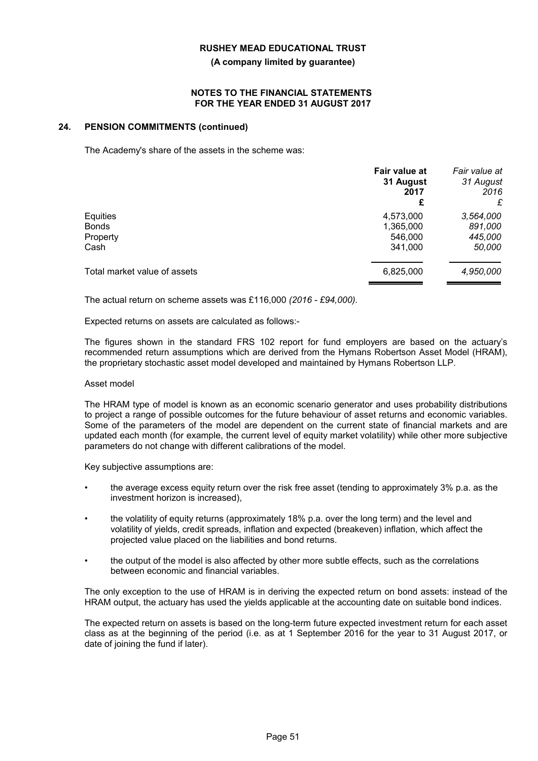## 24. PENSION COMMITMENTS (continued)

The Academy's share of the assets in the scheme was:

| | **Fair value at 31 August 2017 £** | *Fair value at 31 August 2016 £* |
|---|---|---|
| Equities | 4,573,000 | *3,564,000* |
| Bonds | 1,365,000 | *891,000* |
| Property | 546,000 | *445,000* |
| Cash | 341,000 | *50,000* |
| Total market value of assets | 6,825,000 | *4,950,000* |

The actual return on scheme assets was £116,000 *(2016 - £94,000).*

Expected returns on assets are calculated as follows:-

The figures shown in the standard FRS 102 report for fund employers are based on the actuary's recommended return assumptions which are derived from the Hymans Robertson Asset Model (HRAM), the proprietary stochastic asset model developed and maintained by Hymans Robertson LLP.

Asset model

The HRAM type of model is known as an economic scenario generator and uses probability distributions to project a range of possible outcomes for the future behaviour of asset returns and economic variables. Some of the parameters of the model are dependent on the current state of financial markets and are updated each month (for example, the current level of equity market volatility) while other more subjective parameters do not change with different calibrations of the model.

Key subjective assumptions are:

- the average excess equity return over the risk free asset (tending to approximately 3% p.a. as the investment horizon is increased),
- the volatility of equity returns (approximately 18% p.a. over the long term) and the level and volatility of yields, credit spreads, inflation and expected (breakeven) inflation, which affect the projected value placed on the liabilities and bond returns.
- the output of the model is also affected by other more subtle effects, such as the correlations between economic and financial variables.

The only exception to the use of HRAM is in deriving the expected return on bond assets: instead of the HRAM output, the actuary has used the yields applicable at the accounting date on suitable bond indices.

The expected return on assets is based on the long-term future expected investment return for each asset class as at the beginning of the period (i.e. as at 1 September 2016 for the year to 31 August 2017, or date of joining the fund if later).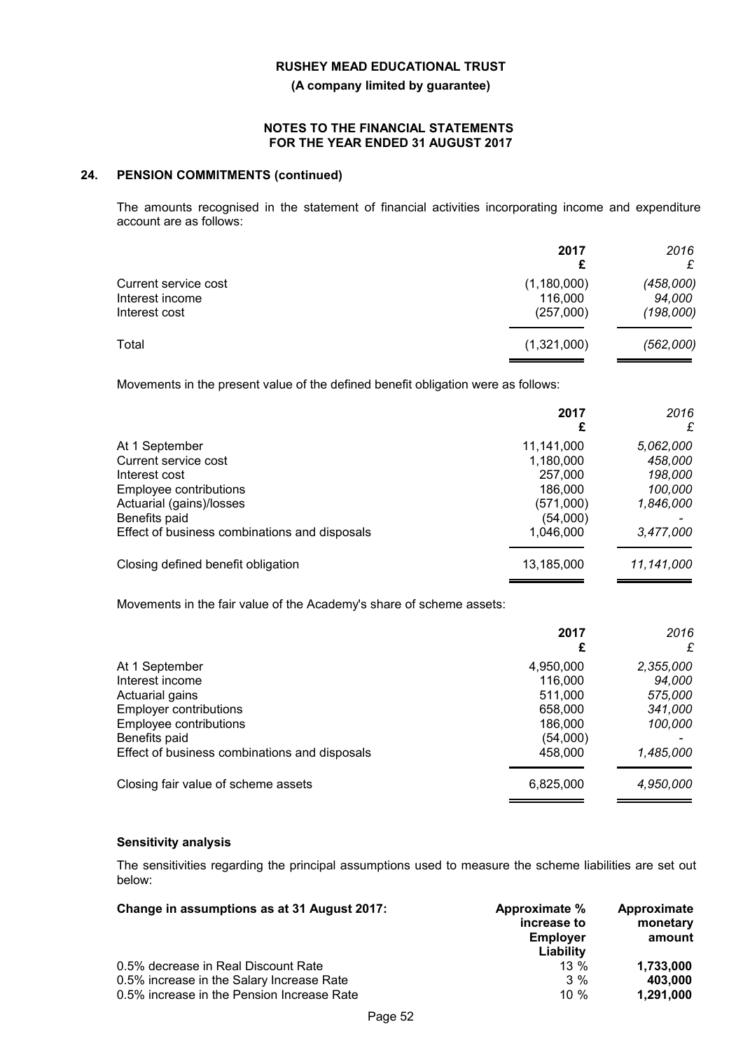**RUSHEY MEAD EDUCATIONAL TRUST**

**(A company limited by guarantee)**

**NOTES TO THE FINANCIAL STATEMENTS FOR THE YEAR ENDED 31 AUGUST 2017**

## 24. PENSION COMMITMENTS (continued)

The amounts recognised in the statement of financial activities incorporating income and expenditure account are as follows:

| | **2017** £ | *2016* £ |
|---|---|---|
| Current service cost | (1,180,000) | *(458,000)* |
| Interest income | 116,000 | *94,000* |
| Interest cost | (257,000) | *(198,000)* |
| Total | (1,321,000) | *(562,000)* |

Movements in the present value of the defined benefit obligation were as follows:

| | **2017** £ | *2016* £ |
|---|---|---|
| At 1 September | 11,141,000 | *5,062,000* |
| Current service cost | 1,180,000 | *458,000* |
| Interest cost | 257,000 | *198,000* |
| Employee contributions | 186,000 | *100,000* |
| Actuarial (gains)/losses | (571,000) | *1,846,000* |
| Benefits paid | (54,000) | *-* |
| Effect of business combinations and disposals | 1,046,000 | *3,477,000* |
| Closing defined benefit obligation | 13,185,000 | *11,141,000* |

Movements in the fair value of the Academy's share of scheme assets:

| | **2017** £ | *2016* £ |
|---|---|---|
| At 1 September | 4,950,000 | *2,355,000* |
| Interest income | 116,000 | *94,000* |
| Actuarial gains | 511,000 | *575,000* |
| Employer contributions | 658,000 | *341,000* |
| Employee contributions | 186,000 | *100,000* |
| Benefits paid | (54,000) | *-* |
| Effect of business combinations and disposals | 458,000 | *1,485,000* |
| Closing fair value of scheme assets | 6,825,000 | *4,950,000* |

**Sensitivity analysis**

The sensitivities regarding the principal assumptions used to measure the scheme liabilities are set out below:

| **Change in assumptions as at 31 August 2017:** | **Approximate % increase to Employer Liability** | **Approximate monetary amount** |
|---|---|---|
| 0.5% decrease in Real Discount Rate | 13 % | **1,733,000** |
| 0.5% increase in the Salary Increase Rate | 3 % | **403,000** |
| 0.5% increase in the Pension Increase Rate | 10 % | **1,291,000** |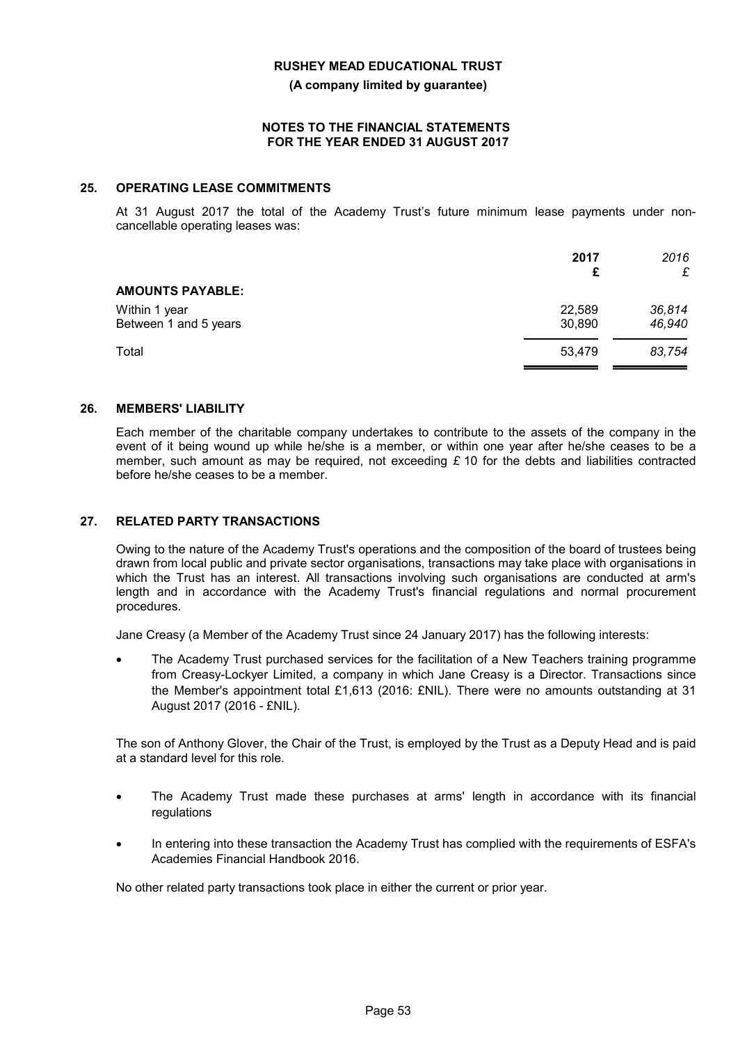## 25. OPERATING LEASE COMMITMENTS

At 31 August 2017 the total of the Academy Trust's future minimum lease payments under non-cancellable operating leases was:

| | **2017** | *2016* |
|---|---|---|
| | **£** | £ |
| **AMOUNTS PAYABLE:** | | |
| Within 1 year | 22,589 | *36,814* |
| Between 1 and 5 years | 30,890 | *46,940* |
| Total | 53,479 | *83,754* |

## 26. MEMBERS' LIABILITY

Each member of the charitable company undertakes to contribute to the assets of the company in the event of it being wound up while he/she is a member, or within one year after he/she ceases to be a member, such amount as may be required, not exceeding £ 10 for the debts and liabilities contracted before he/she ceases to be a member.

## 27. RELATED PARTY TRANSACTIONS

Owing to the nature of the Academy Trust's operations and the composition of the board of trustees being drawn from local public and private sector organisations, transactions may take place with organisations in which the Trust has an interest. All transactions involving such organisations are conducted at arm's length and in accordance with the Academy Trust's financial regulations and normal procurement procedures.

Jane Creasy (a Member of the Academy Trust since 24 January 2017) has the following interests:

- The Academy Trust purchased services for the facilitation of a New Teachers training programme from Creasy-Lockyer Limited, a company in which Jane Creasy is a Director. Transactions since the Member's appointment total £1,613 (2016: £NIL). There were no amounts outstanding at 31 August 2017 (2016 - £NIL).

The son of Anthony Glover, the Chair of the Trust, is employed by the Trust as a Deputy Head and is paid at a standard level for this role.

- The Academy Trust made these purchases at arms' length in accordance with its financial regulations
- In entering into these transaction the Academy Trust has complied with the requirements of ESFA's Academies Financial Handbook 2016.

No other related party transactions took place in either the current or prior year.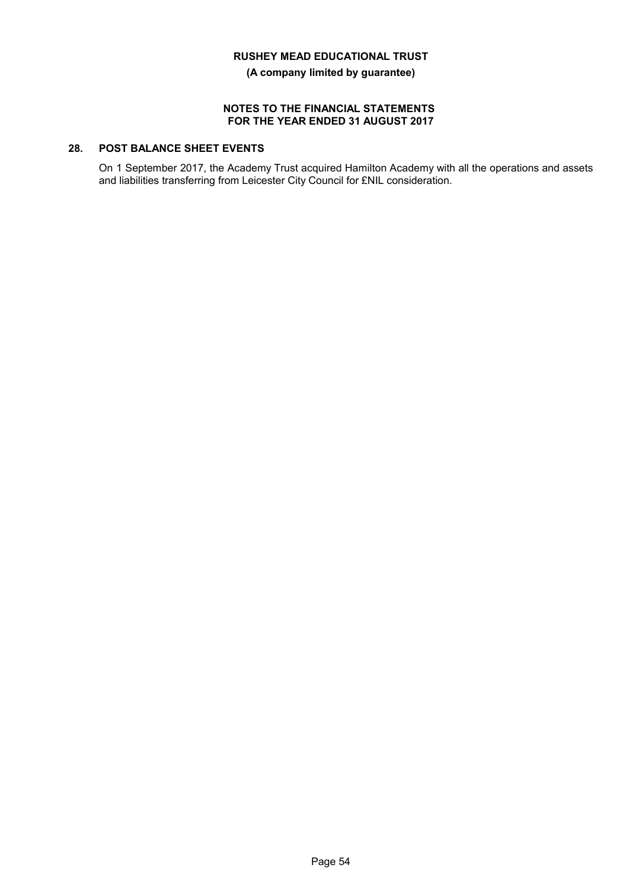## 28. POST BALANCE SHEET EVENTS

On 1 September 2017, the Academy Trust acquired Hamilton Academy with all the operations and assets and liabilities transferring from Leicester City Council for £NIL consideration.